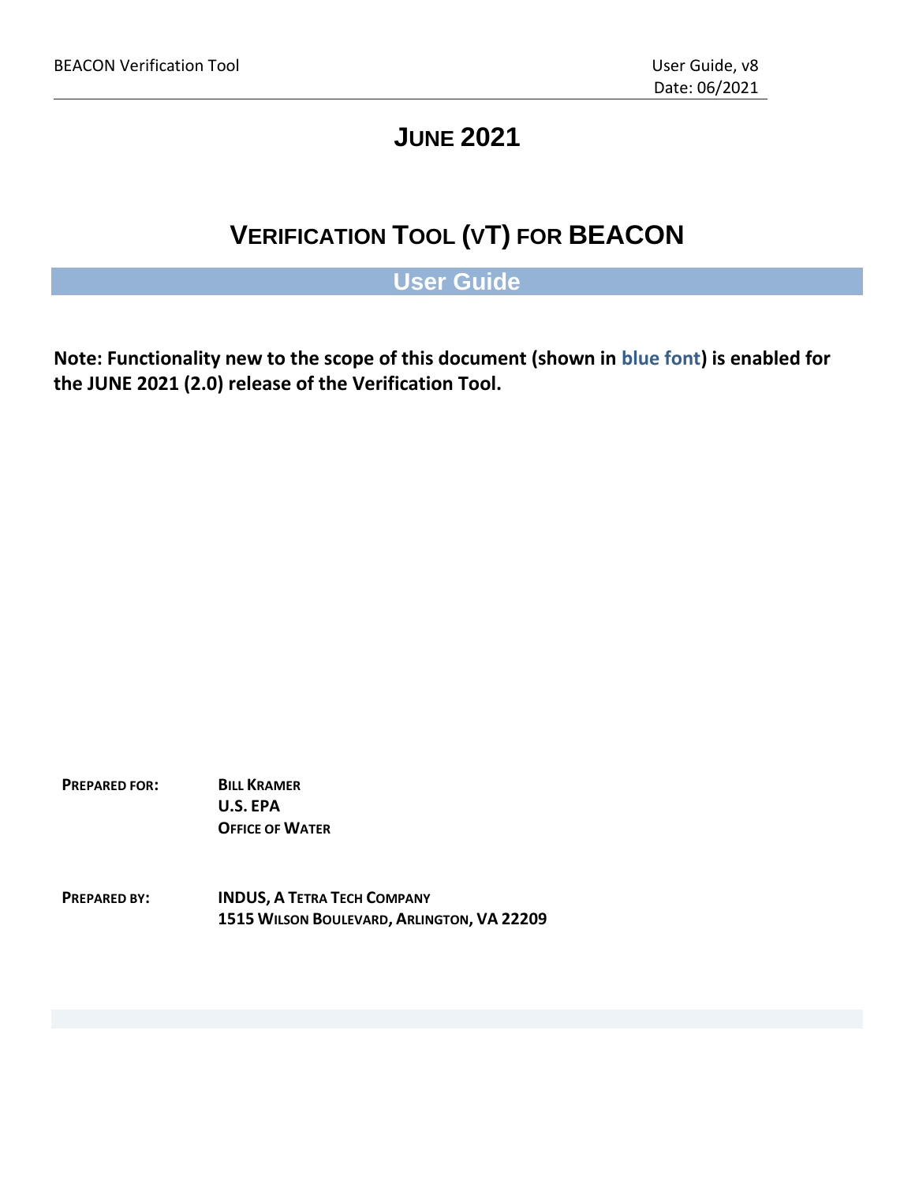# JUNE 2021

# VERIFICATION TOOL (VT) FOR BEACON

## User Guide

**Note: Functionality new to the scope of this document (shown in blue font) is enabled for the JUNE 2021 (2.0) release of the Verification Tool.**

**PREPARED FOR:** **BILL KRAMER**
**U.S. EPA**
**OFFICE OF WATER**

**PREPARED BY:** **INDUS, A TETRA TECH COMPANY**
**1515 WILSON BOULEVARD, ARLINGTON, VA 22209**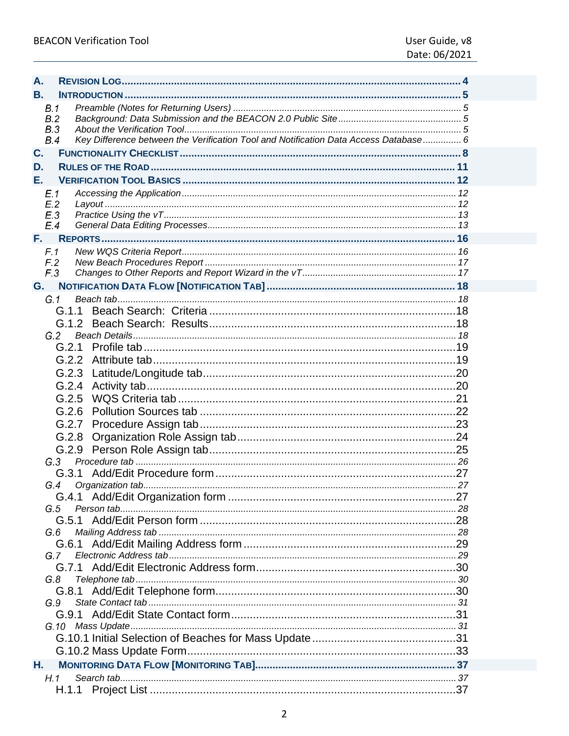| | | |
|---|---|---|
| **A.** | **REVISION LOG** | **4** |
| **B.** | **INTRODUCTION** | **5** |
| *B.1* | *Preamble (Notes for Returning Users)* | *5* |
| *B.2* | *Background: Data Submission and the BEACON 2.0 Public Site* | *5* |
| *B.3* | *About the Verification Tool* | *5* |
| *B.4* | *Key Difference between the Verification Tool and Notification Data Access Database* | *6* |
| **C.** | **FUNCTIONALITY CHECKLIST** | **8** |
| **D.** | **RULES OF THE ROAD** | **11** |
| **E.** | **VERIFICATION TOOL BASICS** | **12** |
| *E.1* | *Accessing the Application* | *12* |
| *E.2* | *Layout* | *12* |
| *E.3* | *Practice Using the vT* | *13* |
| *E.4* | *General Data Editing Processes* | *13* |
| **F.** | **REPORTS** | **16** |
| *F.1* | *New WQS Criteria Report* | *16* |
| *F.2* | *New Beach Procedures Report* | *17* |
| *F.3* | *Changes to Other Reports and Report Wizard in the vT* | *17* |
| **G.** | **NOTIFICATION DATA FLOW [NOTIFICATION TAB]** | **18** |
| *G.1* | *Beach tab* | *18* |
| G.1.1 | Beach Search: Criteria | 18 |
| G.1.2 | Beach Search: Results | 18 |
| *G.2* | *Beach Details* | *18* |
| G.2.1 | Profile tab | 19 |
| G.2.2 | Attribute tab | 19 |
| G.2.3 | Latitude/Longitude tab | 20 |
| G.2.4 | Activity tab | 20 |
| G.2.5 | WQS Criteria tab | 21 |
| G.2.6 | Pollution Sources tab | 22 |
| G.2.7 | Procedure Assign tab | 23 |
| G.2.8 | Organization Role Assign tab | 24 |
| G.2.9 | Person Role Assign tab | 25 |
| *G.3* | *Procedure tab* | *26* |
| G.3.1 | Add/Edit Procedure form | 27 |
| *G.4* | *Organization tab* | *27* |
| G.4.1 | Add/Edit Organization form | 27 |
| *G.5* | *Person tab* | *28* |
| G.5.1 | Add/Edit Person form | 28 |
| *G.6* | *Mailing Address tab* | *28* |
| G.6.1 | Add/Edit Mailing Address form | 29 |
| *G.7* | *Electronic Address tab* | *29* |
| G.7.1 | Add/Edit Electronic Address form | 30 |
| *G.8* | *Telephone tab* | *30* |
| G.8.1 | Add/Edit Telephone form | 30 |
| *G.9* | *State Contact tab* | *31* |
| G.9.1 | Add/Edit State Contact form | 31 |
| *G.10* | *Mass Update* | *31* |
| G.10.1 | Initial Selection of Beaches for Mass Update | 31 |
| G.10.2 | Mass Update Form | 33 |
| **H.** | **MONITORING DATA FLOW [MONITORING TAB]** | **37** |
| *H.1* | *Search tab* | *37* |
| H.1.1 | Project List | 37 |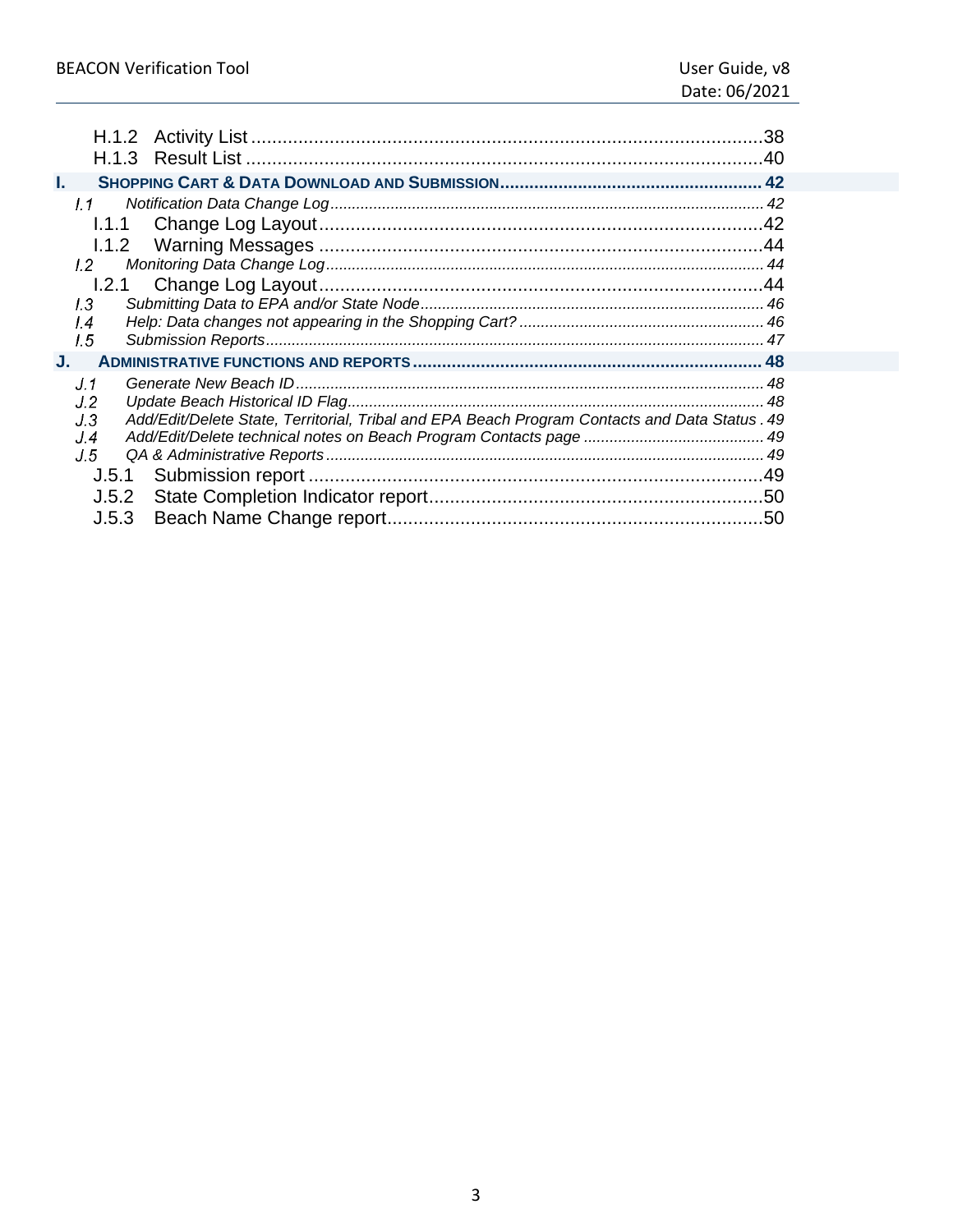H.1.2 Activity List ....................................................................................................38
H.1.3 Result List .......................................................................................................40

**I. SHOPPING CART & DATA DOWNLOAD AND SUBMISSION ..................................................... 42**

*I.1 Notification Data Change Log ................................................................................................... 42*

I.1.1 Change Log Layout....................................................................................42
I.1.2 Warning Messages .....................................................................................44

*I.2 Monitoring Data Change Log..................................................................................................... 44*

I.2.1 Change Log Layout....................................................................................44

*I.3 Submitting Data to EPA and/or State Node.............................................................................. 46*

*I.4 Help: Data changes not appearing in the Shopping Cart? ......................................................... 46*

*I.5 Submission Reports ................................................................................................................... 47*

**J. ADMINISTRATIVE FUNCTIONS AND REPORTS ...................................................................... 48**

*J.1 Generate New Beach ID ............................................................................................................ 48*

*J.2 Update Beach Historical ID Flag................................................................................................ 48*

*J.3 Add/Edit/Delete State, Territorial, Tribal and EPA Beach Program Contacts and Data Status . 49*

*J.4 Add/Edit/Delete technical notes on Beach Program Contacts page .......................................... 49*

*J.5 QA & Administrative Reports ..................................................................................................... 49*

J.5.1 Submission report ......................................................................................49
J.5.2 State Completion Indicator report................................................................50
J.5.3 Beach Name Change report........................................................................50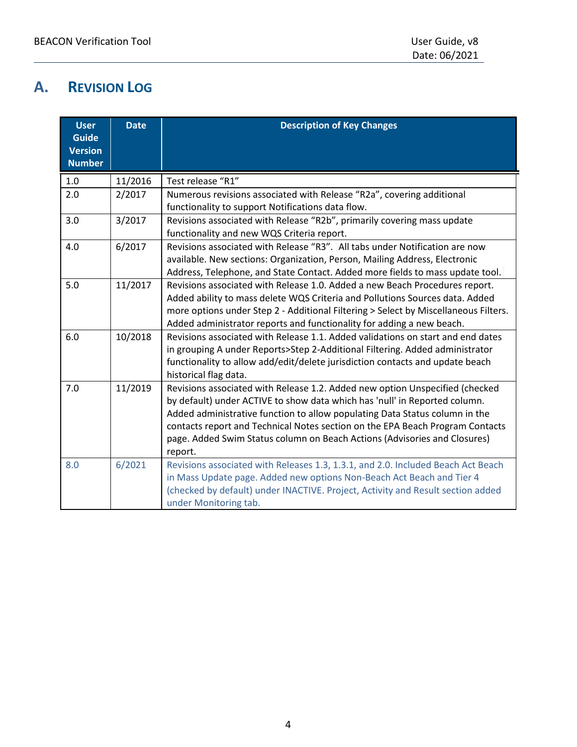## A. REVISION LOG

| User Guide Version Number | Date | Description of Key Changes |
|---|---|---|
| 1.0 | 11/2016 | Test release "R1" |
| 2.0 | 2/2017 | Numerous revisions associated with Release "R2a", covering additional functionality to support Notifications data flow. |
| 3.0 | 3/2017 | Revisions associated with Release "R2b", primarily covering mass update functionality and new WQS Criteria report. |
| 4.0 | 6/2017 | Revisions associated with Release "R3". All tabs under Notification are now available. New sections: Organization, Person, Mailing Address, Electronic Address, Telephone, and State Contact. Added more fields to mass update tool. |
| 5.0 | 11/2017 | Revisions associated with Release 1.0. Added a new Beach Procedures report. Added ability to mass delete WQS Criteria and Pollutions Sources data. Added more options under Step 2 - Additional Filtering > Select by Miscellaneous Filters. Added administrator reports and functionality for adding a new beach. |
| 6.0 | 10/2018 | Revisions associated with Release 1.1. Added validations on start and end dates in grouping A under Reports>Step 2-Additional Filtering. Added administrator functionality to allow add/edit/delete jurisdiction contacts and update beach historical flag data. |
| 7.0 | 11/2019 | Revisions associated with Release 1.2. Added new option Unspecified (checked by default) under ACTIVE to show data which has 'null' in Reported column. Added administrative function to allow populating Data Status column in the contacts report and Technical Notes section on the EPA Beach Program Contacts page. Added Swim Status column on Beach Actions (Advisories and Closures) report. |
| 8.0 | 6/2021 | Revisions associated with Releases 1.3, 1.3.1, and 2.0. Included Beach Act Beach in Mass Update page. Added new options Non-Beach Act Beach and Tier 4 (checked by default) under INACTIVE. Project, Activity and Result section added under Monitoring tab. |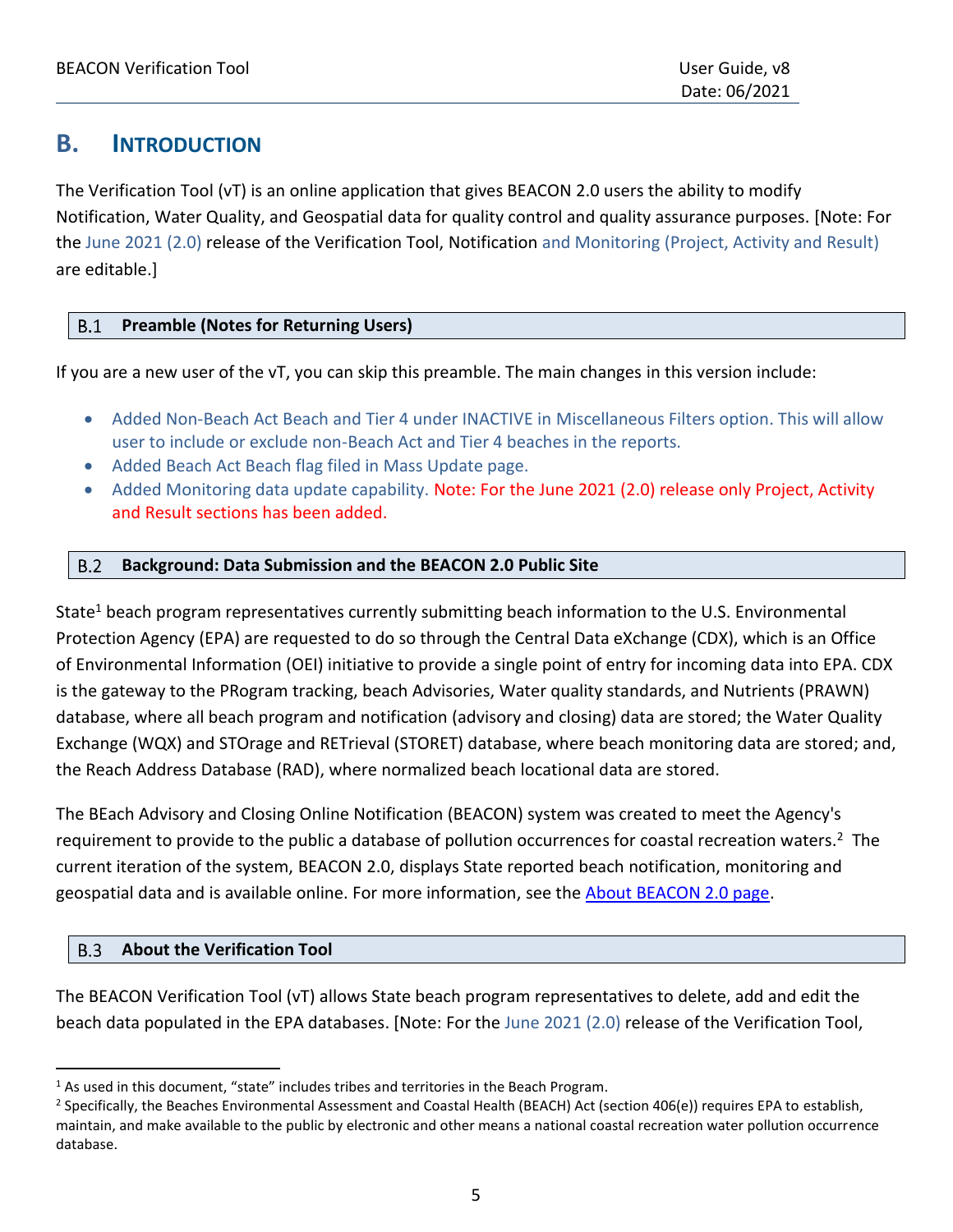## B. INTRODUCTION

The Verification Tool (vT) is an online application that gives BEACON 2.0 users the ability to modify Notification, Water Quality, and Geospatial data for quality control and quality assurance purposes. [Note: For the June 2021 (2.0) release of the Verification Tool, Notification and Monitoring (Project, Activity and Result) are editable.]

### B.1 Preamble (Notes for Returning Users)

If you are a new user of the vT, you can skip this preamble. The main changes in this version include:

- Added Non-Beach Act Beach and Tier 4 under INACTIVE in Miscellaneous Filters option. This will allow user to include or exclude non-Beach Act and Tier 4 beaches in the reports.
- Added Beach Act Beach flag filed in Mass Update page.
- Added Monitoring data update capability. Note: For the June 2021 (2.0) release only Project, Activity and Result sections has been added.

### B.2 Background: Data Submission and the BEACON 2.0 Public Site

State[1] beach program representatives currently submitting beach information to the U.S. Environmental Protection Agency (EPA) are requested to do so through the Central Data eXchange (CDX), which is an Office of Environmental Information (OEI) initiative to provide a single point of entry for incoming data into EPA. CDX is the gateway to the PRogram tracking, beach Advisories, Water quality standards, and Nutrients (PRAWN) database, where all beach program and notification (advisory and closing) data are stored; the Water Quality Exchange (WQX) and STOrage and RETrieval (STORET) database, where beach monitoring data are stored; and, the Reach Address Database (RAD), where normalized beach locational data are stored.

The BEach Advisory and Closing Online Notification (BEACON) system was created to meet the Agency's requirement to provide to the public a database of pollution occurrences for coastal recreation waters.[2] The current iteration of the system, BEACON 2.0, displays State reported beach notification, monitoring and geospatial data and is available online. For more information, see the About BEACON 2.0 page.

### B.3 About the Verification Tool

The BEACON Verification Tool (vT) allows State beach program representatives to delete, add and edit the beach data populated in the EPA databases. [Note: For the June 2021 (2.0) release of the Verification Tool,

---

[1] As used in this document, "state" includes tribes and territories in the Beach Program.

[2] Specifically, the Beaches Environmental Assessment and Coastal Health (BEACH) Act (section 406(e)) requires EPA to establish, maintain, and make available to the public by electronic and other means a national coastal recreation water pollution occurrence database.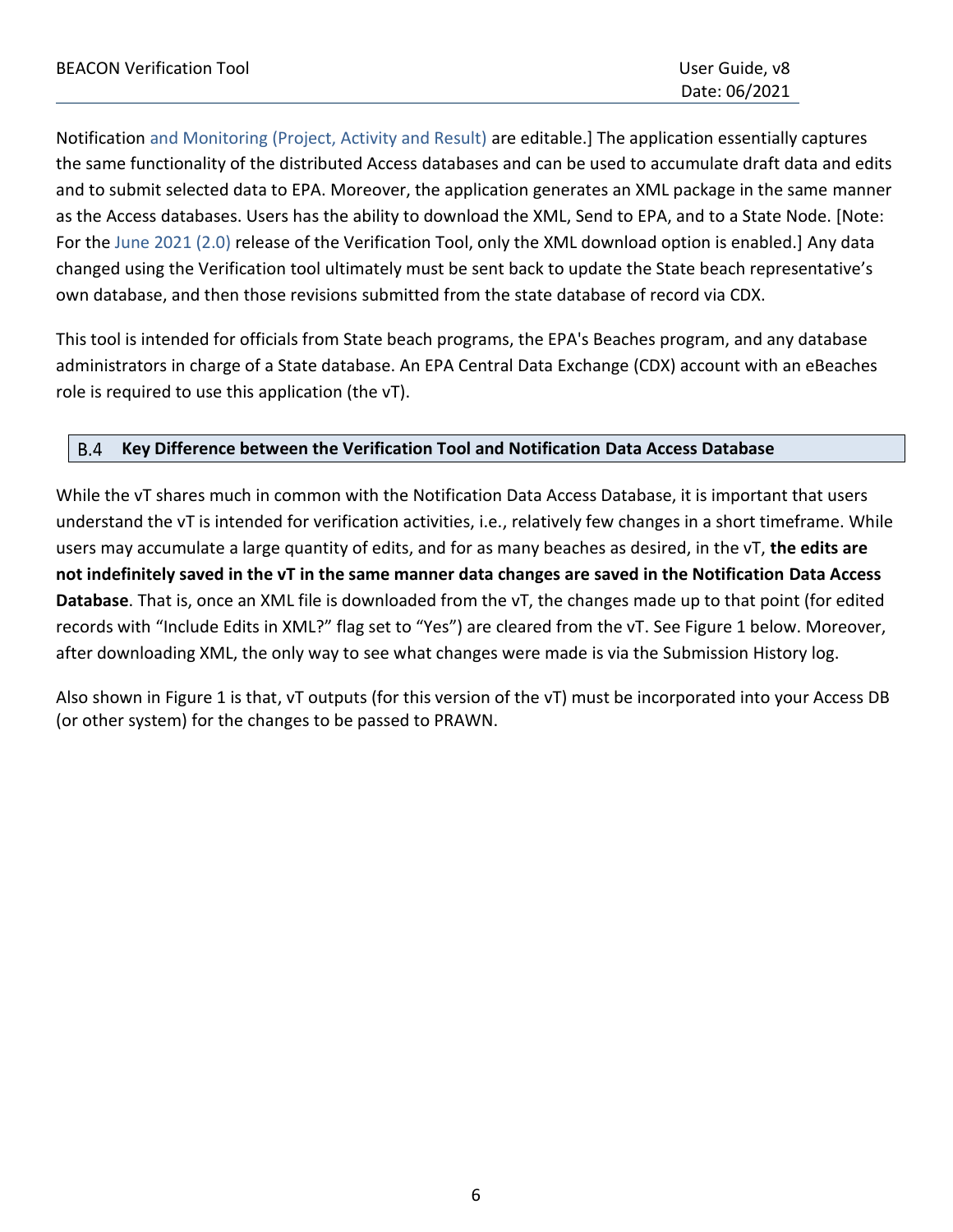Notification and Monitoring (Project, Activity and Result) are editable.] The application essentially captures the same functionality of the distributed Access databases and can be used to accumulate draft data and edits and to submit selected data to EPA. Moreover, the application generates an XML package in the same manner as the Access databases. Users has the ability to download the XML, Send to EPA, and to a State Node. [Note: For the June 2021 (2.0) release of the Verification Tool, only the XML download option is enabled.] Any data changed using the Verification tool ultimately must be sent back to update the State beach representative's own database, and then those revisions submitted from the state database of record via CDX.

This tool is intended for officials from State beach programs, the EPA's Beaches program, and any database administrators in charge of a State database. An EPA Central Data Exchange (CDX) account with an eBeaches role is required to use this application (the vT).

### B.4 Key Difference between the Verification Tool and Notification Data Access Database

While the vT shares much in common with the Notification Data Access Database, it is important that users understand the vT is intended for verification activities, i.e., relatively few changes in a short timeframe. While users may accumulate a large quantity of edits, and for as many beaches as desired, in the vT, **the edits are not indefinitely saved in the vT in the same manner data changes are saved in the Notification Data Access Database**. That is, once an XML file is downloaded from the vT, the changes made up to that point (for edited records with "Include Edits in XML?" flag set to "Yes") are cleared from the vT. See Figure 1 below. Moreover, after downloading XML, the only way to see what changes were made is via the Submission History log.

Also shown in Figure 1 is that, vT outputs (for this version of the vT) must be incorporated into your Access DB (or other system) for the changes to be passed to PRAWN.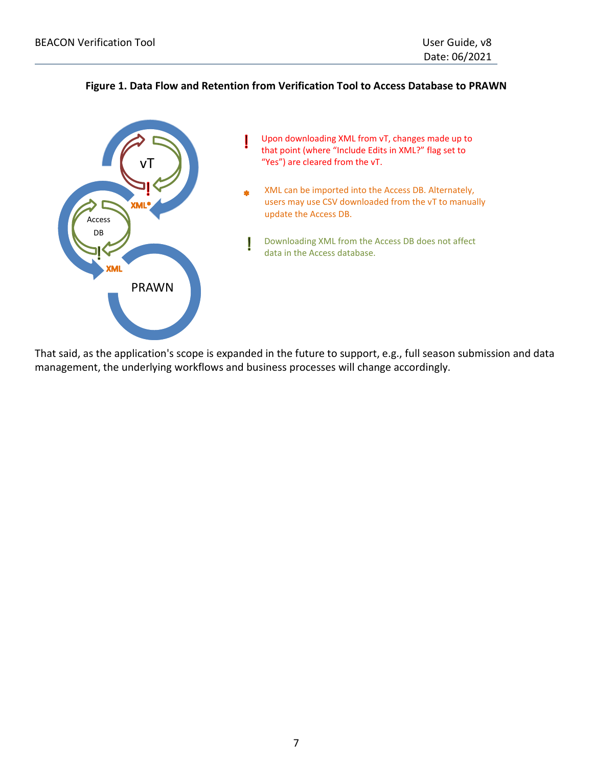**Figure 1. Data Flow and Retention from Verification Tool to Access Database to PRAWN**

! Upon downloading XML from vT, changes made up to that point (where "Include Edits in XML?" flag set to "Yes") are cleared from the vT.

* XML can be imported into the Access DB. Alternately, users may use CSV downloaded from the vT to manually update the Access DB.

! Downloading XML from the Access DB does not affect data in the Access database.

That said, as the application's scope is expanded in the future to support, e.g., full season submission and data management, the underlying workflows and business processes will change accordingly.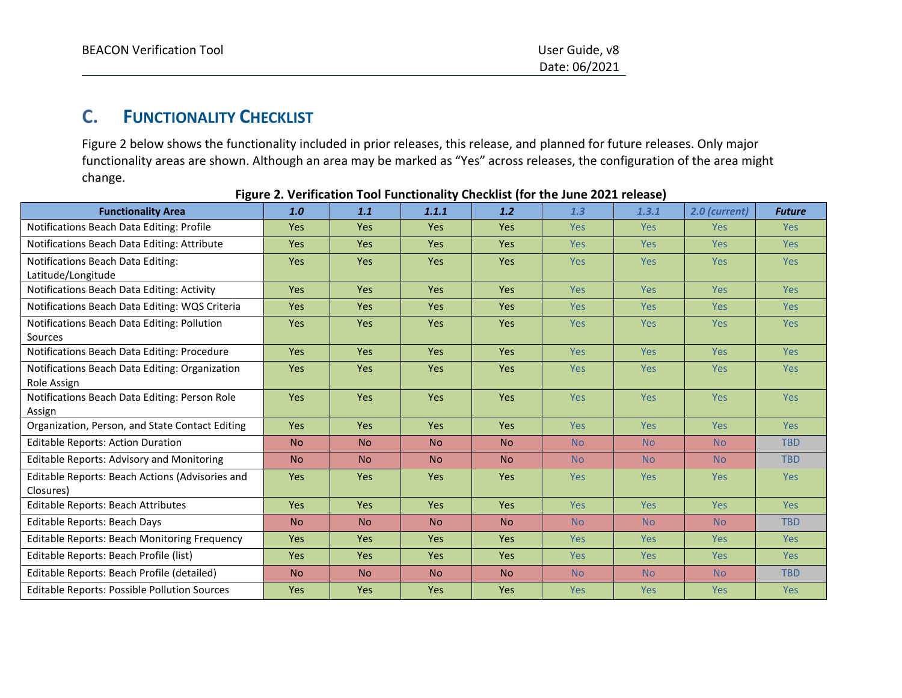## C. Functionality Checklist

Figure 2 below shows the functionality included in prior releases, this release, and planned for future releases. Only major functionality areas are shown. Although an area may be marked as "Yes" across releases, the configuration of the area might change.

**Figure 2. Verification Tool Functionality Checklist (for the June 2021 release)**

| Functionality Area | *1.0* | *1.1* | *1.1.1* | *1.2* | *1.3* | *1.3.1* | *2.0 (current)* | *Future* |
|---|---|---|---|---|---|---|---|---|
| Notifications Beach Data Editing: Profile | Yes | Yes | Yes | Yes | Yes | Yes | Yes | Yes |
| Notifications Beach Data Editing: Attribute | Yes | Yes | Yes | Yes | Yes | Yes | Yes | Yes |
| Notifications Beach Data Editing: Latitude/Longitude | Yes | Yes | Yes | Yes | Yes | Yes | Yes | Yes |
| Notifications Beach Data Editing: Activity | Yes | Yes | Yes | Yes | Yes | Yes | Yes | Yes |
| Notifications Beach Data Editing: WQS Criteria | Yes | Yes | Yes | Yes | Yes | Yes | Yes | Yes |
| Notifications Beach Data Editing: Pollution Sources | Yes | Yes | Yes | Yes | Yes | Yes | Yes | Yes |
| Notifications Beach Data Editing: Procedure | Yes | Yes | Yes | Yes | Yes | Yes | Yes | Yes |
| Notifications Beach Data Editing: Organization Role Assign | Yes | Yes | Yes | Yes | Yes | Yes | Yes | Yes |
| Notifications Beach Data Editing: Person Role Assign | Yes | Yes | Yes | Yes | Yes | Yes | Yes | Yes |
| Organization, Person, and State Contact Editing | Yes | Yes | Yes | Yes | Yes | Yes | Yes | Yes |
| Editable Reports: Action Duration | No | No | No | No | No | No | No | TBD |
| Editable Reports: Advisory and Monitoring | No | No | No | No | No | No | No | TBD |
| Editable Reports: Beach Actions (Advisories and Closures) | Yes | Yes | Yes | Yes | Yes | Yes | Yes | Yes |
| Editable Reports: Beach Attributes | Yes | Yes | Yes | Yes | Yes | Yes | Yes | Yes |
| Editable Reports: Beach Days | No | No | No | No | No | No | No | TBD |
| Editable Reports: Beach Monitoring Frequency | Yes | Yes | Yes | Yes | Yes | Yes | Yes | Yes |
| Editable Reports: Beach Profile (list) | Yes | Yes | Yes | Yes | Yes | Yes | Yes | Yes |
| Editable Reports: Beach Profile (detailed) | No | No | No | No | No | No | No | TBD |
| Editable Reports: Possible Pollution Sources | Yes | Yes | Yes | Yes | Yes | Yes | Yes | Yes |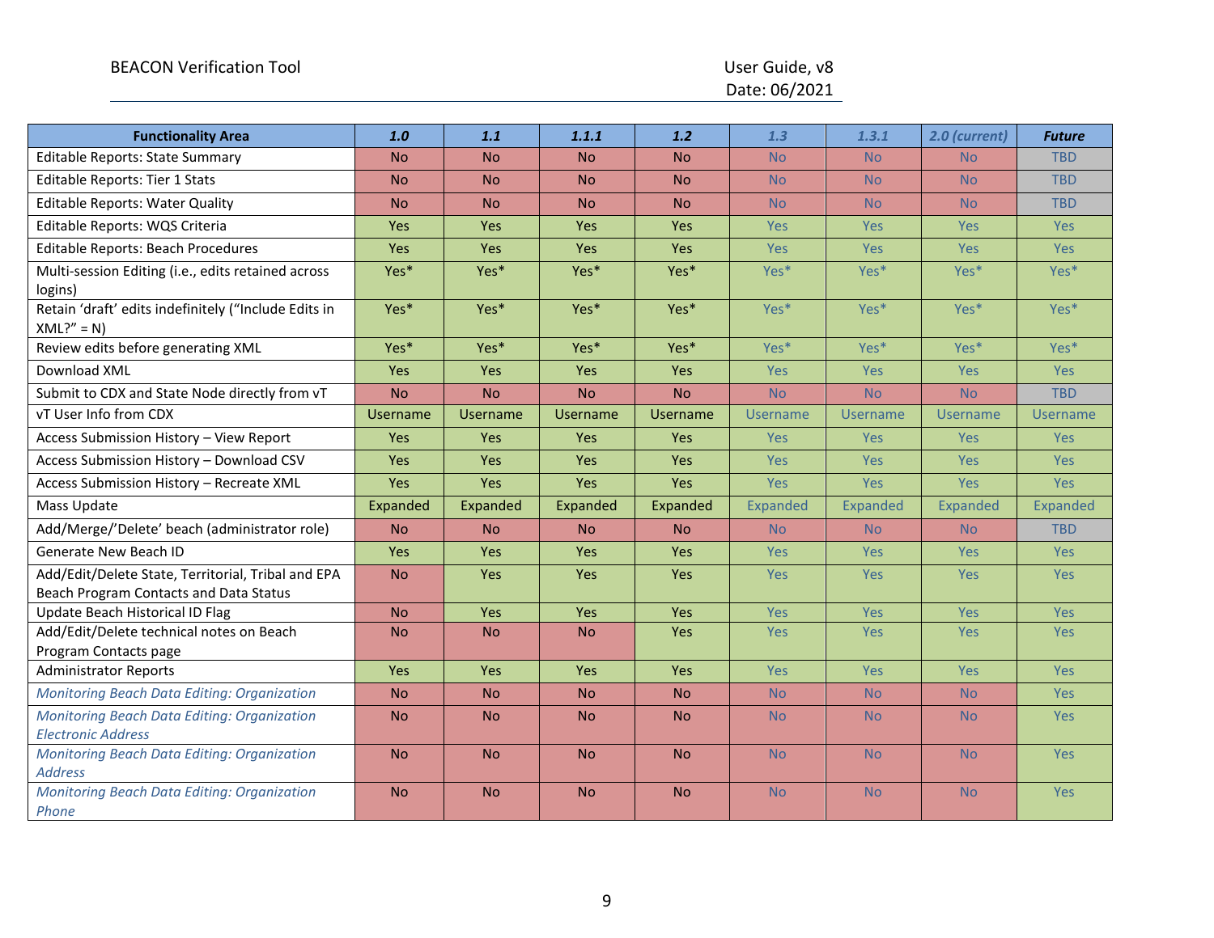| **Functionality Area** | ***1.0*** | ***1.1*** | ***1.1.1*** | ***1.2*** | ***1.3*** | ***1.3.1*** | ***2.0 (current)*** | ***Future*** |
|---|---|---|---|---|---|---|---|---|
| Editable Reports: State Summary | No | No | No | No | No | No | No | TBD |
| Editable Reports: Tier 1 Stats | No | No | No | No | No | No | No | TBD |
| Editable Reports: Water Quality | No | No | No | No | No | No | No | TBD |
| Editable Reports: WQS Criteria | Yes | Yes | Yes | Yes | Yes | Yes | Yes | Yes |
| Editable Reports: Beach Procedures | Yes | Yes | Yes | Yes | Yes | Yes | Yes | Yes |
| Multi-session Editing (i.e., edits retained across logins) | Yes* | Yes* | Yes* | Yes* | Yes* | Yes* | Yes* | Yes* |
| Retain 'draft' edits indefinitely ("Include Edits in XML?" = N) | Yes* | Yes* | Yes* | Yes* | Yes* | Yes* | Yes* | Yes* |
| Review edits before generating XML | Yes* | Yes* | Yes* | Yes* | Yes* | Yes* | Yes* | Yes* |
| Download XML | Yes | Yes | Yes | Yes | Yes | Yes | Yes | Yes |
| Submit to CDX and State Node directly from vT | No | No | No | No | No | No | No | TBD |
| vT User Info from CDX | Username | Username | Username | Username | Username | Username | Username | Username |
| Access Submission History – View Report | Yes | Yes | Yes | Yes | Yes | Yes | Yes | Yes |
| Access Submission History – Download CSV | Yes | Yes | Yes | Yes | Yes | Yes | Yes | Yes |
| Access Submission History – Recreate XML | Yes | Yes | Yes | Yes | Yes | Yes | Yes | Yes |
| Mass Update | Expanded | Expanded | Expanded | Expanded | Expanded | Expanded | Expanded | Expanded |
| Add/Merge/'Delete' beach (administrator role) | No | No | No | No | No | No | No | TBD |
| Generate New Beach ID | Yes | Yes | Yes | Yes | Yes | Yes | Yes | Yes |
| Add/Edit/Delete State, Territorial, Tribal and EPA Beach Program Contacts and Data Status | No | Yes | Yes | Yes | Yes | Yes | Yes | Yes |
| Update Beach Historical ID Flag | No | Yes | Yes | Yes | Yes | Yes | Yes | Yes |
| Add/Edit/Delete technical notes on Beach Program Contacts page | No | No | No | Yes | Yes | Yes | Yes | Yes |
| Administrator Reports | Yes | Yes | Yes | Yes | Yes | Yes | Yes | Yes |
| *Monitoring Beach Data Editing: Organization* | No | No | No | No | No | No | No | Yes |
| *Monitoring Beach Data Editing: Organization Electronic Address* | No | No | No | No | No | No | No | Yes |
| *Monitoring Beach Data Editing: Organization Address* | No | No | No | No | No | No | No | Yes |
| *Monitoring Beach Data Editing: Organization Phone* | No | No | No | No | No | No | No | Yes |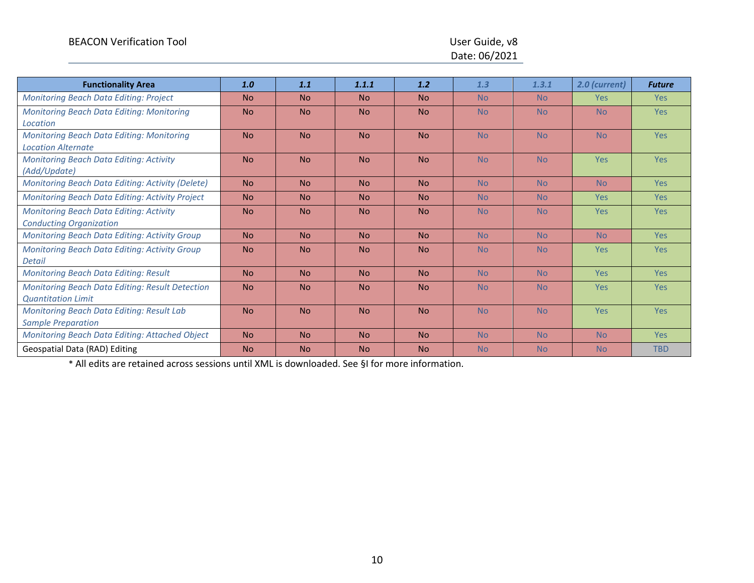| Functionality Area | *1.0* | *1.1* | *1.1.1* | *1.2* | *1.3* | *1.3.1* | *2.0 (current)* | *Future* |
|---|---|---|---|---|---|---|---|---|
| *Monitoring Beach Data Editing: Project* | No | No | No | No | No | No | Yes | Yes |
| *Monitoring Beach Data Editing: Monitoring Location* | No | No | No | No | No | No | No | Yes |
| *Monitoring Beach Data Editing: Monitoring Location Alternate* | No | No | No | No | No | No | No | Yes |
| *Monitoring Beach Data Editing: Activity (Add/Update)* | No | No | No | No | No | No | Yes | Yes |
| *Monitoring Beach Data Editing: Activity (Delete)* | No | No | No | No | No | No | No | Yes |
| *Monitoring Beach Data Editing: Activity Project* | No | No | No | No | No | No | Yes | Yes |
| *Monitoring Beach Data Editing: Activity Conducting Organization* | No | No | No | No | No | No | Yes | Yes |
| *Monitoring Beach Data Editing: Activity Group* | No | No | No | No | No | No | No | Yes |
| *Monitoring Beach Data Editing: Activity Group Detail* | No | No | No | No | No | No | Yes | Yes |
| *Monitoring Beach Data Editing: Result* | No | No | No | No | No | No | Yes | Yes |
| *Monitoring Beach Data Editing: Result Detection Quantitation Limit* | No | No | No | No | No | No | Yes | Yes |
| *Monitoring Beach Data Editing: Result Lab Sample Preparation* | No | No | No | No | No | No | Yes | Yes |
| *Monitoring Beach Data Editing: Attached Object* | No | No | No | No | No | No | No | Yes |
| Geospatial Data (RAD) Editing | No | No | No | No | No | No | No | TBD |

* All edits are retained across sessions until XML is downloaded. See §I for more information.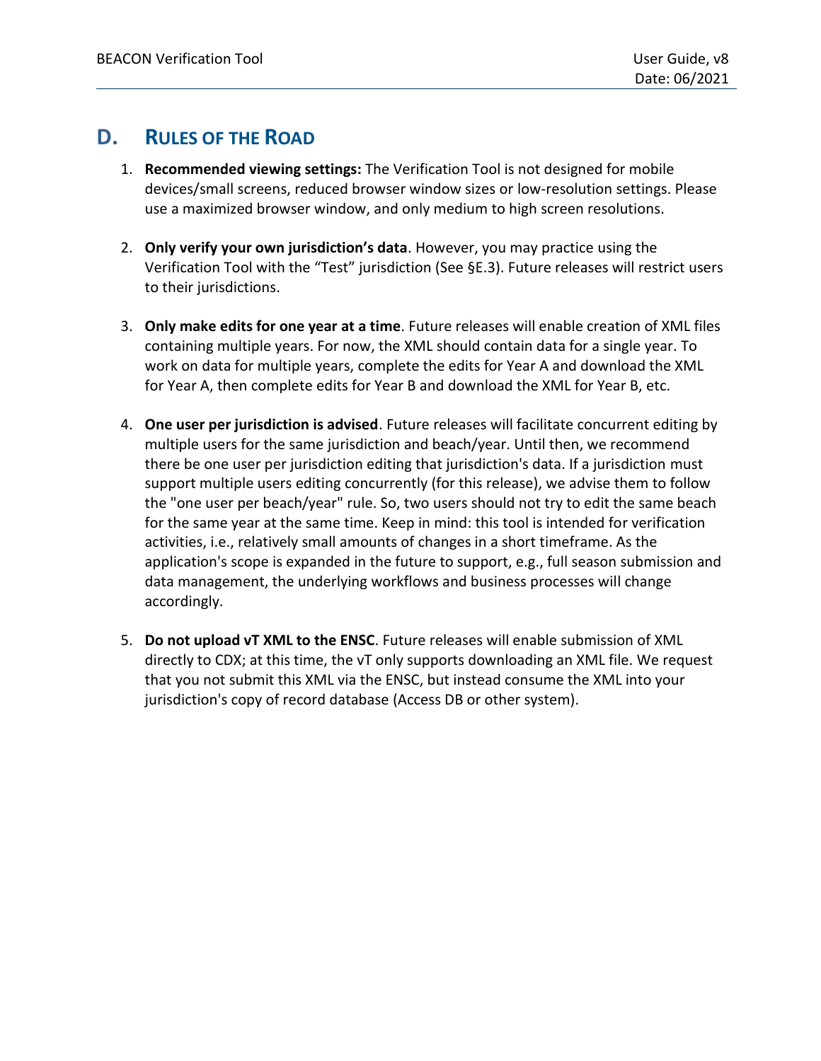## D. RULES OF THE ROAD

1. **Recommended viewing settings:** The Verification Tool is not designed for mobile devices/small screens, reduced browser window sizes or low-resolution settings. Please use a maximized browser window, and only medium to high screen resolutions.

2. **Only verify your own jurisdiction's data**. However, you may practice using the Verification Tool with the "Test" jurisdiction (See §E.3). Future releases will restrict users to their jurisdictions.

3. **Only make edits for one year at a time**. Future releases will enable creation of XML files containing multiple years. For now, the XML should contain data for a single year. To work on data for multiple years, complete the edits for Year A and download the XML for Year A, then complete edits for Year B and download the XML for Year B, etc.

4. **One user per jurisdiction is advised**. Future releases will facilitate concurrent editing by multiple users for the same jurisdiction and beach/year. Until then, we recommend there be one user per jurisdiction editing that jurisdiction's data. If a jurisdiction must support multiple users editing concurrently (for this release), we advise them to follow the "one user per beach/year" rule. So, two users should not try to edit the same beach for the same year at the same time. Keep in mind: this tool is intended for verification activities, i.e., relatively small amounts of changes in a short timeframe. As the application's scope is expanded in the future to support, e.g., full season submission and data management, the underlying workflows and business processes will change accordingly.

5. **Do not upload vT XML to the ENSC**. Future releases will enable submission of XML directly to CDX; at this time, the vT only supports downloading an XML file. We request that you not submit this XML via the ENSC, but instead consume the XML into your jurisdiction's copy of record database (Access DB or other system).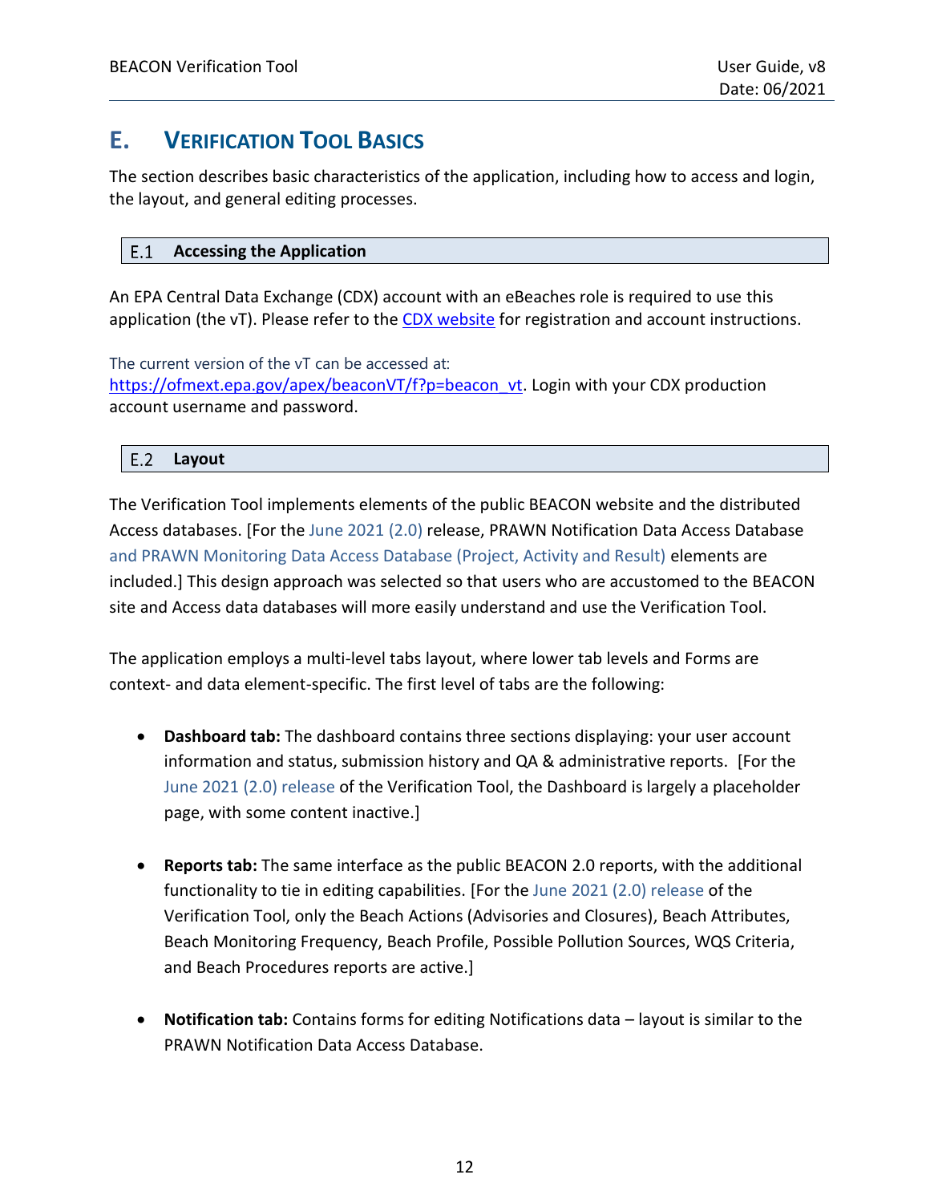# E. Verification Tool Basics

The section describes basic characteristics of the application, including how to access and login, the layout, and general editing processes.

## E.1 Accessing the Application

An EPA Central Data Exchange (CDX) account with an eBeaches role is required to use this application (the vT). Please refer to the [CDX website]() for registration and account instructions.

The current version of the vT can be accessed at: https://ofmext.epa.gov/apex/beaconVT/f?p=beacon_vt. Login with your CDX production account username and password.

## E.2 Layout

The Verification Tool implements elements of the public BEACON website and the distributed Access databases. [For the June 2021 (2.0) release, PRAWN Notification Data Access Database and PRAWN Monitoring Data Access Database (Project, Activity and Result) elements are included.] This design approach was selected so that users who are accustomed to the BEACON site and Access data databases will more easily understand and use the Verification Tool.

The application employs a multi-level tabs layout, where lower tab levels and Forms are context- and data element-specific. The first level of tabs are the following:

- **Dashboard tab:** The dashboard contains three sections displaying: your user account information and status, submission history and QA & administrative reports. [For the June 2021 (2.0) release of the Verification Tool, the Dashboard is largely a placeholder page, with some content inactive.]
- **Reports tab:** The same interface as the public BEACON 2.0 reports, with the additional functionality to tie in editing capabilities. [For the June 2021 (2.0) release of the Verification Tool, only the Beach Actions (Advisories and Closures), Beach Attributes, Beach Monitoring Frequency, Beach Profile, Possible Pollution Sources, WQS Criteria, and Beach Procedures reports are active.]
- **Notification tab:** Contains forms for editing Notifications data – layout is similar to the PRAWN Notification Data Access Database.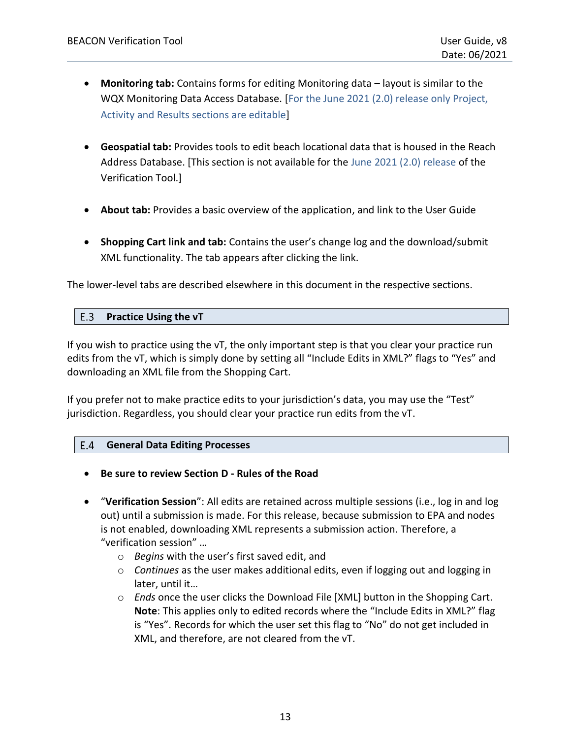- **Monitoring tab:** Contains forms for editing Monitoring data – layout is similar to the WQX Monitoring Data Access Database. [For the June 2021 (2.0) release only Project, Activity and Results sections are editable]

- **Geospatial tab:** Provides tools to edit beach locational data that is housed in the Reach Address Database. [This section is not available for the June 2021 (2.0) release of the Verification Tool.]

- **About tab:** Provides a basic overview of the application, and link to the User Guide

- **Shopping Cart link and tab:** Contains the user's change log and the download/submit XML functionality. The tab appears after clicking the link.

The lower-level tabs are described elsewhere in this document in the respective sections.

## E.3 Practice Using the vT

If you wish to practice using the vT, the only important step is that you clear your practice run edits from the vT, which is simply done by setting all "Include Edits in XML?" flags to "Yes" and downloading an XML file from the Shopping Cart.

If you prefer not to make practice edits to your jurisdiction's data, you may use the "Test" jurisdiction. Regardless, you should clear your practice run edits from the vT.

## E.4 General Data Editing Processes

- **Be sure to review Section D - Rules of the Road**

- "**Verification Session**": All edits are retained across multiple sessions (i.e., log in and log out) until a submission is made. For this release, because submission to EPA and nodes is not enabled, downloading XML represents a submission action. Therefore, a "verification session" …
  - *Begins* with the user's first saved edit, and
  - *Continues* as the user makes additional edits, even if logging out and logging in later, until it…
  - *Ends* once the user clicks the Download File [XML] button in the Shopping Cart. **Note**: This applies only to edited records where the "Include Edits in XML?" flag is "Yes". Records for which the user set this flag to "No" do not get included in XML, and therefore, are not cleared from the vT.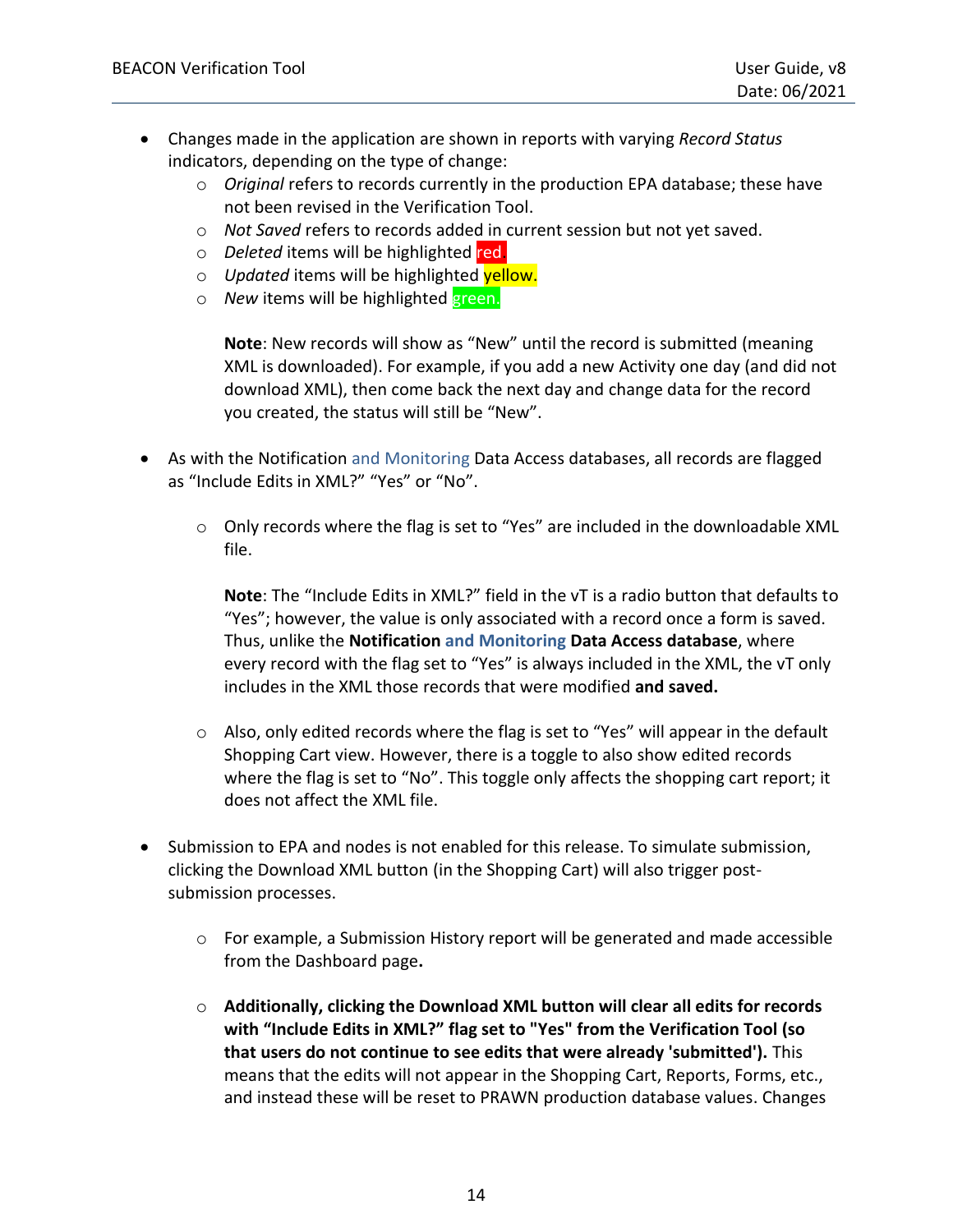- Changes made in the application are shown in reports with varying *Record Status* indicators, depending on the type of change:
  - *Original* refers to records currently in the production EPA database; these have not been revised in the Verification Tool.
  - *Not Saved* refers to records added in current session but not yet saved.
  - *Deleted* items will be highlighted red.
  - *Updated* items will be highlighted yellow.
  - *New* items will be highlighted green.

    **Note**: New records will show as "New" until the record is submitted (meaning XML is downloaded). For example, if you add a new Activity one day (and did not download XML), then come back the next day and change data for the record you created, the status will still be "New".

- As with the Notification and Monitoring Data Access databases, all records are flagged as "Include Edits in XML?" "Yes" or "No".

  - Only records where the flag is set to "Yes" are included in the downloadable XML file.

    **Note**: The "Include Edits in XML?" field in the vT is a radio button that defaults to "Yes"; however, the value is only associated with a record once a form is saved. Thus, unlike the **Notification and Monitoring Data Access database**, where every record with the flag set to "Yes" is always included in the XML, the vT only includes in the XML those records that were modified **and saved.**

  - Also, only edited records where the flag is set to "Yes" will appear in the default Shopping Cart view. However, there is a toggle to also show edited records where the flag is set to "No". This toggle only affects the shopping cart report; it does not affect the XML file.

- Submission to EPA and nodes is not enabled for this release. To simulate submission, clicking the Download XML button (in the Shopping Cart) will also trigger post-submission processes.

  - For example, a Submission History report will be generated and made accessible from the Dashboard page**.**

  - **Additionally, clicking the Download XML button will clear all edits for records with "Include Edits in XML?" flag set to "Yes" from the Verification Tool (so that users do not continue to see edits that were already 'submitted').** This means that the edits will not appear in the Shopping Cart, Reports, Forms, etc., and instead these will be reset to PRAWN production database values. Changes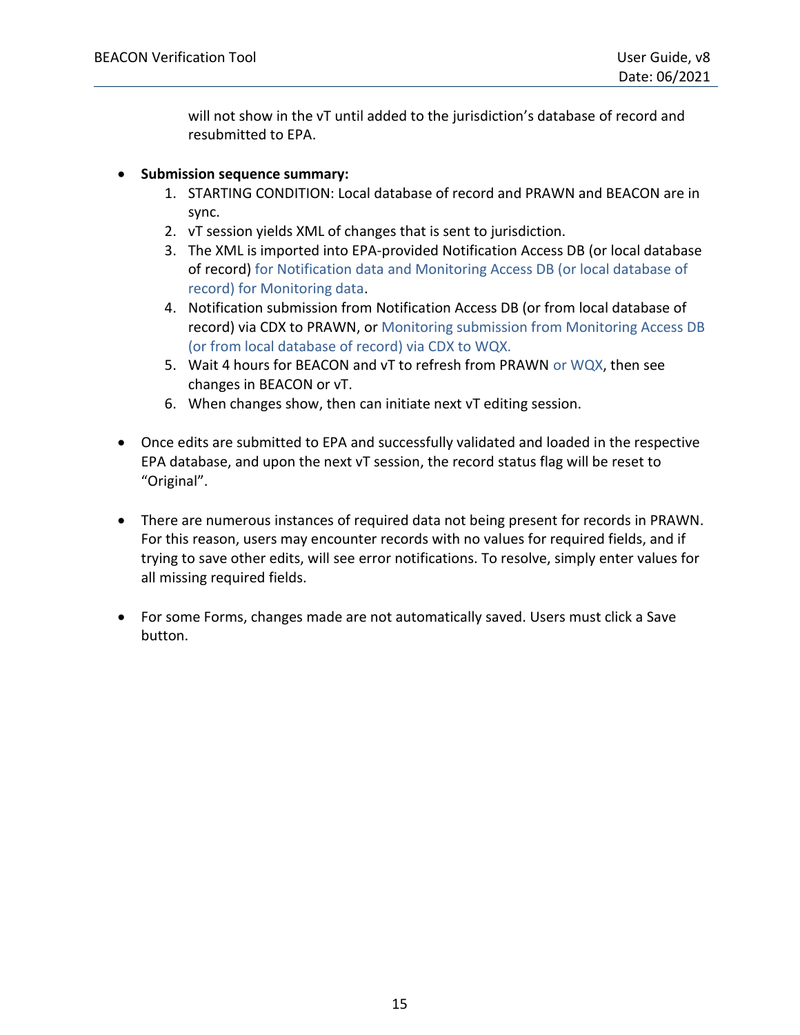will not show in the vT until added to the jurisdiction's database of record and resubmitted to EPA.

- **Submission sequence summary:**
    1. STARTING CONDITION: Local database of record and PRAWN and BEACON are in sync.
    2. vT session yields XML of changes that is sent to jurisdiction.
    3. The XML is imported into EPA-provided Notification Access DB (or local database of record) for Notification data and Monitoring Access DB (or local database of record) for Monitoring data.
    4. Notification submission from Notification Access DB (or from local database of record) via CDX to PRAWN, or Monitoring submission from Monitoring Access DB (or from local database of record) via CDX to WQX.
    5. Wait 4 hours for BEACON and vT to refresh from PRAWN or WQX, then see changes in BEACON or vT.
    6. When changes show, then can initiate next vT editing session.

- Once edits are submitted to EPA and successfully validated and loaded in the respective EPA database, and upon the next vT session, the record status flag will be reset to "Original".

- There are numerous instances of required data not being present for records in PRAWN. For this reason, users may encounter records with no values for required fields, and if trying to save other edits, will see error notifications. To resolve, simply enter values for all missing required fields.

- For some Forms, changes made are not automatically saved. Users must click a Save button.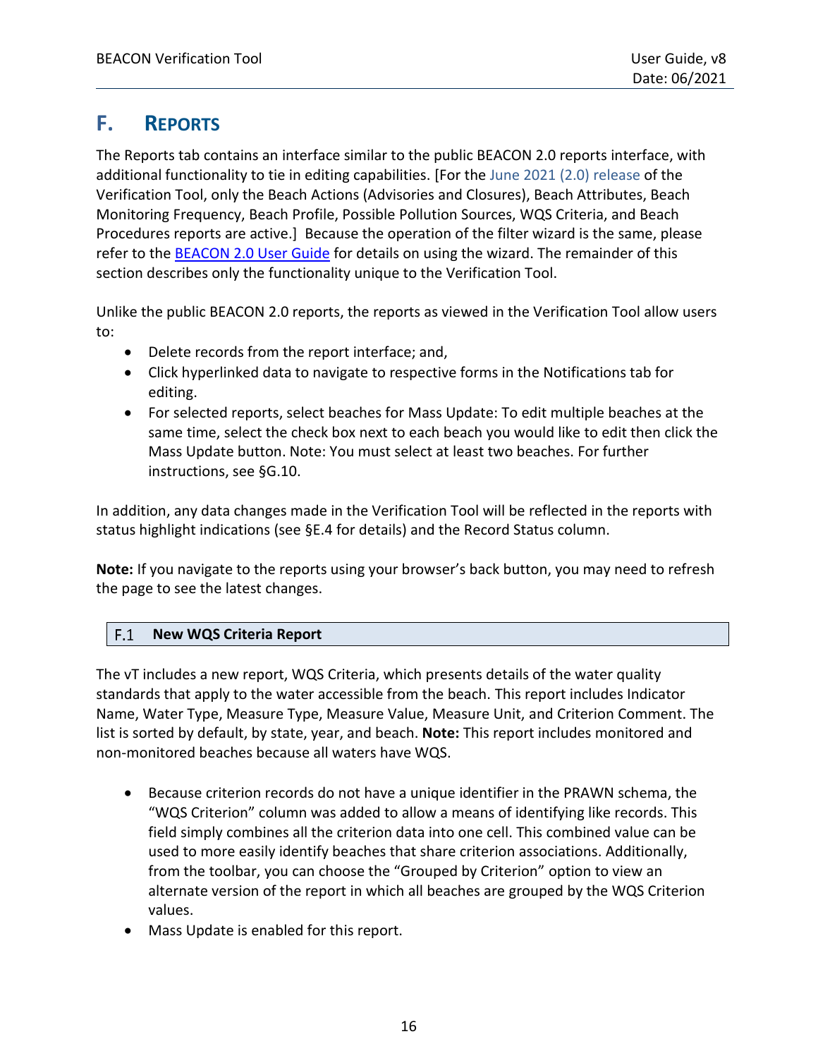# F. Reports

The Reports tab contains an interface similar to the public BEACON 2.0 reports interface, with additional functionality to tie in editing capabilities. [For the June 2021 (2.0) release of the Verification Tool, only the Beach Actions (Advisories and Closures), Beach Attributes, Beach Monitoring Frequency, Beach Profile, Possible Pollution Sources, WQS Criteria, and Beach Procedures reports are active.] Because the operation of the filter wizard is the same, please refer to the BEACON 2.0 User Guide for details on using the wizard. The remainder of this section describes only the functionality unique to the Verification Tool.

Unlike the public BEACON 2.0 reports, the reports as viewed in the Verification Tool allow users to:

- Delete records from the report interface; and,
- Click hyperlinked data to navigate to respective forms in the Notifications tab for editing.
- For selected reports, select beaches for Mass Update: To edit multiple beaches at the same time, select the check box next to each beach you would like to edit then click the Mass Update button. Note: You must select at least two beaches. For further instructions, see §G.10.

In addition, any data changes made in the Verification Tool will be reflected in the reports with status highlight indications (see §E.4 for details) and the Record Status column.

**Note:** If you navigate to the reports using your browser's back button, you may need to refresh the page to see the latest changes.

## F.1 New WQS Criteria Report

The vT includes a new report, WQS Criteria, which presents details of the water quality standards that apply to the water accessible from the beach. This report includes Indicator Name, Water Type, Measure Type, Measure Value, Measure Unit, and Criterion Comment. The list is sorted by default, by state, year, and beach. **Note:** This report includes monitored and non-monitored beaches because all waters have WQS.

- Because criterion records do not have a unique identifier in the PRAWN schema, the "WQS Criterion" column was added to allow a means of identifying like records. This field simply combines all the criterion data into one cell. This combined value can be used to more easily identify beaches that share criterion associations. Additionally, from the toolbar, you can choose the "Grouped by Criterion" option to view an alternate version of the report in which all beaches are grouped by the WQS Criterion values.
- Mass Update is enabled for this report.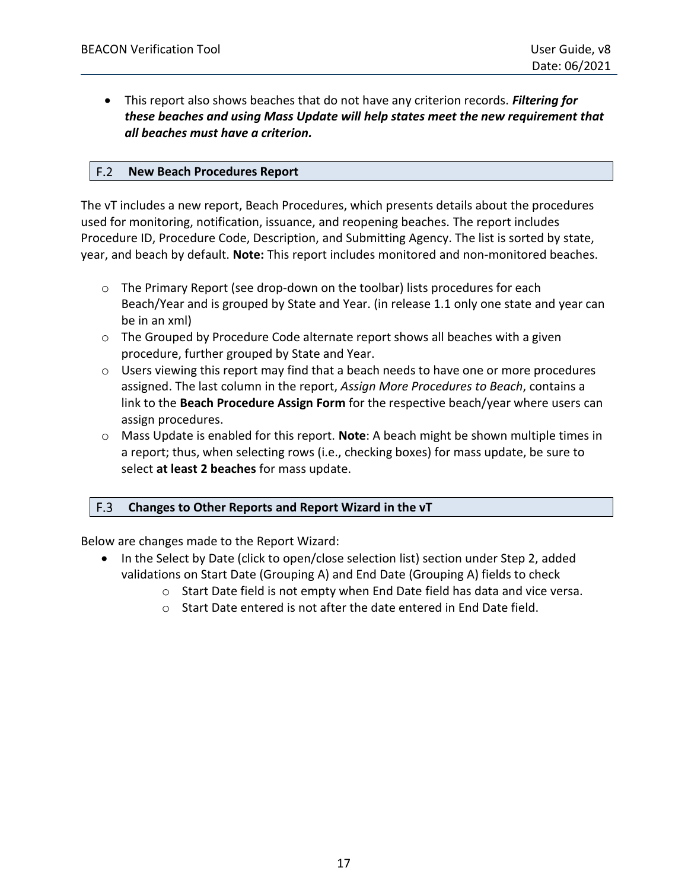- This report also shows beaches that do not have any criterion records. ***Filtering for these beaches and using Mass Update will help states meet the new requirement that all beaches must have a criterion.***

### F.2 New Beach Procedures Report

The vT includes a new report, Beach Procedures, which presents details about the procedures used for monitoring, notification, issuance, and reopening beaches. The report includes Procedure ID, Procedure Code, Description, and Submitting Agency. The list is sorted by state, year, and beach by default. **Note:** This report includes monitored and non-monitored beaches.

- The Primary Report (see drop-down on the toolbar) lists procedures for each Beach/Year and is grouped by State and Year. (in release 1.1 only one state and year can be in an xml)
- The Grouped by Procedure Code alternate report shows all beaches with a given procedure, further grouped by State and Year.
- Users viewing this report may find that a beach needs to have one or more procedures assigned. The last column in the report, *Assign More Procedures to Beach*, contains a link to the **Beach Procedure Assign Form** for the respective beach/year where users can assign procedures.
- Mass Update is enabled for this report. **Note**: A beach might be shown multiple times in a report; thus, when selecting rows (i.e., checking boxes) for mass update, be sure to select **at least 2 beaches** for mass update.

### F.3 Changes to Other Reports and Report Wizard in the vT

Below are changes made to the Report Wizard:

- In the Select by Date (click to open/close selection list) section under Step 2, added validations on Start Date (Grouping A) and End Date (Grouping A) fields to check
  - Start Date field is not empty when End Date field has data and vice versa.
  - Start Date entered is not after the date entered in End Date field.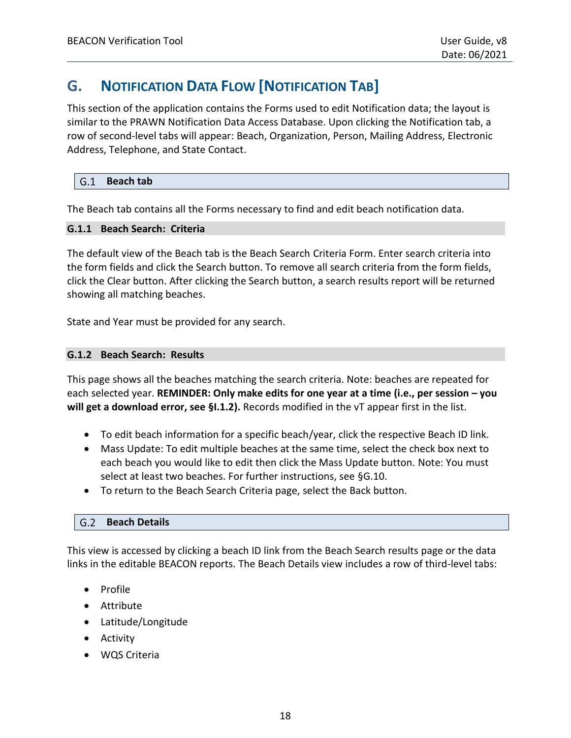# G. Notification Data Flow [Notification Tab]

This section of the application contains the Forms used to edit Notification data; the layout is similar to the PRAWN Notification Data Access Database. Upon clicking the Notification tab, a row of second-level tabs will appear: Beach, Organization, Person, Mailing Address, Electronic Address, Telephone, and State Contact.

## G.1 Beach tab

The Beach tab contains all the Forms necessary to find and edit beach notification data.

### G.1.1 Beach Search: Criteria

The default view of the Beach tab is the Beach Search Criteria Form. Enter search criteria into the form fields and click the Search button. To remove all search criteria from the form fields, click the Clear button. After clicking the Search button, a search results report will be returned showing all matching beaches.

State and Year must be provided for any search.

### G.1.2 Beach Search: Results

This page shows all the beaches matching the search criteria. Note: beaches are repeated for each selected year. **REMINDER: Only make edits for one year at a time (i.e., per session – you will get a download error, see §I.1.2).** Records modified in the vT appear first in the list.

- To edit beach information for a specific beach/year, click the respective Beach ID link.
- Mass Update: To edit multiple beaches at the same time, select the check box next to each beach you would like to edit then click the Mass Update button. Note: You must select at least two beaches. For further instructions, see §G.10.
- To return to the Beach Search Criteria page, select the Back button.

## G.2 Beach Details

This view is accessed by clicking a beach ID link from the Beach Search results page or the data links in the editable BEACON reports. The Beach Details view includes a row of third-level tabs:

- Profile
- Attribute
- Latitude/Longitude
- Activity
- WQS Criteria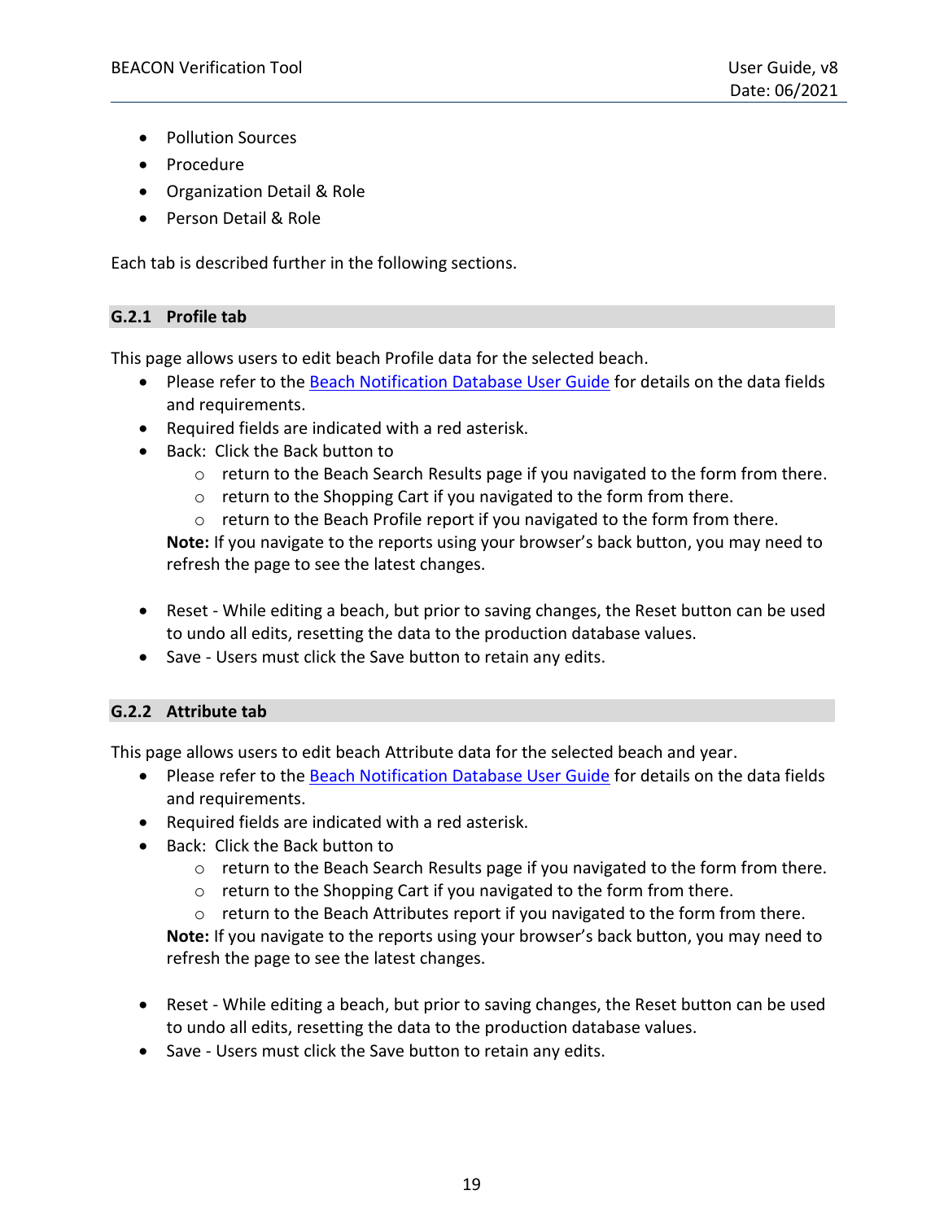- Pollution Sources
- Procedure
- Organization Detail & Role
- Person Detail & Role

Each tab is described further in the following sections.

### G.2.1 Profile tab

This page allows users to edit beach Profile data for the selected beach.

- Please refer to the [Beach Notification Database User Guide]() for details on the data fields and requirements.
- Required fields are indicated with a red asterisk.
- Back: Click the Back button to
  - return to the Beach Search Results page if you navigated to the form from there.
  - return to the Shopping Cart if you navigated to the form from there.
  - return to the Beach Profile report if you navigated to the form from there.

  **Note:** If you navigate to the reports using your browser's back button, you may need to refresh the page to see the latest changes.

- Reset - While editing a beach, but prior to saving changes, the Reset button can be used to undo all edits, resetting the data to the production database values.
- Save - Users must click the Save button to retain any edits.

### G.2.2 Attribute tab

This page allows users to edit beach Attribute data for the selected beach and year.

- Please refer to the [Beach Notification Database User Guide]() for details on the data fields and requirements.
- Required fields are indicated with a red asterisk.
- Back: Click the Back button to
  - return to the Beach Search Results page if you navigated to the form from there.
  - return to the Shopping Cart if you navigated to the form from there.
  - return to the Beach Attributes report if you navigated to the form from there.

  **Note:** If you navigate to the reports using your browser's back button, you may need to refresh the page to see the latest changes.

- Reset - While editing a beach, but prior to saving changes, the Reset button can be used to undo all edits, resetting the data to the production database values.
- Save - Users must click the Save button to retain any edits.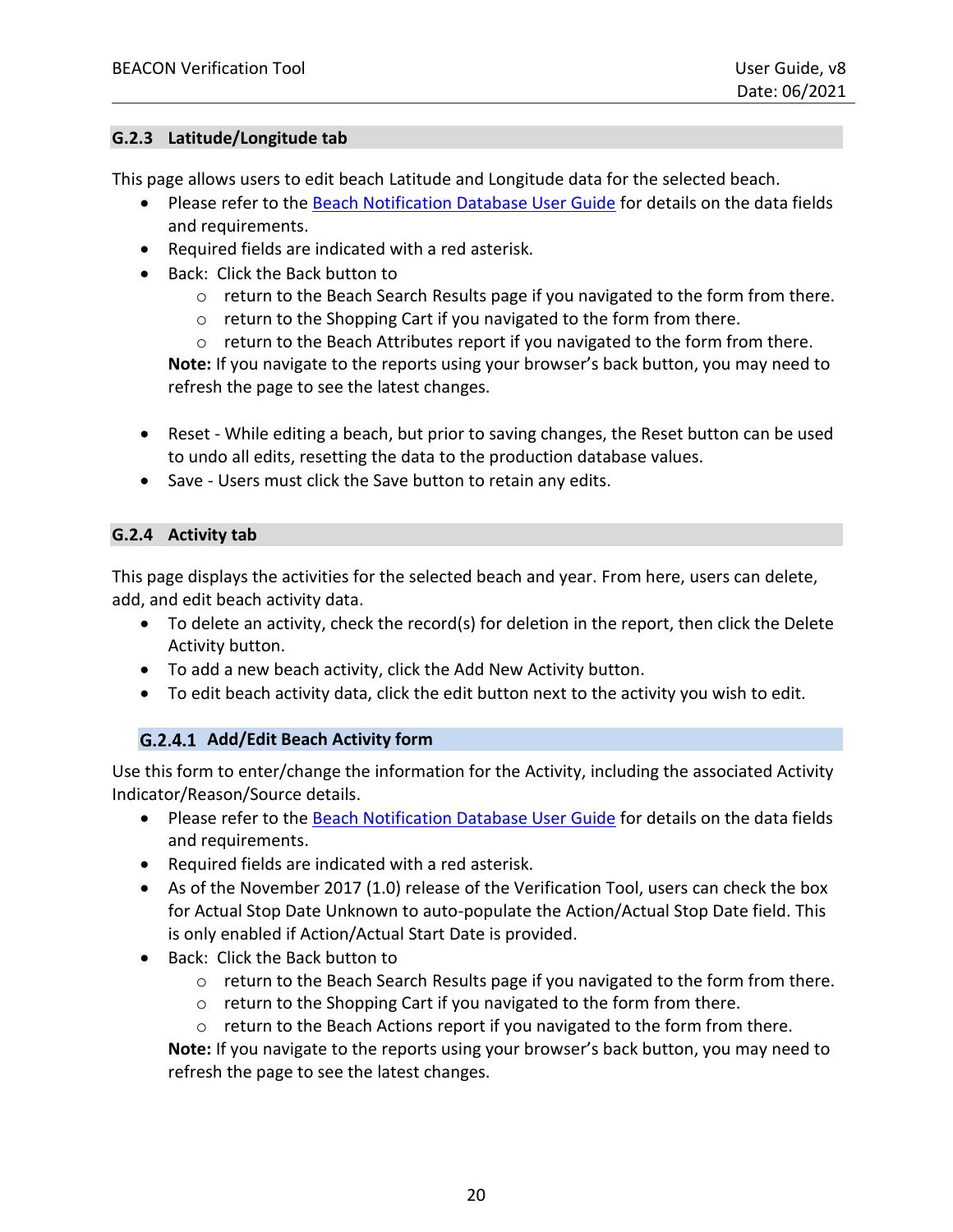### G.2.3 Latitude/Longitude tab

This page allows users to edit beach Latitude and Longitude data for the selected beach.

- Please refer to the Beach Notification Database User Guide for details on the data fields and requirements.
- Required fields are indicated with a red asterisk.
- Back: Click the Back button to
  - return to the Beach Search Results page if you navigated to the form from there.
  - return to the Shopping Cart if you navigated to the form from there.
  - return to the Beach Attributes report if you navigated to the form from there.

  **Note:** If you navigate to the reports using your browser's back button, you may need to refresh the page to see the latest changes.

- Reset - While editing a beach, but prior to saving changes, the Reset button can be used to undo all edits, resetting the data to the production database values.
- Save - Users must click the Save button to retain any edits.

### G.2.4 Activity tab

This page displays the activities for the selected beach and year. From here, users can delete, add, and edit beach activity data.

- To delete an activity, check the record(s) for deletion in the report, then click the Delete Activity button.
- To add a new beach activity, click the Add New Activity button.
- To edit beach activity data, click the edit button next to the activity you wish to edit.

#### G.2.4.1 Add/Edit Beach Activity form

Use this form to enter/change the information for the Activity, including the associated Activity Indicator/Reason/Source details.

- Please refer to the Beach Notification Database User Guide for details on the data fields and requirements.
- Required fields are indicated with a red asterisk.
- As of the November 2017 (1.0) release of the Verification Tool, users can check the box for Actual Stop Date Unknown to auto-populate the Action/Actual Stop Date field. This is only enabled if Action/Actual Start Date is provided.
- Back: Click the Back button to
  - return to the Beach Search Results page if you navigated to the form from there.
  - return to the Shopping Cart if you navigated to the form from there.
  - return to the Beach Actions report if you navigated to the form from there.

  **Note:** If you navigate to the reports using your browser's back button, you may need to refresh the page to see the latest changes.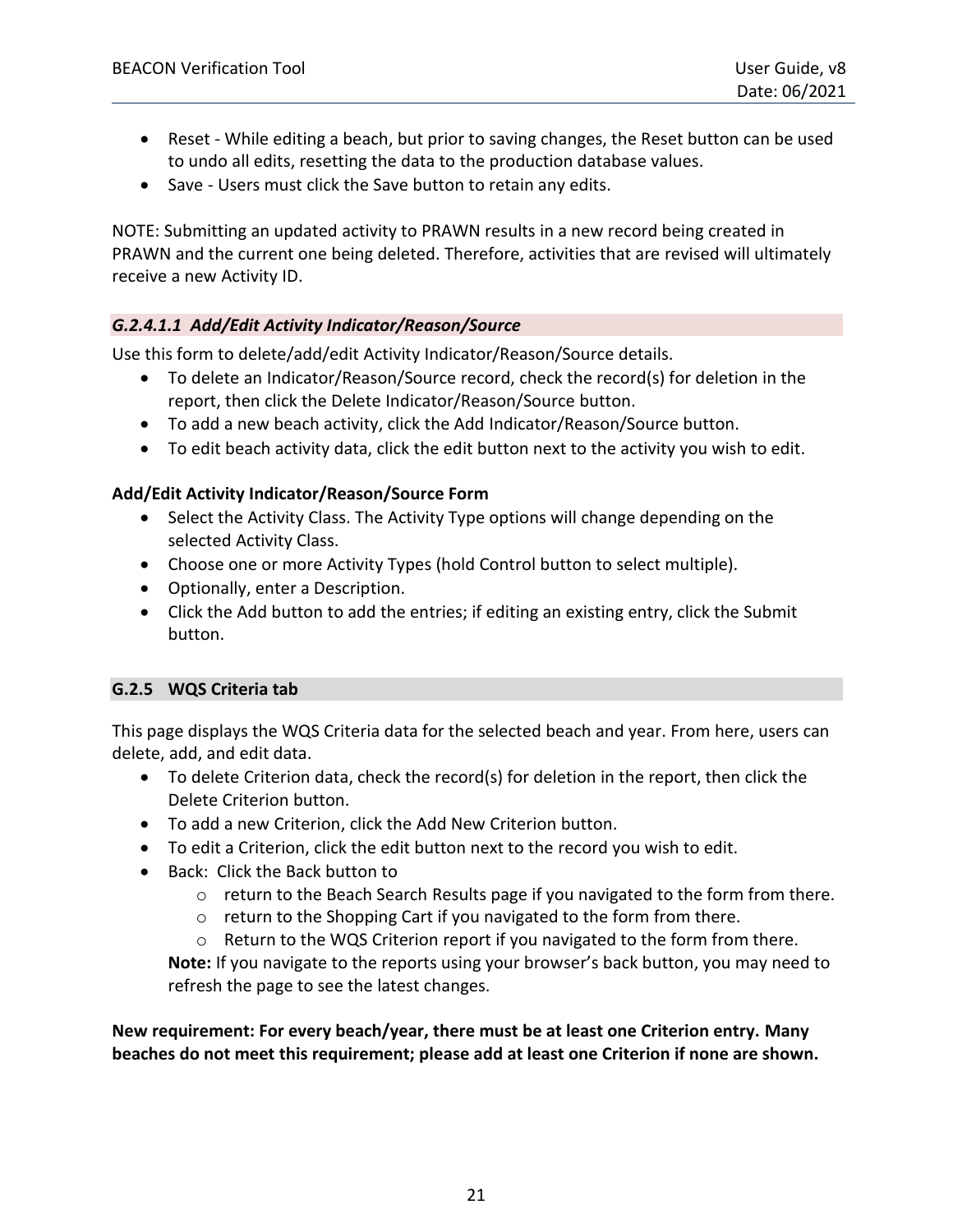- Reset - While editing a beach, but prior to saving changes, the Reset button can be used to undo all edits, resetting the data to the production database values.
- Save - Users must click the Save button to retain any edits.

NOTE: Submitting an updated activity to PRAWN results in a new record being created in PRAWN and the current one being deleted. Therefore, activities that are revised will ultimately receive a new Activity ID.

#### *G.2.4.1.1 Add/Edit Activity Indicator/Reason/Source*

Use this form to delete/add/edit Activity Indicator/Reason/Source details.

- To delete an Indicator/Reason/Source record, check the record(s) for deletion in the report, then click the Delete Indicator/Reason/Source button.
- To add a new beach activity, click the Add Indicator/Reason/Source button.
- To edit beach activity data, click the edit button next to the activity you wish to edit.

**Add/Edit Activity Indicator/Reason/Source Form**

- Select the Activity Class. The Activity Type options will change depending on the selected Activity Class.
- Choose one or more Activity Types (hold Control button to select multiple).
- Optionally, enter a Description.
- Click the Add button to add the entries; if editing an existing entry, click the Submit button.

### G.2.5 WQS Criteria tab

This page displays the WQS Criteria data for the selected beach and year. From here, users can delete, add, and edit data.

- To delete Criterion data, check the record(s) for deletion in the report, then click the Delete Criterion button.
- To add a new Criterion, click the Add New Criterion button.
- To edit a Criterion, click the edit button next to the record you wish to edit.
- Back: Click the Back button to
  - return to the Beach Search Results page if you navigated to the form from there.
  - return to the Shopping Cart if you navigated to the form from there.
  - Return to the WQS Criterion report if you navigated to the form from there.

  **Note:** If you navigate to the reports using your browser's back button, you may need to refresh the page to see the latest changes.

**New requirement: For every beach/year, there must be at least one Criterion entry. Many beaches do not meet this requirement; please add at least one Criterion if none are shown.**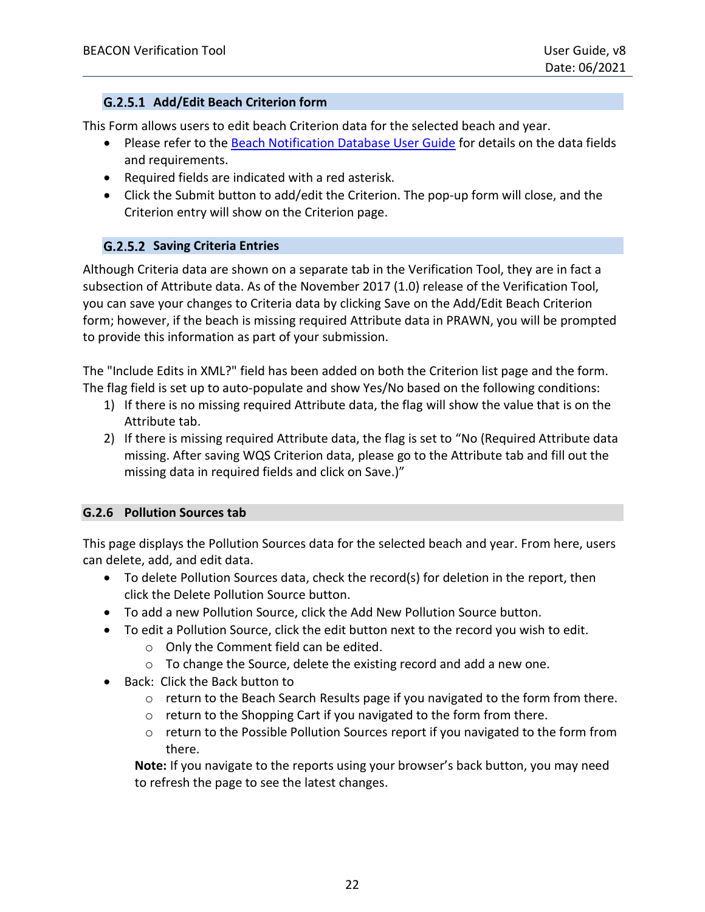#### G.2.5.1 Add/Edit Beach Criterion form

This Form allows users to edit beach Criterion data for the selected beach and year.

- Please refer to the [Beach Notification Database User Guide]() for details on the data fields and requirements.
- Required fields are indicated with a red asterisk.
- Click the Submit button to add/edit the Criterion. The pop-up form will close, and the Criterion entry will show on the Criterion page.

#### G.2.5.2 Saving Criteria Entries

Although Criteria data are shown on a separate tab in the Verification Tool, they are in fact a subsection of Attribute data. As of the November 2017 (1.0) release of the Verification Tool, you can save your changes to Criteria data by clicking Save on the Add/Edit Beach Criterion form; however, if the beach is missing required Attribute data in PRAWN, you will be prompted to provide this information as part of your submission.

The "Include Edits in XML?" field has been added on both the Criterion list page and the form. The flag field is set up to auto-populate and show Yes/No based on the following conditions:

1) If there is no missing required Attribute data, the flag will show the value that is on the Attribute tab.
2) If there is missing required Attribute data, the flag is set to "No (Required Attribute data missing. After saving WQS Criterion data, please go to the Attribute tab and fill out the missing data in required fields and click on Save.)"

### G.2.6 Pollution Sources tab

This page displays the Pollution Sources data for the selected beach and year. From here, users can delete, add, and edit data.

- To delete Pollution Sources data, check the record(s) for deletion in the report, then click the Delete Pollution Source button.
- To add a new Pollution Source, click the Add New Pollution Source button.
- To edit a Pollution Source, click the edit button next to the record you wish to edit.
  - Only the Comment field can be edited.
  - To change the Source, delete the existing record and add a new one.
- Back: Click the Back button to
  - return to the Beach Search Results page if you navigated to the form from there.
  - return to the Shopping Cart if you navigated to the form from there.
  - return to the Possible Pollution Sources report if you navigated to the form from there.

  **Note:** If you navigate to the reports using your browser's back button, you may need to refresh the page to see the latest changes.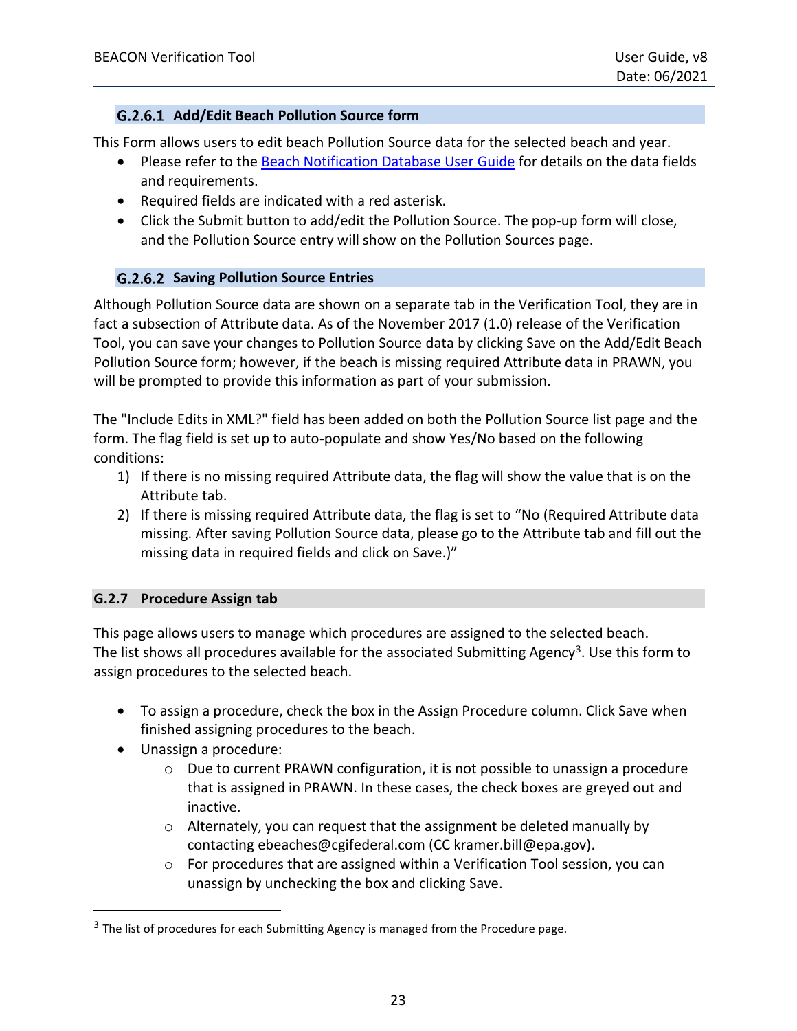#### G.2.6.1 Add/Edit Beach Pollution Source form

This Form allows users to edit beach Pollution Source data for the selected beach and year.

- Please refer to the [Beach Notification Database User Guide]() for details on the data fields and requirements.
- Required fields are indicated with a red asterisk.
- Click the Submit button to add/edit the Pollution Source. The pop-up form will close, and the Pollution Source entry will show on the Pollution Sources page.

#### G.2.6.2 Saving Pollution Source Entries

Although Pollution Source data are shown on a separate tab in the Verification Tool, they are in fact a subsection of Attribute data. As of the November 2017 (1.0) release of the Verification Tool, you can save your changes to Pollution Source data by clicking Save on the Add/Edit Beach Pollution Source form; however, if the beach is missing required Attribute data in PRAWN, you will be prompted to provide this information as part of your submission.

The "Include Edits in XML?" field has been added on both the Pollution Source list page and the form. The flag field is set up to auto-populate and show Yes/No based on the following conditions:

1) If there is no missing required Attribute data, the flag will show the value that is on the Attribute tab.
2) If there is missing required Attribute data, the flag is set to "No (Required Attribute data missing. After saving Pollution Source data, please go to the Attribute tab and fill out the missing data in required fields and click on Save.)"

### G.2.7 Procedure Assign tab

This page allows users to manage which procedures are assigned to the selected beach. The list shows all procedures available for the associated Submitting Agency[3]. Use this form to assign procedures to the selected beach.

- To assign a procedure, check the box in the Assign Procedure column. Click Save when finished assigning procedures to the beach.
- Unassign a procedure:
  - Due to current PRAWN configuration, it is not possible to unassign a procedure that is assigned in PRAWN. In these cases, the check boxes are greyed out and inactive.
  - Alternately, you can request that the assignment be deleted manually by contacting ebeaches@cgifederal.com (CC kramer.bill@epa.gov).
  - For procedures that are assigned within a Verification Tool session, you can unassign by unchecking the box and clicking Save.

[3] The list of procedures for each Submitting Agency is managed from the Procedure page.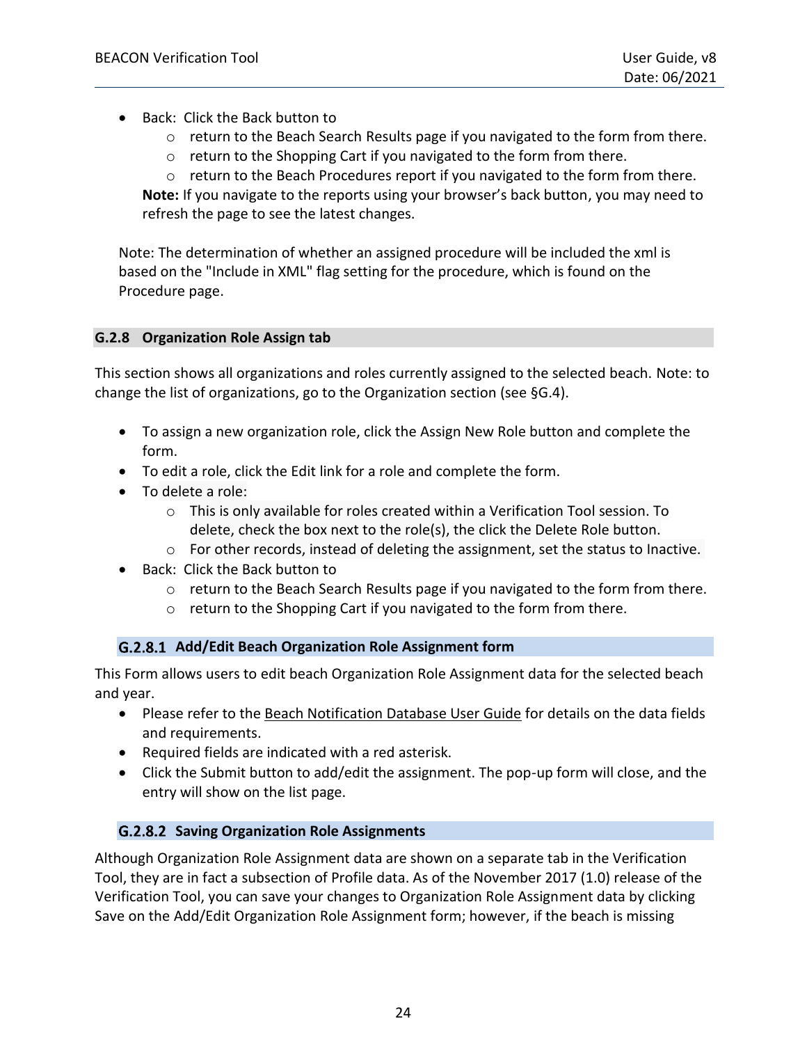- Back: Click the Back button to
  - return to the Beach Search Results page if you navigated to the form from there.
  - return to the Shopping Cart if you navigated to the form from there.
  - return to the Beach Procedures report if you navigated to the form from there.

  **Note:** If you navigate to the reports using your browser's back button, you may need to refresh the page to see the latest changes.

Note: The determination of whether an assigned procedure will be included the xml is based on the "Include in XML" flag setting for the procedure, which is found on the Procedure page.

### G.2.8 Organization Role Assign tab

This section shows all organizations and roles currently assigned to the selected beach. Note: to change the list of organizations, go to the Organization section (see §G.4).

- To assign a new organization role, click the Assign New Role button and complete the form.
- To edit a role, click the Edit link for a role and complete the form.
- To delete a role:
  - This is only available for roles created within a Verification Tool session. To delete, check the box next to the role(s), the click the Delete Role button.
  - For other records, instead of deleting the assignment, set the status to Inactive.
- Back: Click the Back button to
  - return to the Beach Search Results page if you navigated to the form from there.
  - return to the Shopping Cart if you navigated to the form from there.

#### G.2.8.1 Add/Edit Beach Organization Role Assignment form

This Form allows users to edit beach Organization Role Assignment data for the selected beach and year.

- Please refer to the Beach Notification Database User Guide for details on the data fields and requirements.
- Required fields are indicated with a red asterisk.
- Click the Submit button to add/edit the assignment. The pop-up form will close, and the entry will show on the list page.

#### G.2.8.2 Saving Organization Role Assignments

Although Organization Role Assignment data are shown on a separate tab in the Verification Tool, they are in fact a subsection of Profile data. As of the November 2017 (1.0) release of the Verification Tool, you can save your changes to Organization Role Assignment data by clicking Save on the Add/Edit Organization Role Assignment form; however, if the beach is missing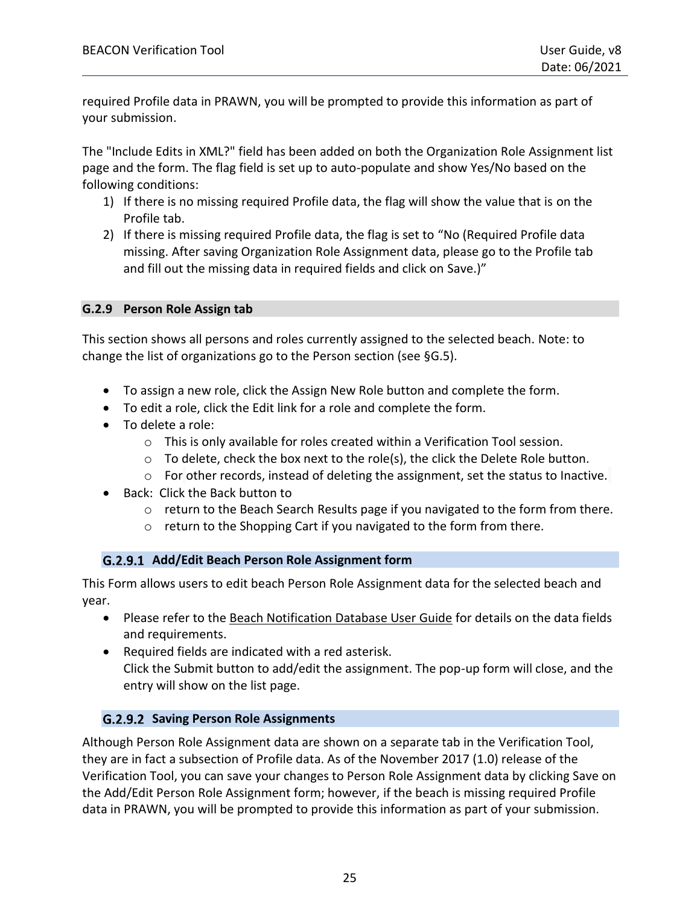required Profile data in PRAWN, you will be prompted to provide this information as part of your submission.

The "Include Edits in XML?" field has been added on both the Organization Role Assignment list page and the form. The flag field is set up to auto-populate and show Yes/No based on the following conditions:

1) If there is no missing required Profile data, the flag will show the value that is on the Profile tab.
2) If there is missing required Profile data, the flag is set to “No (Required Profile data missing. After saving Organization Role Assignment data, please go to the Profile tab and fill out the missing data in required fields and click on Save.)”

## G.2.9 Person Role Assign tab

This section shows all persons and roles currently assigned to the selected beach. Note: to change the list of organizations go to the Person section (see §G.5).

- To assign a new role, click the Assign New Role button and complete the form.
- To edit a role, click the Edit link for a role and complete the form.
- To delete a role:
  - This is only available for roles created within a Verification Tool session.
  - To delete, check the box next to the role(s), the click the Delete Role button.
  - For other records, instead of deleting the assignment, set the status to Inactive.
- Back: Click the Back button to
  - return to the Beach Search Results page if you navigated to the form from there.
  - return to the Shopping Cart if you navigated to the form from there.

### G.2.9.1 Add/Edit Beach Person Role Assignment form

This Form allows users to edit beach Person Role Assignment data for the selected beach and year.

- Please refer to the Beach Notification Database User Guide for details on the data fields and requirements.
- Required fields are indicated with a red asterisk.
  Click the Submit button to add/edit the assignment. The pop-up form will close, and the entry will show on the list page.

### G.2.9.2 Saving Person Role Assignments

Although Person Role Assignment data are shown on a separate tab in the Verification Tool, they are in fact a subsection of Profile data. As of the November 2017 (1.0) release of the Verification Tool, you can save your changes to Person Role Assignment data by clicking Save on the Add/Edit Person Role Assignment form; however, if the beach is missing required Profile data in PRAWN, you will be prompted to provide this information as part of your submission.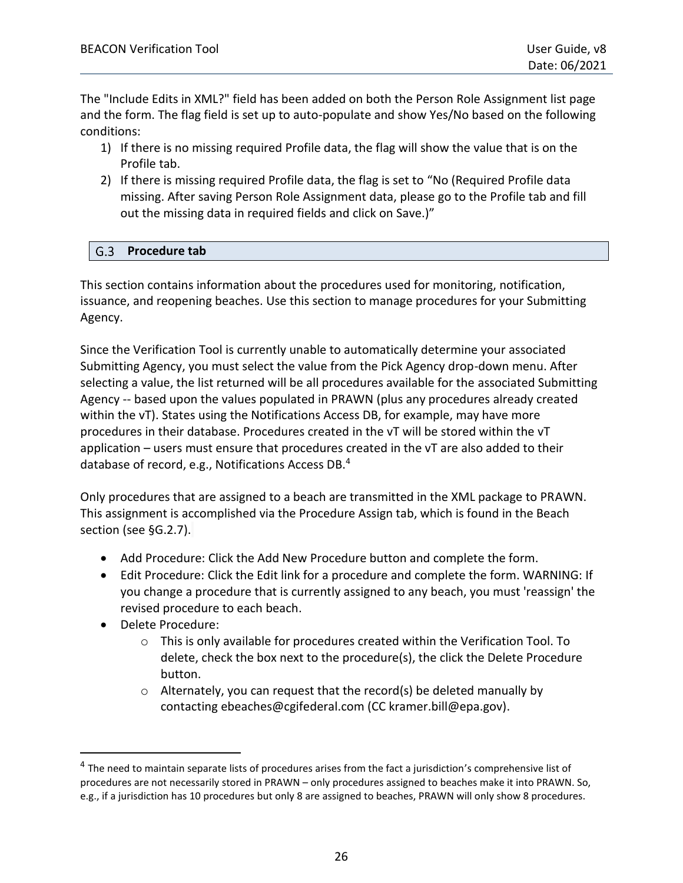The "Include Edits in XML?" field has been added on both the Person Role Assignment list page and the form. The flag field is set up to auto-populate and show Yes/No based on the following conditions:

1) If there is no missing required Profile data, the flag will show the value that is on the Profile tab.
2) If there is missing required Profile data, the flag is set to "No (Required Profile data missing. After saving Person Role Assignment data, please go to the Profile tab and fill out the missing data in required fields and click on Save.)"

## G.3 Procedure tab

This section contains information about the procedures used for monitoring, notification, issuance, and reopening beaches. Use this section to manage procedures for your Submitting Agency.

Since the Verification Tool is currently unable to automatically determine your associated Submitting Agency, you must select the value from the Pick Agency drop-down menu. After selecting a value, the list returned will be all procedures available for the associated Submitting Agency -- based upon the values populated in PRAWN (plus any procedures already created within the vT). States using the Notifications Access DB, for example, may have more procedures in their database. Procedures created in the vT will be stored within the vT application – users must ensure that procedures created in the vT are also added to their database of record, e.g., Notifications Access DB.[4]

Only procedures that are assigned to a beach are transmitted in the XML package to PRAWN. This assignment is accomplished via the Procedure Assign tab, which is found in the Beach section (see §G.2.7).

- Add Procedure: Click the Add New Procedure button and complete the form.
- Edit Procedure: Click the Edit link for a procedure and complete the form. WARNING: If you change a procedure that is currently assigned to any beach, you must 'reassign' the revised procedure to each beach.
- Delete Procedure:
  - This is only available for procedures created within the Verification Tool. To delete, check the box next to the procedure(s), the click the Delete Procedure button.
  - Alternately, you can request that the record(s) be deleted manually by contacting ebeaches@cgifederal.com (CC kramer.bill@epa.gov).

---

[4] The need to maintain separate lists of procedures arises from the fact a jurisdiction's comprehensive list of procedures are not necessarily stored in PRAWN – only procedures assigned to beaches make it into PRAWN. So, e.g., if a jurisdiction has 10 procedures but only 8 are assigned to beaches, PRAWN will only show 8 procedures.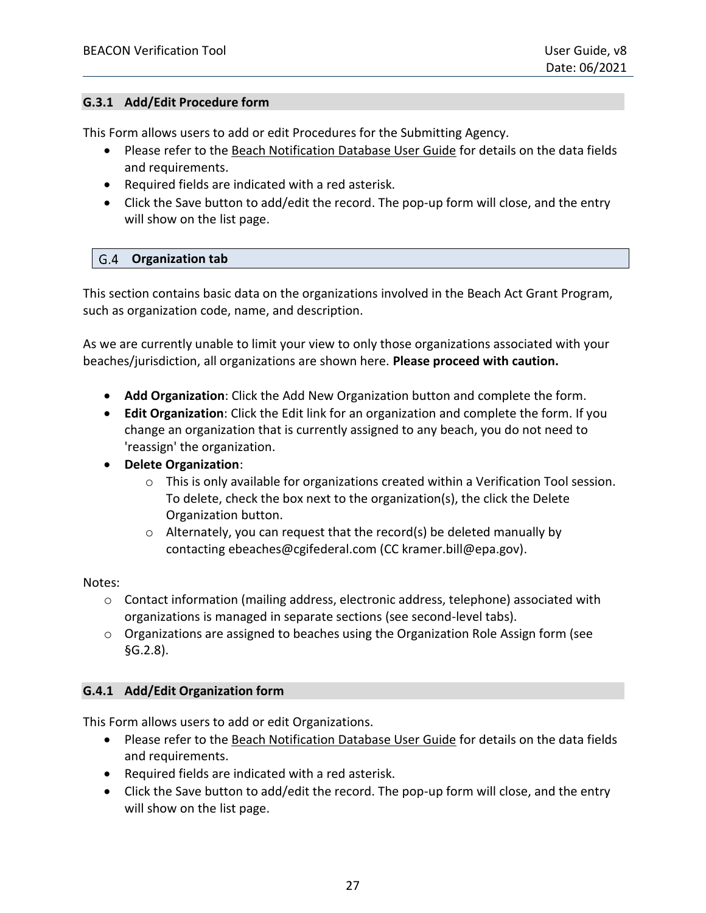### G.3.1 Add/Edit Procedure form

This Form allows users to add or edit Procedures for the Submitting Agency.

- Please refer to the Beach Notification Database User Guide for details on the data fields and requirements.
- Required fields are indicated with a red asterisk.
- Click the Save button to add/edit the record. The pop-up form will close, and the entry will show on the list page.

## G.4 Organization tab

This section contains basic data on the organizations involved in the Beach Act Grant Program, such as organization code, name, and description.

As we are currently unable to limit your view to only those organizations associated with your beaches/jurisdiction, all organizations are shown here. **Please proceed with caution.**

- **Add Organization**: Click the Add New Organization button and complete the form.
- **Edit Organization**: Click the Edit link for an organization and complete the form. If you change an organization that is currently assigned to any beach, you do not need to 'reassign' the organization.
- **Delete Organization**:
  - This is only available for organizations created within a Verification Tool session. To delete, check the box next to the organization(s), the click the Delete Organization button.
  - Alternately, you can request that the record(s) be deleted manually by contacting ebeaches@cgifederal.com (CC kramer.bill@epa.gov).

Notes:

- Contact information (mailing address, electronic address, telephone) associated with organizations is managed in separate sections (see second-level tabs).
- Organizations are assigned to beaches using the Organization Role Assign form (see §G.2.8).

### G.4.1 Add/Edit Organization form

This Form allows users to add or edit Organizations.

- Please refer to the Beach Notification Database User Guide for details on the data fields and requirements.
- Required fields are indicated with a red asterisk.
- Click the Save button to add/edit the record. The pop-up form will close, and the entry will show on the list page.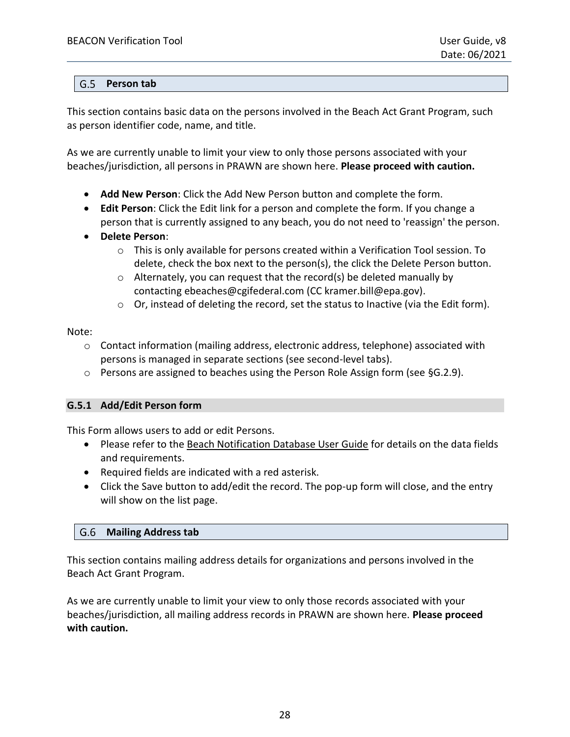## G.5 Person tab

This section contains basic data on the persons involved in the Beach Act Grant Program, such as person identifier code, name, and title.

As we are currently unable to limit your view to only those persons associated with your beaches/jurisdiction, all persons in PRAWN are shown here. **Please proceed with caution.**

- **Add New Person**: Click the Add New Person button and complete the form.
- **Edit Person**: Click the Edit link for a person and complete the form. If you change a person that is currently assigned to any beach, you do not need to 'reassign' the person.
- **Delete Person**:
    - This is only available for persons created within a Verification Tool session. To delete, check the box next to the person(s), the click the Delete Person button.
    - Alternately, you can request that the record(s) be deleted manually by contacting ebeaches@cgifederal.com (CC kramer.bill@epa.gov).
    - Or, instead of deleting the record, set the status to Inactive (via the Edit form).

Note:

- Contact information (mailing address, electronic address, telephone) associated with persons is managed in separate sections (see second-level tabs).
- Persons are assigned to beaches using the Person Role Assign form (see §G.2.9).

### G.5.1 Add/Edit Person form

This Form allows users to add or edit Persons.

- Please refer to the Beach Notification Database User Guide for details on the data fields and requirements.
- Required fields are indicated with a red asterisk.
- Click the Save button to add/edit the record. The pop-up form will close, and the entry will show on the list page.

## G.6 Mailing Address tab

This section contains mailing address details for organizations and persons involved in the Beach Act Grant Program.

As we are currently unable to limit your view to only those records associated with your beaches/jurisdiction, all mailing address records in PRAWN are shown here. **Please proceed with caution.**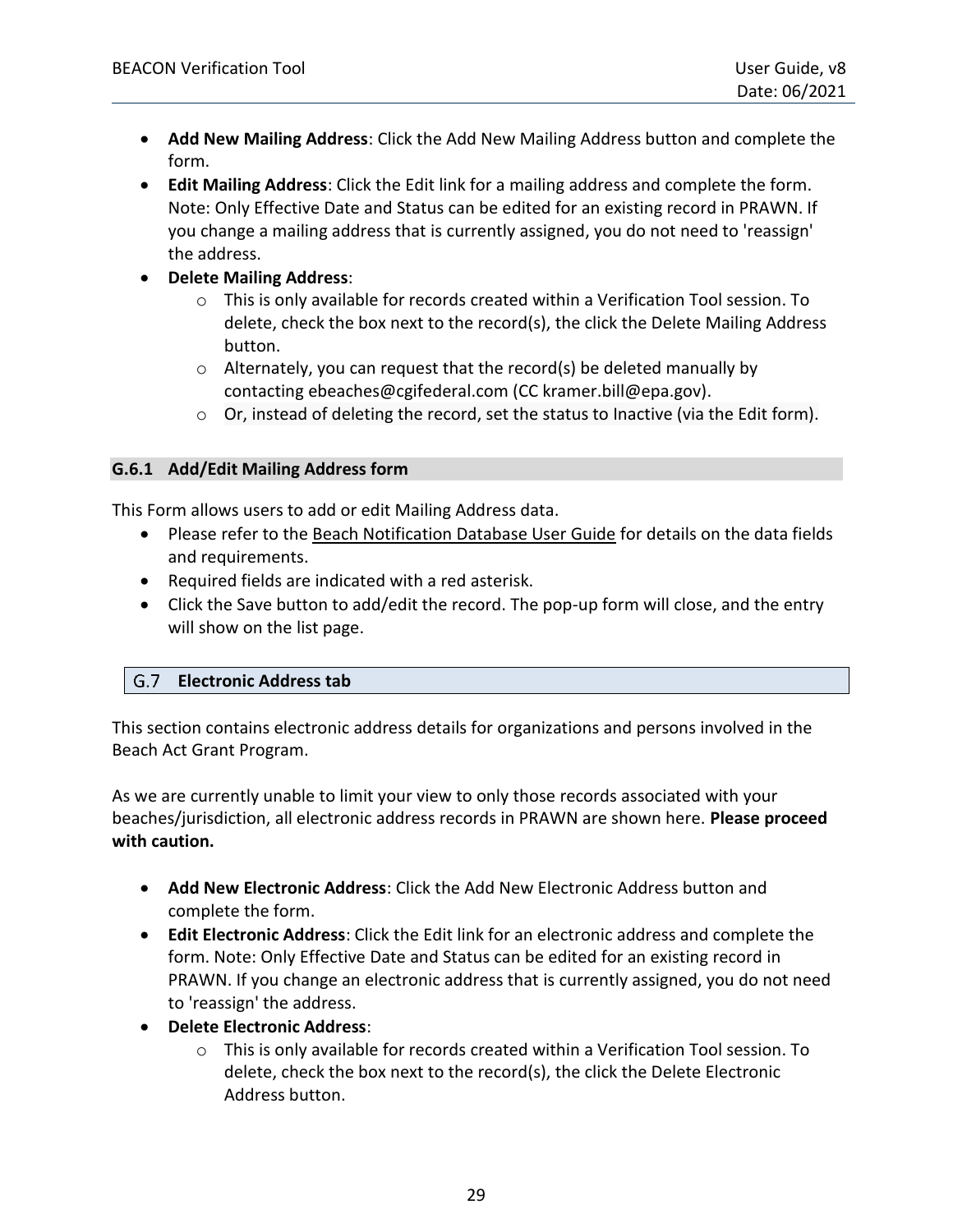- **Add New Mailing Address**: Click the Add New Mailing Address button and complete the form.
- **Edit Mailing Address**: Click the Edit link for a mailing address and complete the form. Note: Only Effective Date and Status can be edited for an existing record in PRAWN. If you change a mailing address that is currently assigned, you do not need to 'reassign' the address.
- **Delete Mailing Address**:
  - This is only available for records created within a Verification Tool session. To delete, check the box next to the record(s), the click the Delete Mailing Address button.
  - Alternately, you can request that the record(s) be deleted manually by contacting ebeaches@cgifederal.com (CC kramer.bill@epa.gov).
  - Or, instead of deleting the record, set the status to Inactive (via the Edit form).

#### G.6.1 Add/Edit Mailing Address form

This Form allows users to add or edit Mailing Address data.

- Please refer to the Beach Notification Database User Guide for details on the data fields and requirements.
- Required fields are indicated with a red asterisk.
- Click the Save button to add/edit the record. The pop-up form will close, and the entry will show on the list page.

### G.7 Electronic Address tab

This section contains electronic address details for organizations and persons involved in the Beach Act Grant Program.

As we are currently unable to limit your view to only those records associated with your beaches/jurisdiction, all electronic address records in PRAWN are shown here. **Please proceed with caution.**

- **Add New Electronic Address**: Click the Add New Electronic Address button and complete the form.
- **Edit Electronic Address**: Click the Edit link for an electronic address and complete the form. Note: Only Effective Date and Status can be edited for an existing record in PRAWN. If you change an electronic address that is currently assigned, you do not need to 'reassign' the address.
- **Delete Electronic Address**:
  - This is only available for records created within a Verification Tool session. To delete, check the box next to the record(s), the click the Delete Electronic Address button.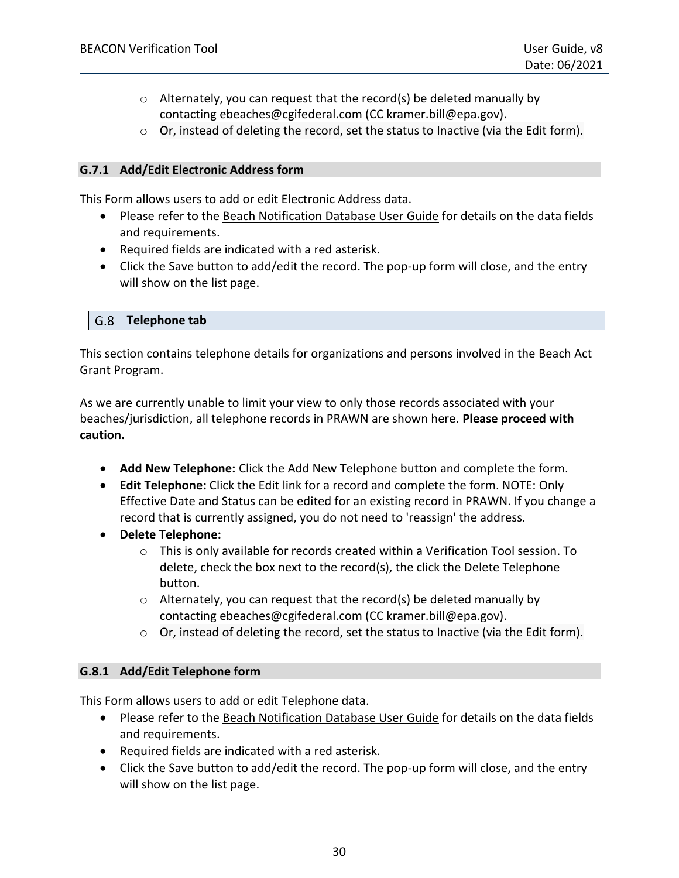- Alternately, you can request that the record(s) be deleted manually by contacting ebeaches@cgifederal.com (CC kramer.bill@epa.gov).
- Or, instead of deleting the record, set the status to Inactive (via the Edit form).

### G.7.1 Add/Edit Electronic Address form

This Form allows users to add or edit Electronic Address data.

- Please refer to the Beach Notification Database User Guide for details on the data fields and requirements.
- Required fields are indicated with a red asterisk.
- Click the Save button to add/edit the record. The pop-up form will close, and the entry will show on the list page.

## G.8 Telephone tab

This section contains telephone details for organizations and persons involved in the Beach Act Grant Program.

As we are currently unable to limit your view to only those records associated with your beaches/jurisdiction, all telephone records in PRAWN are shown here. **Please proceed with caution.**

- **Add New Telephone:** Click the Add New Telephone button and complete the form.
- **Edit Telephone:** Click the Edit link for a record and complete the form. NOTE: Only Effective Date and Status can be edited for an existing record in PRAWN. If you change a record that is currently assigned, you do not need to 'reassign' the address.
- **Delete Telephone:**
  - This is only available for records created within a Verification Tool session. To delete, check the box next to the record(s), the click the Delete Telephone button.
  - Alternately, you can request that the record(s) be deleted manually by contacting ebeaches@cgifederal.com (CC kramer.bill@epa.gov).
  - Or, instead of deleting the record, set the status to Inactive (via the Edit form).

### G.8.1 Add/Edit Telephone form

This Form allows users to add or edit Telephone data.

- Please refer to the Beach Notification Database User Guide for details on the data fields and requirements.
- Required fields are indicated with a red asterisk.
- Click the Save button to add/edit the record. The pop-up form will close, and the entry will show on the list page.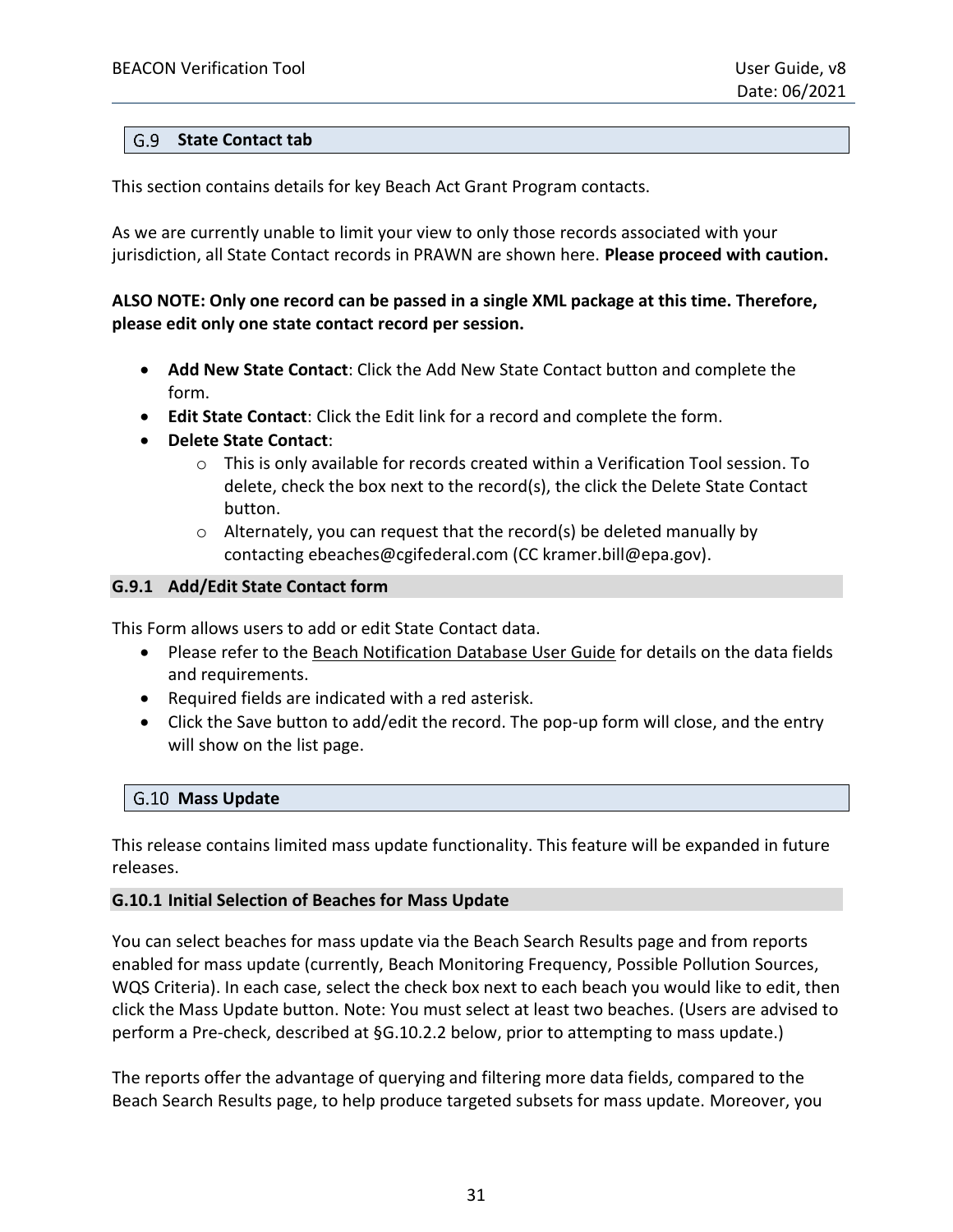## G.9 State Contact tab

This section contains details for key Beach Act Grant Program contacts.

As we are currently unable to limit your view to only those records associated with your jurisdiction, all State Contact records in PRAWN are shown here. **Please proceed with caution.**

**ALSO NOTE: Only one record can be passed in a single XML package at this time. Therefore, please edit only one state contact record per session.**

- **Add New State Contact**: Click the Add New State Contact button and complete the form.
- **Edit State Contact**: Click the Edit link for a record and complete the form.
- **Delete State Contact**:
  - This is only available for records created within a Verification Tool session. To delete, check the box next to the record(s), the click the Delete State Contact button.
  - Alternately, you can request that the record(s) be deleted manually by contacting ebeaches@cgifederal.com (CC kramer.bill@epa.gov).

### G.9.1 Add/Edit State Contact form

This Form allows users to add or edit State Contact data.

- Please refer to the Beach Notification Database User Guide for details on the data fields and requirements.
- Required fields are indicated with a red asterisk.
- Click the Save button to add/edit the record. The pop-up form will close, and the entry will show on the list page.

## G.10 Mass Update

This release contains limited mass update functionality. This feature will be expanded in future releases.

### G.10.1 Initial Selection of Beaches for Mass Update

You can select beaches for mass update via the Beach Search Results page and from reports enabled for mass update (currently, Beach Monitoring Frequency, Possible Pollution Sources, WQS Criteria). In each case, select the check box next to each beach you would like to edit, then click the Mass Update button. Note: You must select at least two beaches. (Users are advised to perform a Pre-check, described at §G.10.2.2 below, prior to attempting to mass update.)

The reports offer the advantage of querying and filtering more data fields, compared to the Beach Search Results page, to help produce targeted subsets for mass update. Moreover, you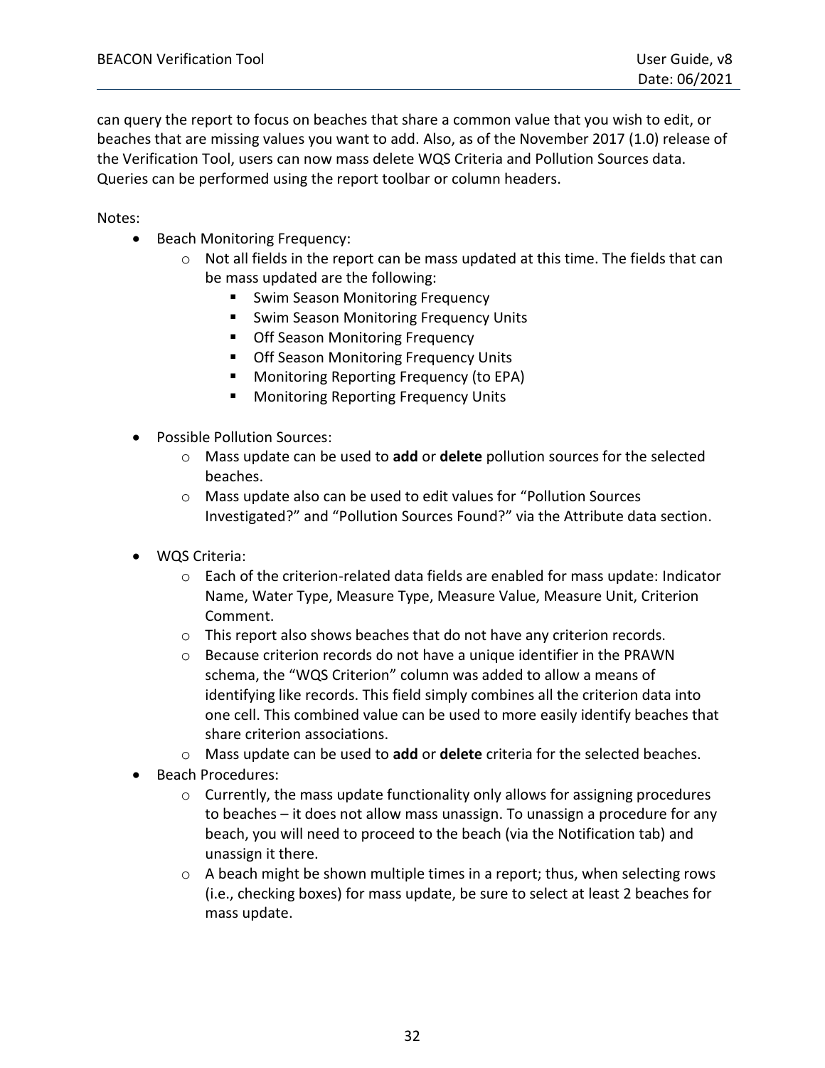can query the report to focus on beaches that share a common value that you wish to edit, or beaches that are missing values you want to add. Also, as of the November 2017 (1.0) release of the Verification Tool, users can now mass delete WQS Criteria and Pollution Sources data. Queries can be performed using the report toolbar or column headers.

Notes:

- Beach Monitoring Frequency:
  - Not all fields in the report can be mass updated at this time. The fields that can be mass updated are the following:
    - Swim Season Monitoring Frequency
    - Swim Season Monitoring Frequency Units
    - Off Season Monitoring Frequency
    - Off Season Monitoring Frequency Units
    - Monitoring Reporting Frequency (to EPA)
    - Monitoring Reporting Frequency Units

- Possible Pollution Sources:
  - Mass update can be used to **add** or **delete** pollution sources for the selected beaches.
  - Mass update also can be used to edit values for “Pollution Sources Investigated?” and “Pollution Sources Found?” via the Attribute data section.

- WQS Criteria:
  - Each of the criterion-related data fields are enabled for mass update: Indicator Name, Water Type, Measure Type, Measure Value, Measure Unit, Criterion Comment.
  - This report also shows beaches that do not have any criterion records.
  - Because criterion records do not have a unique identifier in the PRAWN schema, the “WQS Criterion” column was added to allow a means of identifying like records. This field simply combines all the criterion data into one cell. This combined value can be used to more easily identify beaches that share criterion associations.
  - Mass update can be used to **add** or **delete** criteria for the selected beaches.
- Beach Procedures:
  - Currently, the mass update functionality only allows for assigning procedures to beaches – it does not allow mass unassign. To unassign a procedure for any beach, you will need to proceed to the beach (via the Notification tab) and unassign it there.
  - A beach might be shown multiple times in a report; thus, when selecting rows (i.e., checking boxes) for mass update, be sure to select at least 2 beaches for mass update.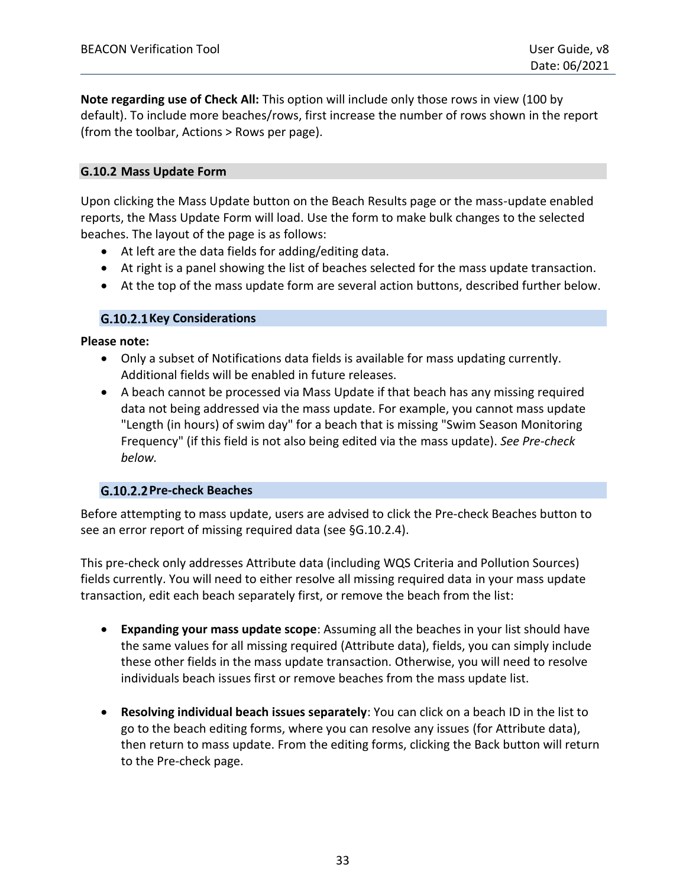**Note regarding use of Check All:** This option will include only those rows in view (100 by default). To include more beaches/rows, first increase the number of rows shown in the report (from the toolbar, Actions > Rows per page).

### G.10.2 Mass Update Form

Upon clicking the Mass Update button on the Beach Results page or the mass-update enabled reports, the Mass Update Form will load. Use the form to make bulk changes to the selected beaches. The layout of the page is as follows:

- At left are the data fields for adding/editing data.
- At right is a panel showing the list of beaches selected for the mass update transaction.
- At the top of the mass update form are several action buttons, described further below.

#### G.10.2.1 Key Considerations

**Please note:**

- Only a subset of Notifications data fields is available for mass updating currently. Additional fields will be enabled in future releases.
- A beach cannot be processed via Mass Update if that beach has any missing required data not being addressed via the mass update. For example, you cannot mass update "Length (in hours) of swim day" for a beach that is missing "Swim Season Monitoring Frequency" (if this field is not also being edited via the mass update). *See Pre-check below.*

#### G.10.2.2 Pre-check Beaches

Before attempting to mass update, users are advised to click the Pre-check Beaches button to see an error report of missing required data (see §G.10.2.4).

This pre-check only addresses Attribute data (including WQS Criteria and Pollution Sources) fields currently. You will need to either resolve all missing required data in your mass update transaction, edit each beach separately first, or remove the beach from the list:

- **Expanding your mass update scope**: Assuming all the beaches in your list should have the same values for all missing required (Attribute data), fields, you can simply include these other fields in the mass update transaction. Otherwise, you will need to resolve individuals beach issues first or remove beaches from the mass update list.

- **Resolving individual beach issues separately**: You can click on a beach ID in the list to go to the beach editing forms, where you can resolve any issues (for Attribute data), then return to mass update. From the editing forms, clicking the Back button will return to the Pre-check page.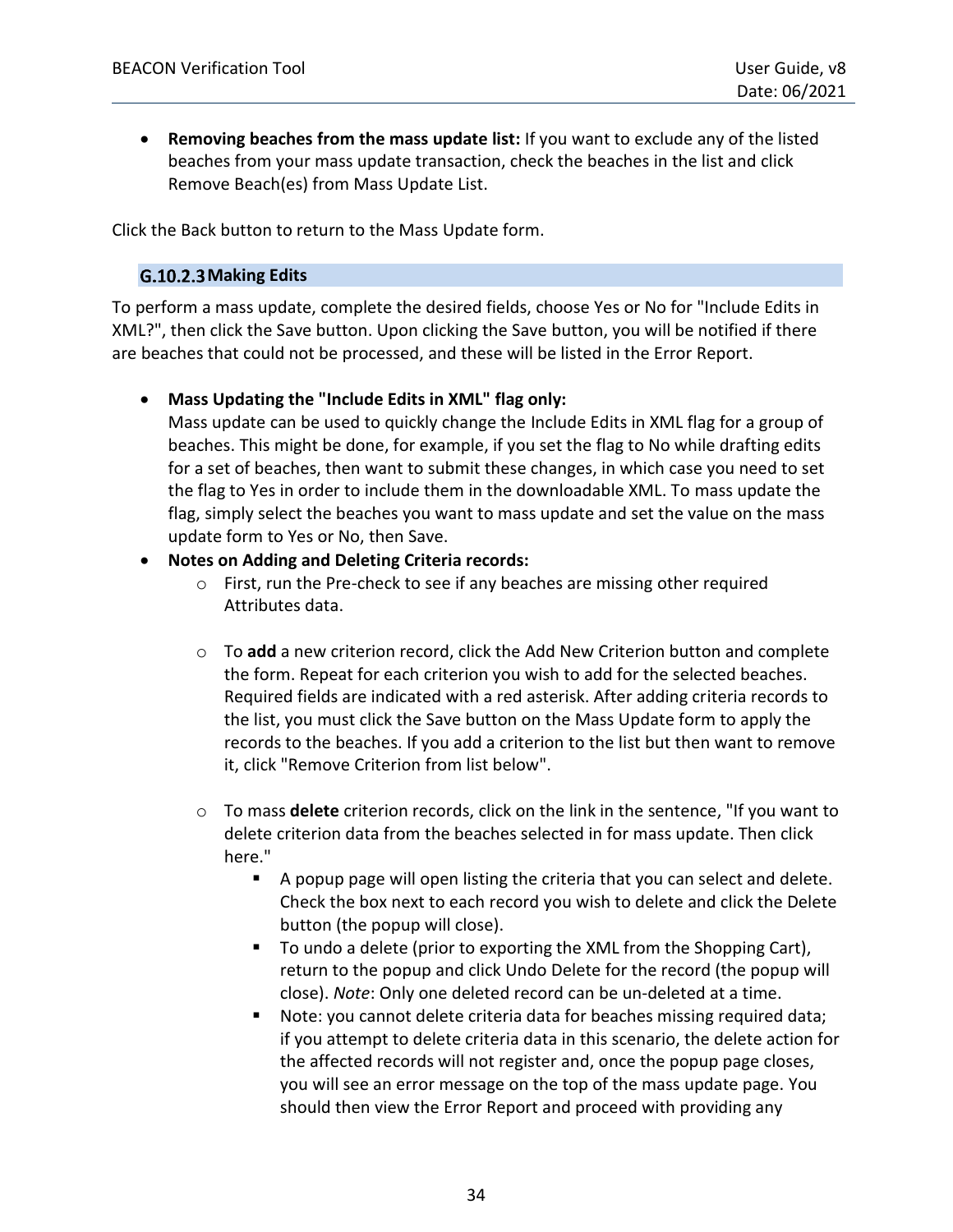- **Removing beaches from the mass update list:** If you want to exclude any of the listed beaches from your mass update transaction, check the beaches in the list and click Remove Beach(es) from Mass Update List.

Click the Back button to return to the Mass Update form.

#### G.10.2.3 Making Edits

To perform a mass update, complete the desired fields, choose Yes or No for "Include Edits in XML?", then click the Save button. Upon clicking the Save button, you will be notified if there are beaches that could not be processed, and these will be listed in the Error Report.

- **Mass Updating the "Include Edits in XML" flag only:**
  Mass update can be used to quickly change the Include Edits in XML flag for a group of beaches. This might be done, for example, if you set the flag to No while drafting edits for a set of beaches, then want to submit these changes, in which case you need to set the flag to Yes in order to include them in the downloadable XML. To mass update the flag, simply select the beaches you want to mass update and set the value on the mass update form to Yes or No, then Save.
- **Notes on Adding and Deleting Criteria records:**
  - First, run the Pre-check to see if any beaches are missing other required Attributes data.
  - To **add** a new criterion record, click the Add New Criterion button and complete the form. Repeat for each criterion you wish to add for the selected beaches. Required fields are indicated with a red asterisk. After adding criteria records to the list, you must click the Save button on the Mass Update form to apply the records to the beaches. If you add a criterion to the list but then want to remove it, click "Remove Criterion from list below".
  - To mass **delete** criterion records, click on the link in the sentence, "If you want to delete criterion data from the beaches selected in for mass update. Then click here."
    - A popup page will open listing the criteria that you can select and delete. Check the box next to each record you wish to delete and click the Delete button (the popup will close).
    - To undo a delete (prior to exporting the XML from the Shopping Cart), return to the popup and click Undo Delete for the record (the popup will close). *Note*: Only one deleted record can be un-deleted at a time.
    - Note: you cannot delete criteria data for beaches missing required data; if you attempt to delete criteria data in this scenario, the delete action for the affected records will not register and, once the popup page closes, you will see an error message on the top of the mass update page. You should then view the Error Report and proceed with providing any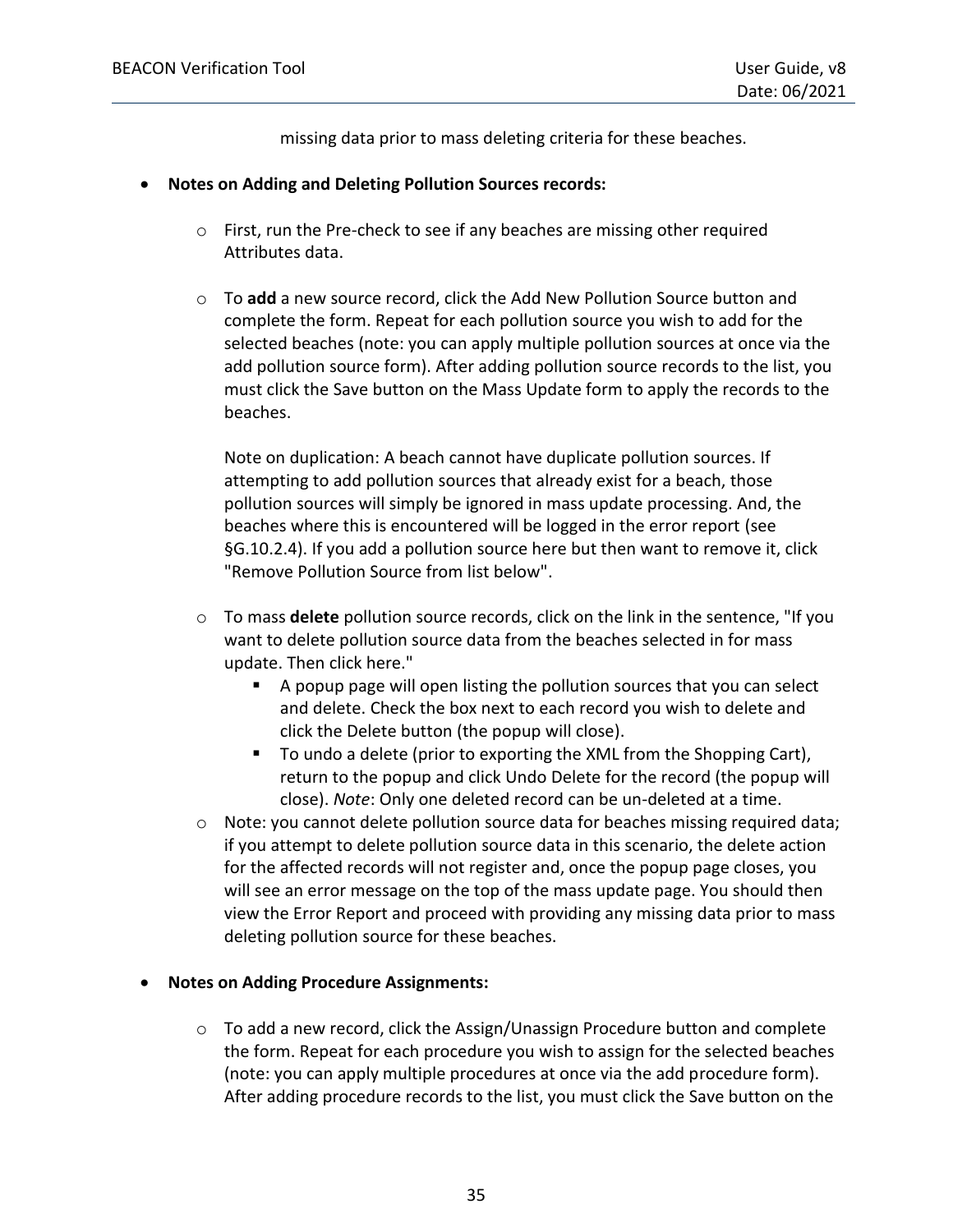missing data prior to mass deleting criteria for these beaches.

- **Notes on Adding and Deleting Pollution Sources records:**

  - First, run the Pre-check to see if any beaches are missing other required Attributes data.

  - To **add** a new source record, click the Add New Pollution Source button and complete the form. Repeat for each pollution source you wish to add for the selected beaches (note: you can apply multiple pollution sources at once via the add pollution source form). After adding pollution source records to the list, you must click the Save button on the Mass Update form to apply the records to the beaches.

    Note on duplication: A beach cannot have duplicate pollution sources. If attempting to add pollution sources that already exist for a beach, those pollution sources will simply be ignored in mass update processing. And, the beaches where this is encountered will be logged in the error report (see §G.10.2.4). If you add a pollution source here but then want to remove it, click "Remove Pollution Source from list below".

  - To mass **delete** pollution source records, click on the link in the sentence, "If you want to delete pollution source data from the beaches selected in for mass update. Then click here."
    - A popup page will open listing the pollution sources that you can select and delete. Check the box next to each record you wish to delete and click the Delete button (the popup will close).
    - To undo a delete (prior to exporting the XML from the Shopping Cart), return to the popup and click Undo Delete for the record (the popup will close). *Note*: Only one deleted record can be un-deleted at a time.
  - Note: you cannot delete pollution source data for beaches missing required data; if you attempt to delete pollution source data in this scenario, the delete action for the affected records will not register and, once the popup page closes, you will see an error message on the top of the mass update page. You should then view the Error Report and proceed with providing any missing data prior to mass deleting pollution source for these beaches.

- **Notes on Adding Procedure Assignments:**

  - To add a new record, click the Assign/Unassign Procedure button and complete the form. Repeat for each procedure you wish to assign for the selected beaches (note: you can apply multiple procedures at once via the add procedure form). After adding procedure records to the list, you must click the Save button on the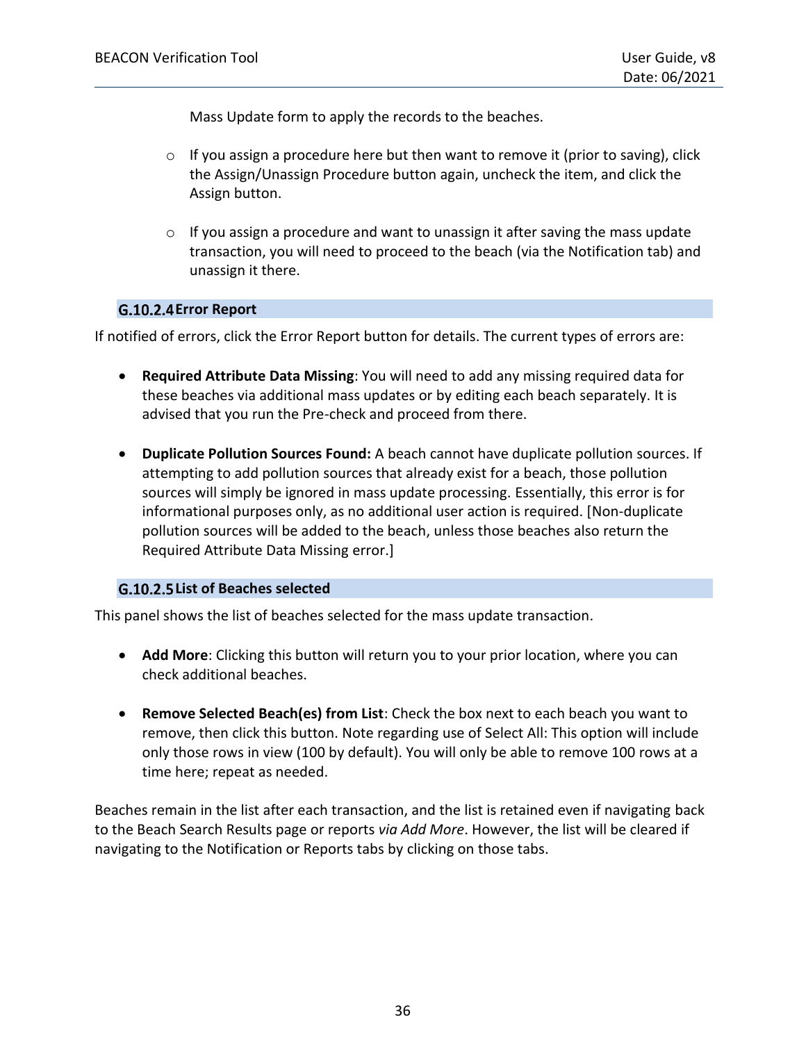Mass Update form to apply the records to the beaches.

  - If you assign a procedure here but then want to remove it (prior to saving), click the Assign/Unassign Procedure button again, uncheck the item, and click the Assign button.

  - If you assign a procedure and want to unassign it after saving the mass update transaction, you will need to proceed to the beach (via the Notification tab) and unassign it there.

### G.10.2.4 Error Report

If notified of errors, click the Error Report button for details. The current types of errors are:

- **Required Attribute Data Missing**: You will need to add any missing required data for these beaches via additional mass updates or by editing each beach separately. It is advised that you run the Pre-check and proceed from there.

- **Duplicate Pollution Sources Found:** A beach cannot have duplicate pollution sources. If attempting to add pollution sources that already exist for a beach, those pollution sources will simply be ignored in mass update processing. Essentially, this error is for informational purposes only, as no additional user action is required. [Non-duplicate pollution sources will be added to the beach, unless those beaches also return the Required Attribute Data Missing error.]

### G.10.2.5 List of Beaches selected

This panel shows the list of beaches selected for the mass update transaction.

- **Add More**: Clicking this button will return you to your prior location, where you can check additional beaches.

- **Remove Selected Beach(es) from List**: Check the box next to each beach you want to remove, then click this button. Note regarding use of Select All: This option will include only those rows in view (100 by default). You will only be able to remove 100 rows at a time here; repeat as needed.

Beaches remain in the list after each transaction, and the list is retained even if navigating back to the Beach Search Results page or reports *via Add More*. However, the list will be cleared if navigating to the Notification or Reports tabs by clicking on those tabs.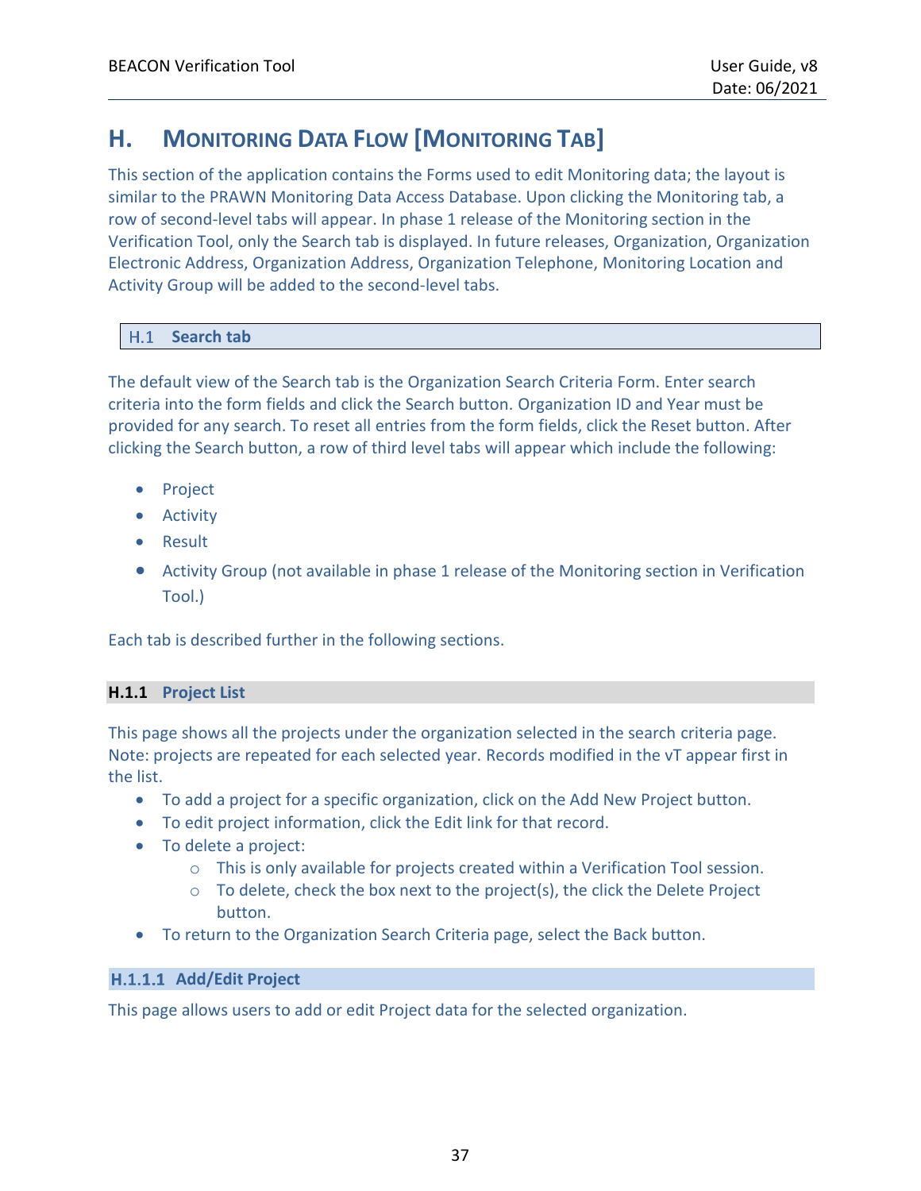# H. Monitoring Data Flow [Monitoring Tab]

This section of the application contains the Forms used to edit Monitoring data; the layout is similar to the PRAWN Monitoring Data Access Database. Upon clicking the Monitoring tab, a row of second-level tabs will appear. In phase 1 release of the Monitoring section in the Verification Tool, only the Search tab is displayed. In future releases, Organization, Organization Electronic Address, Organization Address, Organization Telephone, Monitoring Location and Activity Group will be added to the second-level tabs.

## H.1 Search tab

The default view of the Search tab is the Organization Search Criteria Form. Enter search criteria into the form fields and click the Search button. Organization ID and Year must be provided for any search. To reset all entries from the form fields, click the Reset button. After clicking the Search button, a row of third level tabs will appear which include the following:

- Project
- Activity
- Result
- Activity Group (not available in phase 1 release of the Monitoring section in Verification Tool.)

Each tab is described further in the following sections.

### H.1.1 Project List

This page shows all the projects under the organization selected in the search criteria page. Note: projects are repeated for each selected year. Records modified in the vT appear first in the list.

- To add a project for a specific organization, click on the Add New Project button.
- To edit project information, click the Edit link for that record.
- To delete a project:
  - This is only available for projects created within a Verification Tool session.
  - To delete, check the box next to the project(s), the click the Delete Project button.
- To return to the Organization Search Criteria page, select the Back button.

#### H.1.1.1 Add/Edit Project

This page allows users to add or edit Project data for the selected organization.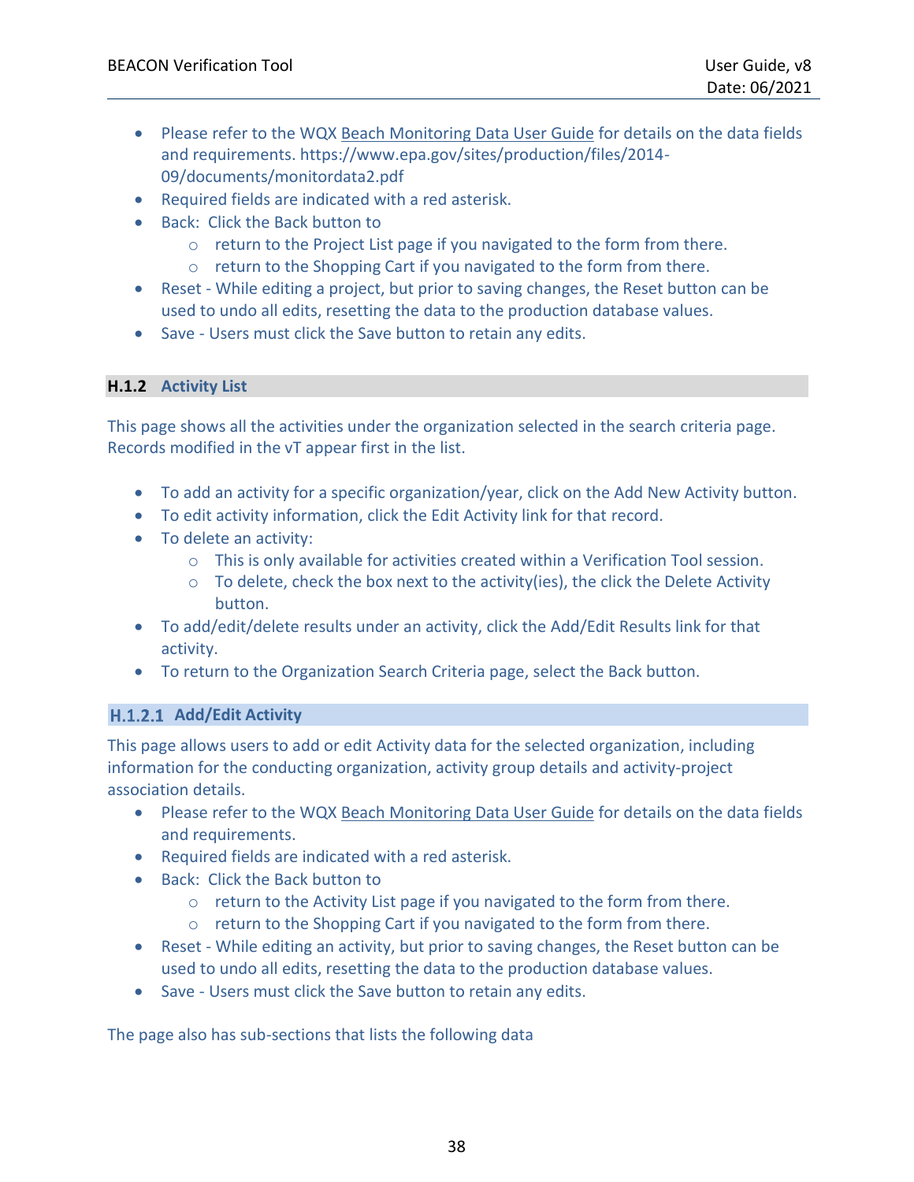- Please refer to the WQX Beach Monitoring Data User Guide for details on the data fields and requirements. https://www.epa.gov/sites/production/files/2014-09/documents/monitordata2.pdf
- Required fields are indicated with a red asterisk.
- Back: Click the Back button to
  - return to the Project List page if you navigated to the form from there.
  - return to the Shopping Cart if you navigated to the form from there.
- Reset - While editing a project, but prior to saving changes, the Reset button can be used to undo all edits, resetting the data to the production database values.
- Save - Users must click the Save button to retain any edits.

### H.1.2 Activity List

This page shows all the activities under the organization selected in the search criteria page. Records modified in the vT appear first in the list.

- To add an activity for a specific organization/year, click on the Add New Activity button.
- To edit activity information, click the Edit Activity link for that record.
- To delete an activity:
  - This is only available for activities created within a Verification Tool session.
  - To delete, check the box next to the activity(ies), the click the Delete Activity button.
- To add/edit/delete results under an activity, click the Add/Edit Results link for that activity.
- To return to the Organization Search Criteria page, select the Back button.

#### H.1.2.1 Add/Edit Activity

This page allows users to add or edit Activity data for the selected organization, including information for the conducting organization, activity group details and activity-project association details.

- Please refer to the WQX Beach Monitoring Data User Guide for details on the data fields and requirements.
- Required fields are indicated with a red asterisk.
- Back: Click the Back button to
  - return to the Activity List page if you navigated to the form from there.
  - return to the Shopping Cart if you navigated to the form from there.
- Reset - While editing an activity, but prior to saving changes, the Reset button can be used to undo all edits, resetting the data to the production database values.
- Save - Users must click the Save button to retain any edits.

The page also has sub-sections that lists the following data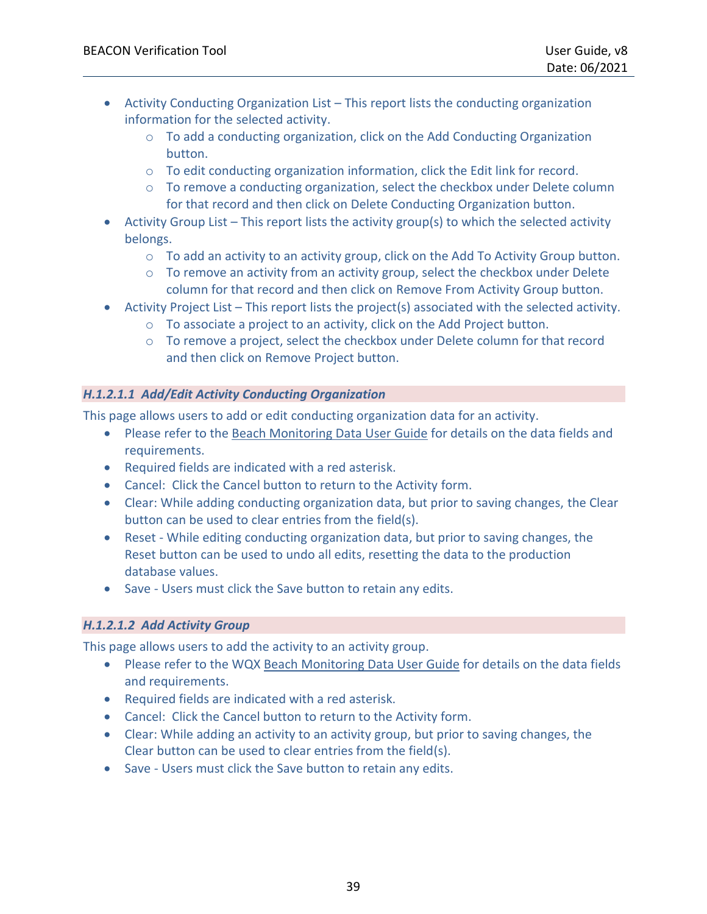- Activity Conducting Organization List – This report lists the conducting organization information for the selected activity.
    - To add a conducting organization, click on the Add Conducting Organization button.
    - To edit conducting organization information, click the Edit link for record.
    - To remove a conducting organization, select the checkbox under Delete column for that record and then click on Delete Conducting Organization button.
- Activity Group List – This report lists the activity group(s) to which the selected activity belongs.
    - To add an activity to an activity group, click on the Add To Activity Group button.
    - To remove an activity from an activity group, select the checkbox under Delete column for that record and then click on Remove From Activity Group button.
- Activity Project List – This report lists the project(s) associated with the selected activity.
    - To associate a project to an activity, click on the Add Project button.
    - To remove a project, select the checkbox under Delete column for that record and then click on Remove Project button.

#### *H.1.2.1.1 Add/Edit Activity Conducting Organization*

This page allows users to add or edit conducting organization data for an activity.

- Please refer to the Beach Monitoring Data User Guide for details on the data fields and requirements.
- Required fields are indicated with a red asterisk.
- Cancel: Click the Cancel button to return to the Activity form.
- Clear: While adding conducting organization data, but prior to saving changes, the Clear button can be used to clear entries from the field(s).
- Reset - While editing conducting organization data, but prior to saving changes, the Reset button can be used to undo all edits, resetting the data to the production database values.
- Save - Users must click the Save button to retain any edits.

#### *H.1.2.1.2 Add Activity Group*

This page allows users to add the activity to an activity group.

- Please refer to the WQX Beach Monitoring Data User Guide for details on the data fields and requirements.
- Required fields are indicated with a red asterisk.
- Cancel: Click the Cancel button to return to the Activity form.
- Clear: While adding an activity to an activity group, but prior to saving changes, the Clear button can be used to clear entries from the field(s).
- Save - Users must click the Save button to retain any edits.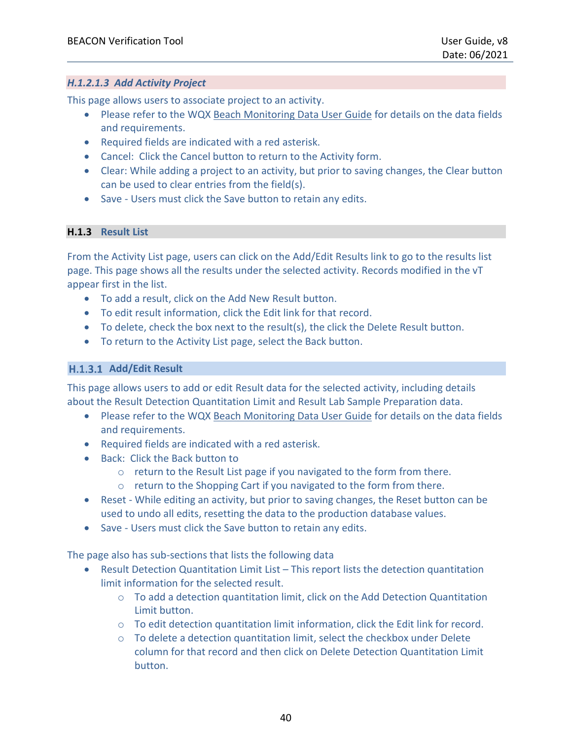##### *H.1.2.1.3 Add Activity Project*

This page allows users to associate project to an activity.

- Please refer to the WQX Beach Monitoring Data User Guide for details on the data fields and requirements.
- Required fields are indicated with a red asterisk.
- Cancel: Click the Cancel button to return to the Activity form.
- Clear: While adding a project to an activity, but prior to saving changes, the Clear button can be used to clear entries from the field(s).
- Save - Users must click the Save button to retain any edits.

### H.1.3 Result List

From the Activity List page, users can click on the Add/Edit Results link to go to the results list page. This page shows all the results under the selected activity. Records modified in the vT appear first in the list.

- To add a result, click on the Add New Result button.
- To edit result information, click the Edit link for that record.
- To delete, check the box next to the result(s), the click the Delete Result button.
- To return to the Activity List page, select the Back button.

#### H.1.3.1 Add/Edit Result

This page allows users to add or edit Result data for the selected activity, including details about the Result Detection Quantitation Limit and Result Lab Sample Preparation data.

- Please refer to the WQX Beach Monitoring Data User Guide for details on the data fields and requirements.
- Required fields are indicated with a red asterisk.
- Back: Click the Back button to
  - return to the Result List page if you navigated to the form from there.
  - return to the Shopping Cart if you navigated to the form from there.
- Reset - While editing an activity, but prior to saving changes, the Reset button can be used to undo all edits, resetting the data to the production database values.
- Save - Users must click the Save button to retain any edits.

The page also has sub-sections that lists the following data

- Result Detection Quantitation Limit List – This report lists the detection quantitation limit information for the selected result.
  - To add a detection quantitation limit, click on the Add Detection Quantitation Limit button.
  - To edit detection quantitation limit information, click the Edit link for record.
  - To delete a detection quantitation limit, select the checkbox under Delete column for that record and then click on Delete Detection Quantitation Limit button.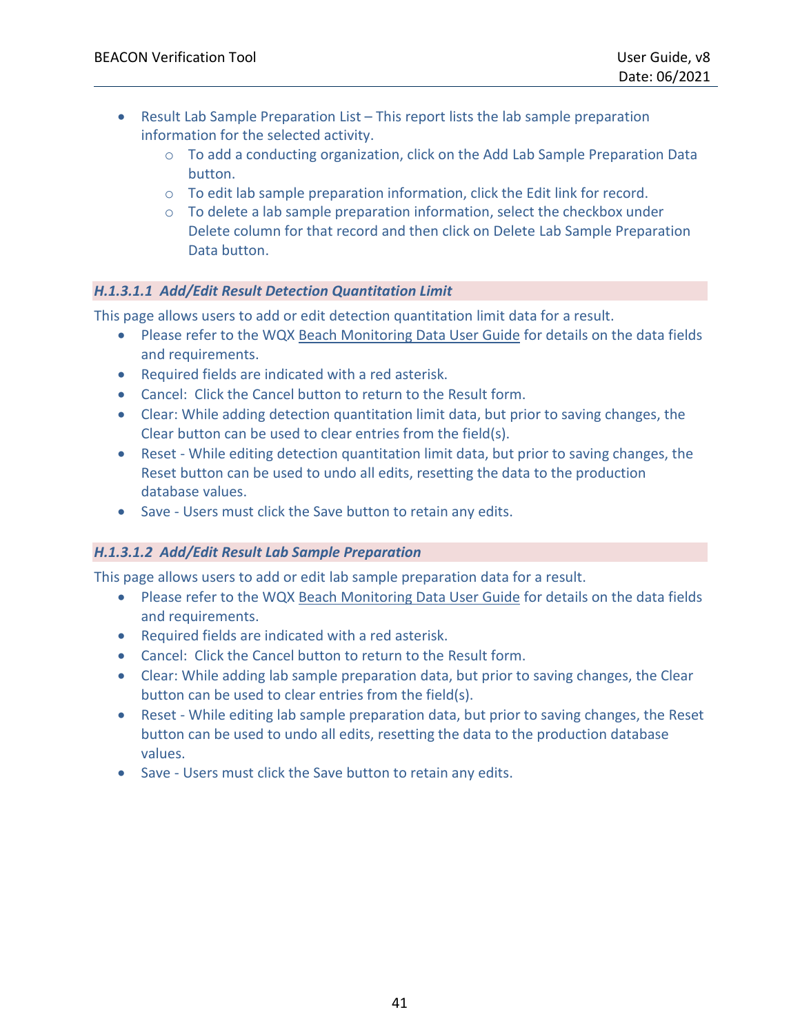- Result Lab Sample Preparation List – This report lists the lab sample preparation information for the selected activity.
    - To add a conducting organization, click on the Add Lab Sample Preparation Data button.
    - To edit lab sample preparation information, click the Edit link for record.
    - To delete a lab sample preparation information, select the checkbox under Delete column for that record and then click on Delete Lab Sample Preparation Data button.

#### *H.1.3.1.1 Add/Edit Result Detection Quantitation Limit*

This page allows users to add or edit detection quantitation limit data for a result.

- Please refer to the WQX Beach Monitoring Data User Guide for details on the data fields and requirements.
- Required fields are indicated with a red asterisk.
- Cancel: Click the Cancel button to return to the Result form.
- Clear: While adding detection quantitation limit data, but prior to saving changes, the Clear button can be used to clear entries from the field(s).
- Reset - While editing detection quantitation limit data, but prior to saving changes, the Reset button can be used to undo all edits, resetting the data to the production database values.
- Save - Users must click the Save button to retain any edits.

#### *H.1.3.1.2 Add/Edit Result Lab Sample Preparation*

This page allows users to add or edit lab sample preparation data for a result.

- Please refer to the WQX Beach Monitoring Data User Guide for details on the data fields and requirements.
- Required fields are indicated with a red asterisk.
- Cancel: Click the Cancel button to return to the Result form.
- Clear: While adding lab sample preparation data, but prior to saving changes, the Clear button can be used to clear entries from the field(s).
- Reset - While editing lab sample preparation data, but prior to saving changes, the Reset button can be used to undo all edits, resetting the data to the production database values.
- Save - Users must click the Save button to retain any edits.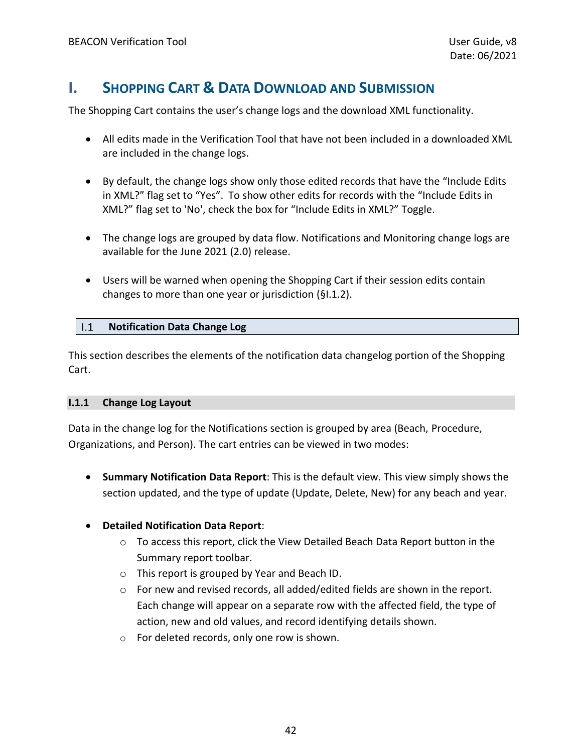# I. Shopping Cart & Data Download and Submission

The Shopping Cart contains the user's change logs and the download XML functionality.

- All edits made in the Verification Tool that have not been included in a downloaded XML are included in the change logs.
- By default, the change logs show only those edited records that have the "Include Edits in XML?" flag set to "Yes". To show other edits for records with the "Include Edits in XML?" flag set to 'No', check the box for "Include Edits in XML?" Toggle.
- The change logs are grouped by data flow. Notifications and Monitoring change logs are available for the June 2021 (2.0) release.
- Users will be warned when opening the Shopping Cart if their session edits contain changes to more than one year or jurisdiction (§I.1.2).

## I.1 Notification Data Change Log

This section describes the elements of the notification data changelog portion of the Shopping Cart.

### I.1.1 Change Log Layout

Data in the change log for the Notifications section is grouped by area (Beach, Procedure, Organizations, and Person). The cart entries can be viewed in two modes:

- **Summary Notification Data Report**: This is the default view. This view simply shows the section updated, and the type of update (Update, Delete, New) for any beach and year.
- **Detailed Notification Data Report**:
  - To access this report, click the View Detailed Beach Data Report button in the Summary report toolbar.
  - This report is grouped by Year and Beach ID.
  - For new and revised records, all added/edited fields are shown in the report. Each change will appear on a separate row with the affected field, the type of action, new and old values, and record identifying details shown.
  - For deleted records, only one row is shown.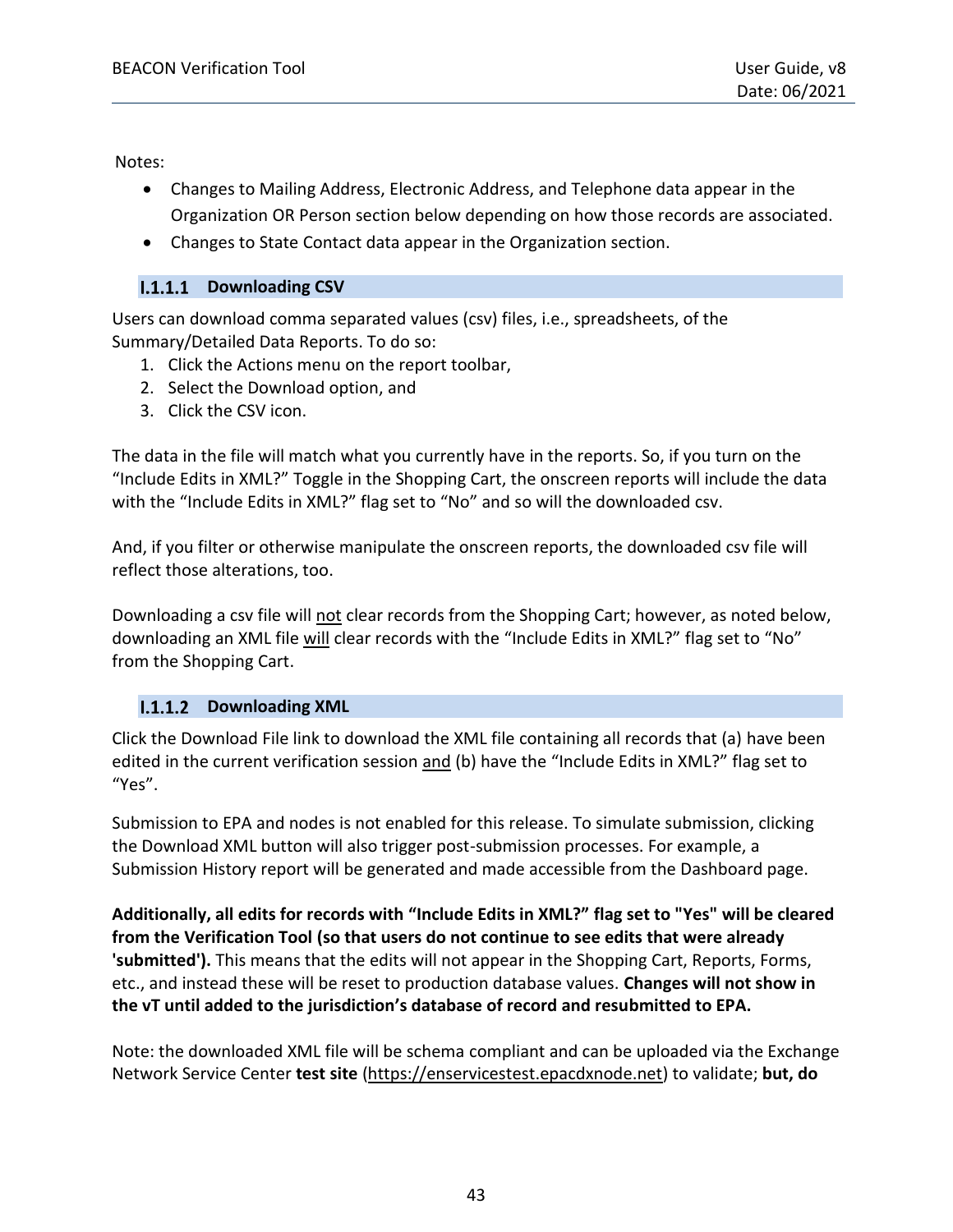Notes:

- Changes to Mailing Address, Electronic Address, and Telephone data appear in the Organization OR Person section below depending on how those records are associated.
- Changes to State Contact data appear in the Organization section.

#### I.1.1.1 Downloading CSV

Users can download comma separated values (csv) files, i.e., spreadsheets, of the Summary/Detailed Data Reports. To do so:

1. Click the Actions menu on the report toolbar,
2. Select the Download option, and
3. Click the CSV icon.

The data in the file will match what you currently have in the reports. So, if you turn on the "Include Edits in XML?" Toggle in the Shopping Cart, the onscreen reports will include the data with the "Include Edits in XML?" flag set to "No" and so will the downloaded csv.

And, if you filter or otherwise manipulate the onscreen reports, the downloaded csv file will reflect those alterations, too.

Downloading a csv file will <u>not</u> clear records from the Shopping Cart; however, as noted below, downloading an XML file <u>will</u> clear records with the "Include Edits in XML?" flag set to "No" from the Shopping Cart.

#### I.1.1.2 Downloading XML

Click the Download File link to download the XML file containing all records that (a) have been edited in the current verification session <u>and</u> (b) have the "Include Edits in XML?" flag set to "Yes".

Submission to EPA and nodes is not enabled for this release. To simulate submission, clicking the Download XML button will also trigger post-submission processes. For example, a Submission History report will be generated and made accessible from the Dashboard page.

**Additionally, all edits for records with "Include Edits in XML?" flag set to "Yes" will be cleared from the Verification Tool (so that users do not continue to see edits that were already 'submitted').** This means that the edits will not appear in the Shopping Cart, Reports, Forms, etc., and instead these will be reset to production database values. **Changes will not show in the vT until added to the jurisdiction's database of record and resubmitted to EPA.**

Note: the downloaded XML file will be schema compliant and can be uploaded via the Exchange Network Service Center **test site** (<u>https://enservicestest.epacdxnode.net</u>) to validate; **but, do**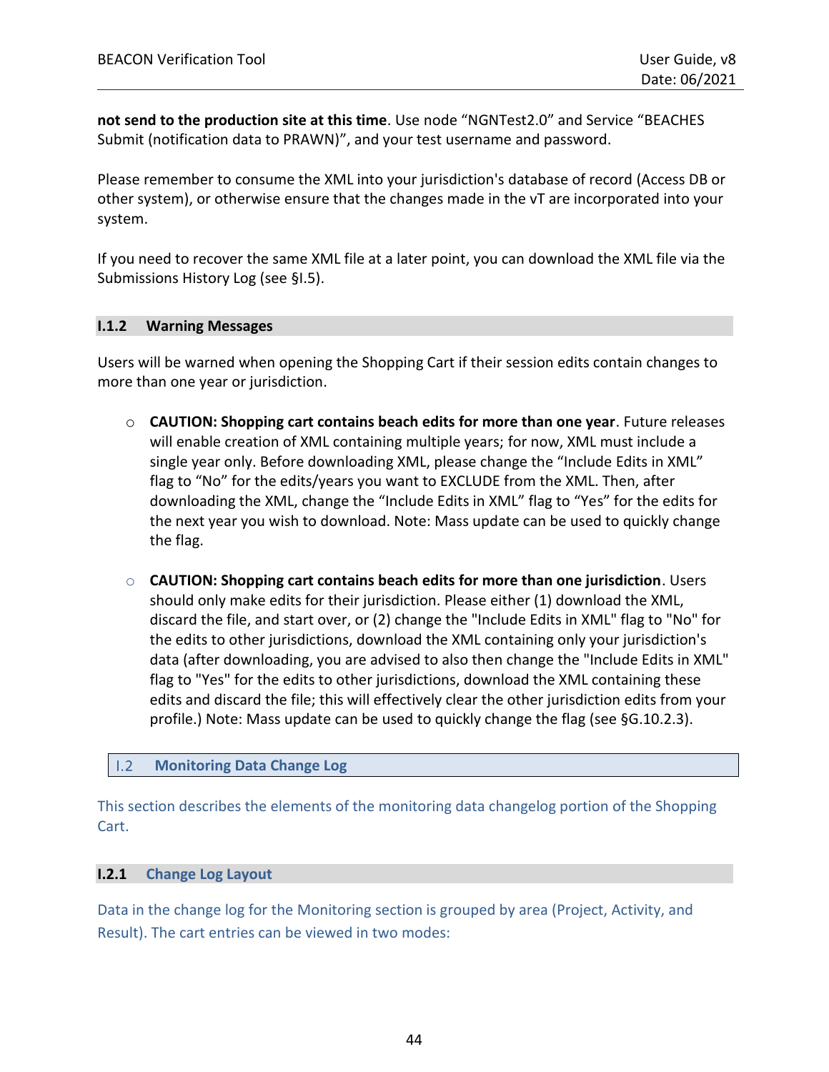**not send to the production site at this time**. Use node “NGNTest2.0” and Service “BEACHES Submit (notification data to PRAWN)”, and your test username and password.

Please remember to consume the XML into your jurisdiction's database of record (Access DB or other system), or otherwise ensure that the changes made in the vT are incorporated into your system.

If you need to recover the same XML file at a later point, you can download the XML file via the Submissions History Log (see §I.5).

### I.1.2 Warning Messages

Users will be warned when opening the Shopping Cart if their session edits contain changes to more than one year or jurisdiction.

- **CAUTION: Shopping cart contains beach edits for more than one year**. Future releases will enable creation of XML containing multiple years; for now, XML must include a single year only. Before downloading XML, please change the “Include Edits in XML” flag to “No” for the edits/years you want to EXCLUDE from the XML. Then, after downloading the XML, change the “Include Edits in XML” flag to “Yes” for the edits for the next year you wish to download. Note: Mass update can be used to quickly change the flag.

- **CAUTION: Shopping cart contains beach edits for more than one jurisdiction**. Users should only make edits for their jurisdiction. Please either (1) download the XML, discard the file, and start over, or (2) change the "Include Edits in XML" flag to "No" for the edits to other jurisdictions, download the XML containing only your jurisdiction's data (after downloading, you are advised to also then change the "Include Edits in XML" flag to "Yes" for the edits to other jurisdictions, download the XML containing these edits and discard the file; this will effectively clear the other jurisdiction edits from your profile.) Note: Mass update can be used to quickly change the flag (see §G.10.2.3).

## I.2 Monitoring Data Change Log

This section describes the elements of the monitoring data changelog portion of the Shopping Cart.

### I.2.1 Change Log Layout

Data in the change log for the Monitoring section is grouped by area (Project, Activity, and Result). The cart entries can be viewed in two modes: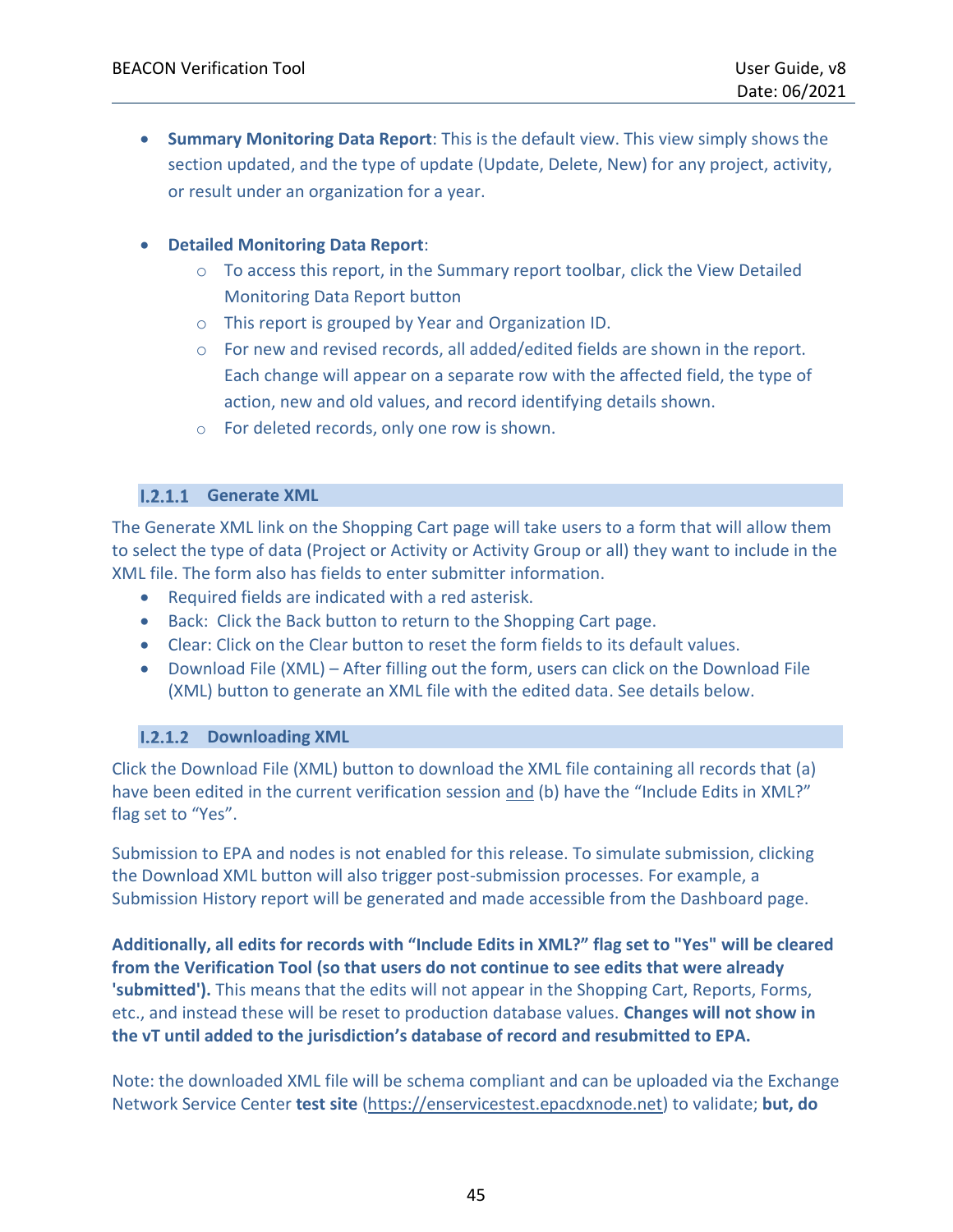- **Summary Monitoring Data Report**: This is the default view. This view simply shows the section updated, and the type of update (Update, Delete, New) for any project, activity, or result under an organization for a year.

- **Detailed Monitoring Data Report**:
  - To access this report, in the Summary report toolbar, click the View Detailed Monitoring Data Report button
  - This report is grouped by Year and Organization ID.
  - For new and revised records, all added/edited fields are shown in the report. Each change will appear on a separate row with the affected field, the type of action, new and old values, and record identifying details shown.
  - For deleted records, only one row is shown.

#### I.2.1.1 Generate XML

The Generate XML link on the Shopping Cart page will take users to a form that will allow them to select the type of data (Project or Activity or Activity Group or all) they want to include in the XML file. The form also has fields to enter submitter information.

- Required fields are indicated with a red asterisk.
- Back: Click the Back button to return to the Shopping Cart page.
- Clear: Click on the Clear button to reset the form fields to its default values.
- Download File (XML) – After filling out the form, users can click on the Download File (XML) button to generate an XML file with the edited data. See details below.

#### I.2.1.2 Downloading XML

Click the Download File (XML) button to download the XML file containing all records that (a) have been edited in the current verification session and (b) have the "Include Edits in XML?" flag set to "Yes".

Submission to EPA and nodes is not enabled for this release. To simulate submission, clicking the Download XML button will also trigger post-submission processes. For example, a Submission History report will be generated and made accessible from the Dashboard page.

**Additionally, all edits for records with "Include Edits in XML?" flag set to "Yes" will be cleared from the Verification Tool (so that users do not continue to see edits that were already 'submitted').** This means that the edits will not appear in the Shopping Cart, Reports, Forms, etc., and instead these will be reset to production database values. **Changes will not show in the vT until added to the jurisdiction's database of record and resubmitted to EPA.**

Note: the downloaded XML file will be schema compliant and can be uploaded via the Exchange Network Service Center **test site** (https://enservicestest.epacdxnode.net) to validate; **but, do**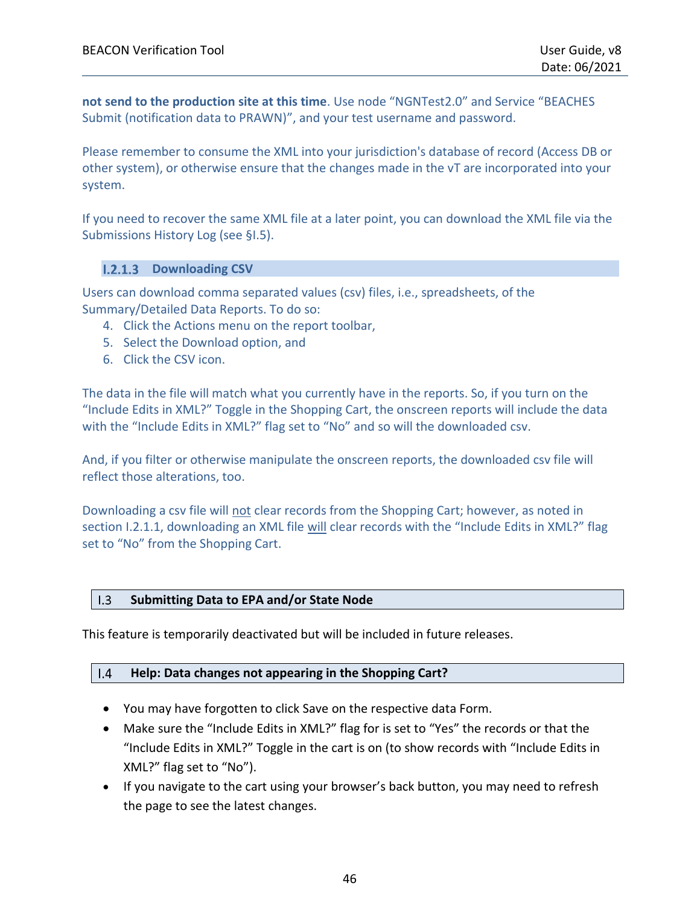**not send to the production site at this time**. Use node “NGNTest2.0” and Service “BEACHES Submit (notification data to PRAWN)”, and your test username and password.

Please remember to consume the XML into your jurisdiction's database of record (Access DB or other system), or otherwise ensure that the changes made in the vT are incorporated into your system.

If you need to recover the same XML file at a later point, you can download the XML file via the Submissions History Log (see §I.5).

#### I.2.1.3 Downloading CSV

Users can download comma separated values (csv) files, i.e., spreadsheets, of the Summary/Detailed Data Reports. To do so:

4. Click the Actions menu on the report toolbar,
5. Select the Download option, and
6. Click the CSV icon.

The data in the file will match what you currently have in the reports. So, if you turn on the “Include Edits in XML?” Toggle in the Shopping Cart, the onscreen reports will include the data with the “Include Edits in XML?” flag set to “No” and so will the downloaded csv.

And, if you filter or otherwise manipulate the onscreen reports, the downloaded csv file will reflect those alterations, too.

Downloading a csv file will not clear records from the Shopping Cart; however, as noted in section I.2.1.1, downloading an XML file will clear records with the “Include Edits in XML?” flag set to “No” from the Shopping Cart.

## I.3 Submitting Data to EPA and/or State Node

This feature is temporarily deactivated but will be included in future releases.

## I.4 Help: Data changes not appearing in the Shopping Cart?

- You may have forgotten to click Save on the respective data Form.
- Make sure the “Include Edits in XML?” flag for is set to “Yes” the records or that the “Include Edits in XML?” Toggle in the cart is on (to show records with “Include Edits in XML?” flag set to “No”).
- If you navigate to the cart using your browser’s back button, you may need to refresh the page to see the latest changes.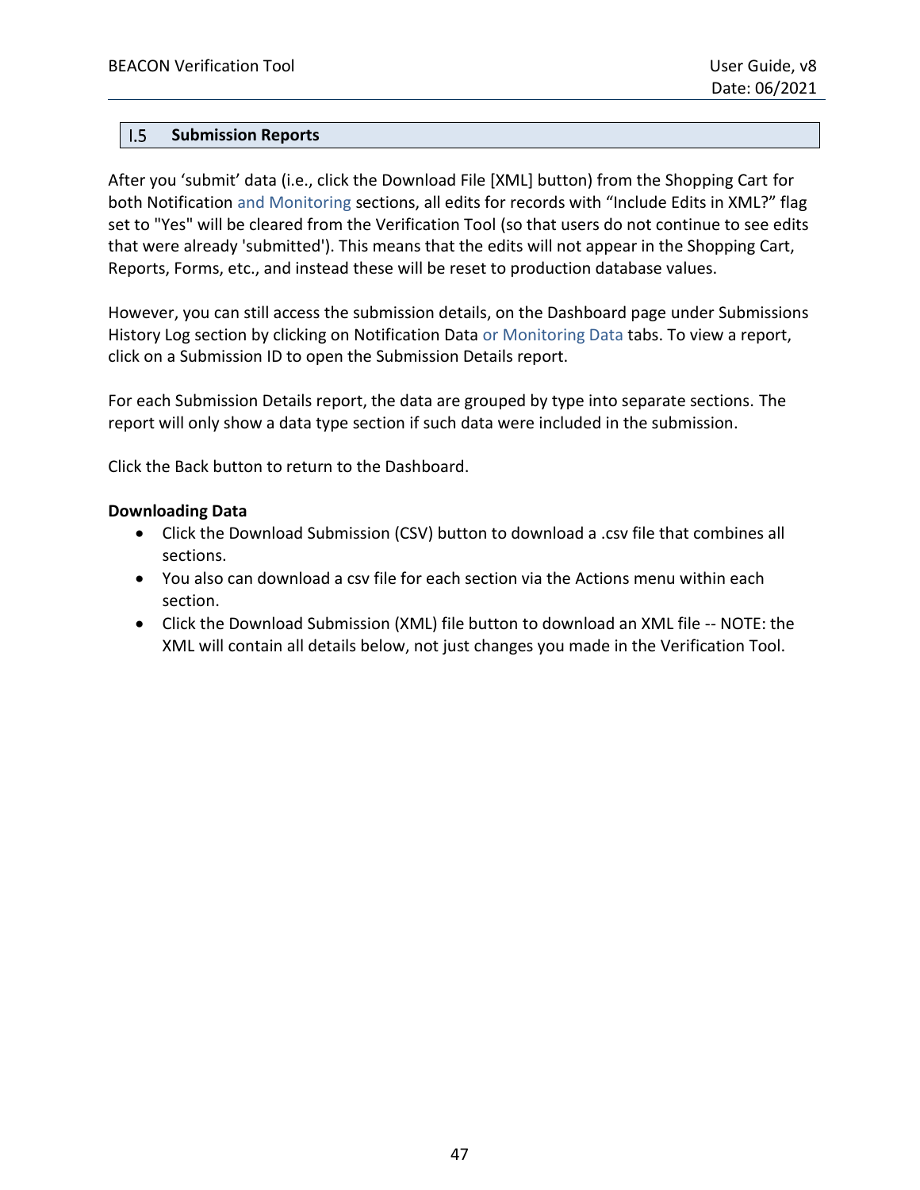## I.5 Submission Reports

After you 'submit' data (i.e., click the Download File [XML] button) from the Shopping Cart for both Notification and Monitoring sections, all edits for records with "Include Edits in XML?" flag set to "Yes" will be cleared from the Verification Tool (so that users do not continue to see edits that were already 'submitted'). This means that the edits will not appear in the Shopping Cart, Reports, Forms, etc., and instead these will be reset to production database values.

However, you can still access the submission details, on the Dashboard page under Submissions History Log section by clicking on Notification Data or Monitoring Data tabs. To view a report, click on a Submission ID to open the Submission Details report.

For each Submission Details report, the data are grouped by type into separate sections. The report will only show a data type section if such data were included in the submission.

Click the Back button to return to the Dashboard.

**Downloading Data**

- Click the Download Submission (CSV) button to download a .csv file that combines all sections.
- You also can download a csv file for each section via the Actions menu within each section.
- Click the Download Submission (XML) file button to download an XML file -- NOTE: the XML will contain all details below, not just changes you made in the Verification Tool.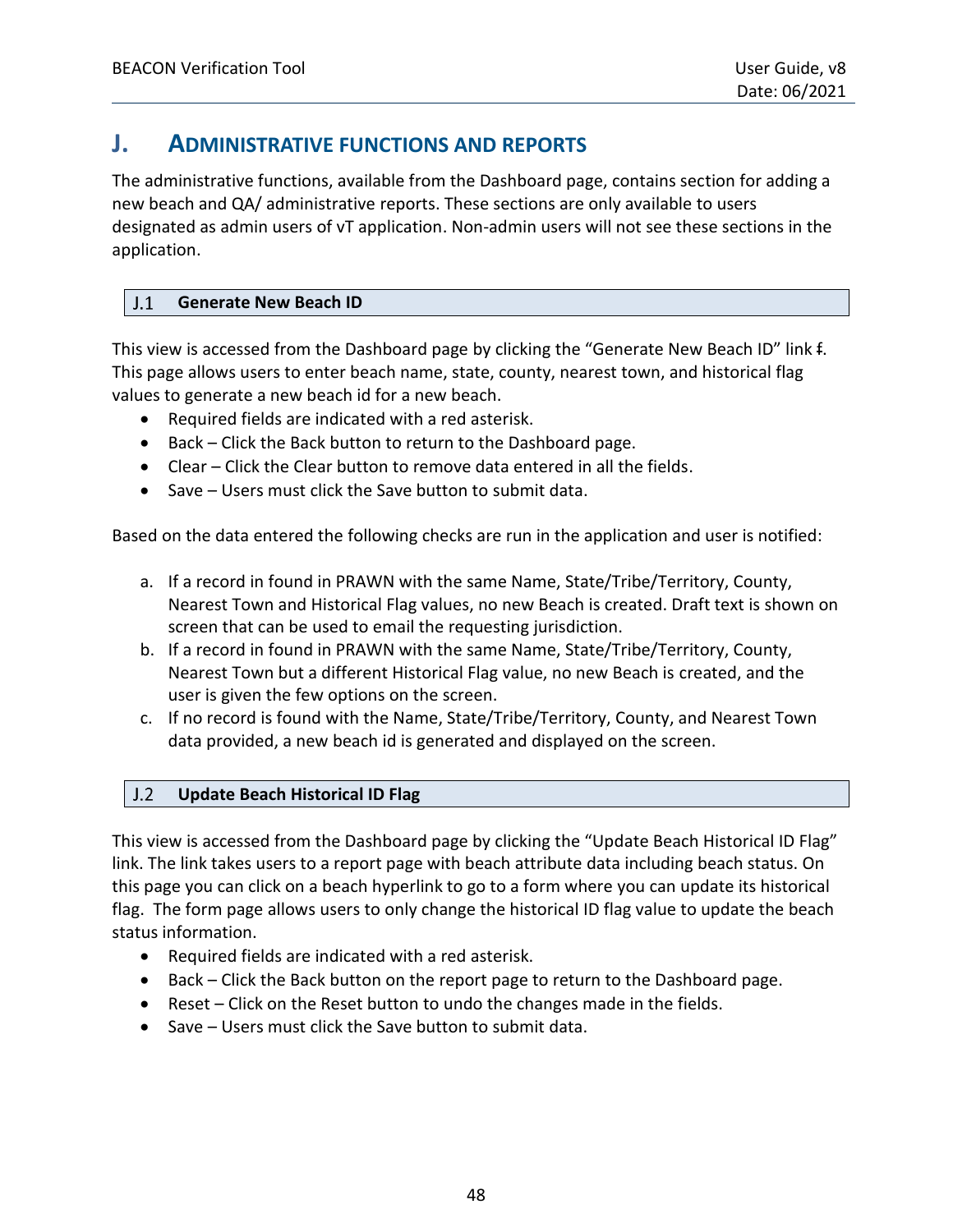## J. Administrative functions and reports

The administrative functions, available from the Dashboard page, contains section for adding a new beach and QA/ administrative reports. These sections are only available to users designated as admin users of vT application. Non-admin users will not see these sections in the application.

### J.1 Generate New Beach ID

This view is accessed from the Dashboard page by clicking the “Generate New Beach ID” link f. This page allows users to enter beach name, state, county, nearest town, and historical flag values to generate a new beach id for a new beach.

- Required fields are indicated with a red asterisk.
- Back – Click the Back button to return to the Dashboard page.
- Clear – Click the Clear button to remove data entered in all the fields.
- Save – Users must click the Save button to submit data.

Based on the data entered the following checks are run in the application and user is notified:

a. If a record in found in PRAWN with the same Name, State/Tribe/Territory, County, Nearest Town and Historical Flag values, no new Beach is created. Draft text is shown on screen that can be used to email the requesting jurisdiction.
b. If a record in found in PRAWN with the same Name, State/Tribe/Territory, County, Nearest Town but a different Historical Flag value, no new Beach is created, and the user is given the few options on the screen.
c. If no record is found with the Name, State/Tribe/Territory, County, and Nearest Town data provided, a new beach id is generated and displayed on the screen.

### J.2 Update Beach Historical ID Flag

This view is accessed from the Dashboard page by clicking the “Update Beach Historical ID Flag” link. The link takes users to a report page with beach attribute data including beach status. On this page you can click on a beach hyperlink to go to a form where you can update its historical flag. The form page allows users to only change the historical ID flag value to update the beach status information.

- Required fields are indicated with a red asterisk.
- Back – Click the Back button on the report page to return to the Dashboard page.
- Reset – Click on the Reset button to undo the changes made in the fields.
- Save – Users must click the Save button to submit data.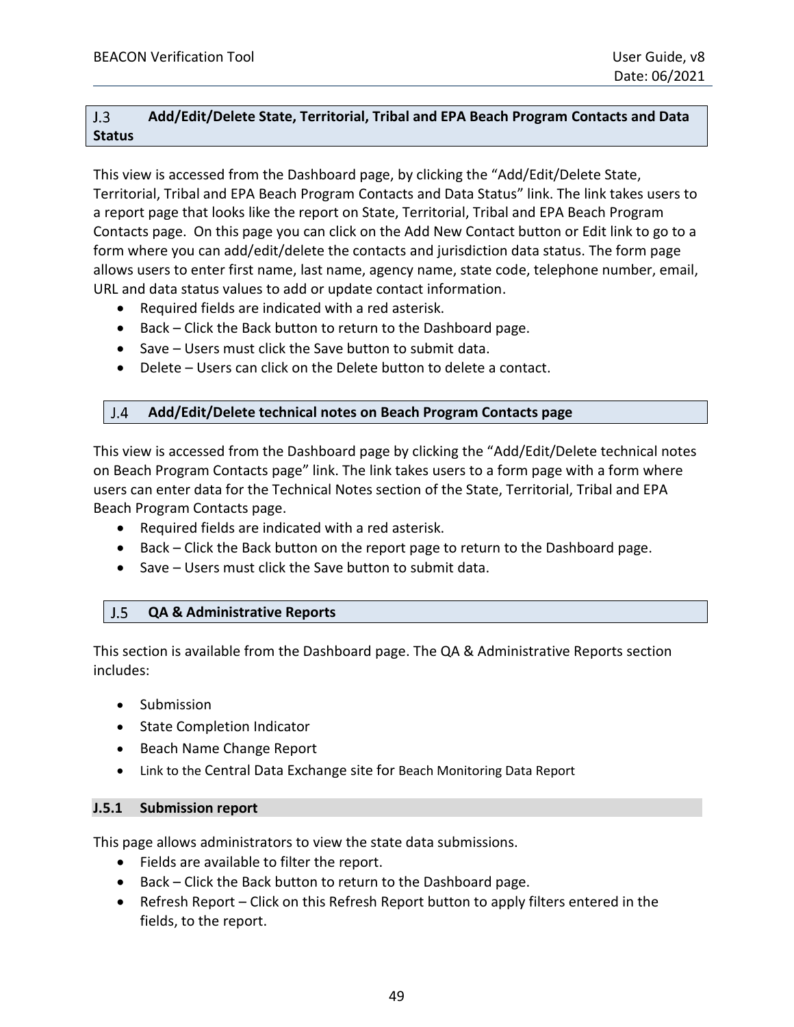## J.3 Add/Edit/Delete State, Territorial, Tribal and EPA Beach Program Contacts and Data Status

This view is accessed from the Dashboard page, by clicking the "Add/Edit/Delete State, Territorial, Tribal and EPA Beach Program Contacts and Data Status" link. The link takes users to a report page that looks like the report on State, Territorial, Tribal and EPA Beach Program Contacts page. On this page you can click on the Add New Contact button or Edit link to go to a form where you can add/edit/delete the contacts and jurisdiction data status. The form page allows users to enter first name, last name, agency name, state code, telephone number, email, URL and data status values to add or update contact information.

- Required fields are indicated with a red asterisk.
- Back – Click the Back button to return to the Dashboard page.
- Save – Users must click the Save button to submit data.
- Delete – Users can click on the Delete button to delete a contact.

## J.4 Add/Edit/Delete technical notes on Beach Program Contacts page

This view is accessed from the Dashboard page by clicking the "Add/Edit/Delete technical notes on Beach Program Contacts page" link. The link takes users to a form page with a form where users can enter data for the Technical Notes section of the State, Territorial, Tribal and EPA Beach Program Contacts page.

- Required fields are indicated with a red asterisk.
- Back – Click the Back button on the report page to return to the Dashboard page.
- Save – Users must click the Save button to submit data.

## J.5 QA & Administrative Reports

This section is available from the Dashboard page. The QA & Administrative Reports section includes:

- Submission
- State Completion Indicator
- Beach Name Change Report
- Link to the Central Data Exchange site for Beach Monitoring Data Report

### J.5.1 Submission report

This page allows administrators to view the state data submissions.

- Fields are available to filter the report.
- Back – Click the Back button to return to the Dashboard page.
- Refresh Report – Click on this Refresh Report button to apply filters entered in the fields, to the report.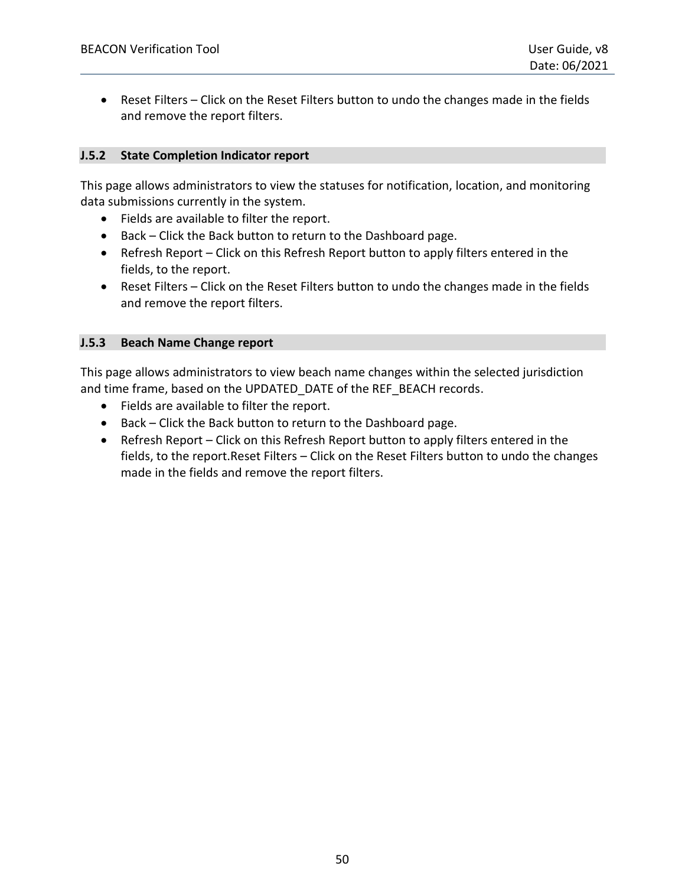- Reset Filters – Click on the Reset Filters button to undo the changes made in the fields and remove the report filters.

### J.5.2 State Completion Indicator report

This page allows administrators to view the statuses for notification, location, and monitoring data submissions currently in the system.

- Fields are available to filter the report.
- Back – Click the Back button to return to the Dashboard page.
- Refresh Report – Click on this Refresh Report button to apply filters entered in the fields, to the report.
- Reset Filters – Click on the Reset Filters button to undo the changes made in the fields and remove the report filters.

### J.5.3 Beach Name Change report

This page allows administrators to view beach name changes within the selected jurisdiction and time frame, based on the UPDATED_DATE of the REF_BEACH records.

- Fields are available to filter the report.
- Back – Click the Back button to return to the Dashboard page.
- Refresh Report – Click on this Refresh Report button to apply filters entered in the fields, to the report.Reset Filters – Click on the Reset Filters button to undo the changes made in the fields and remove the report filters.